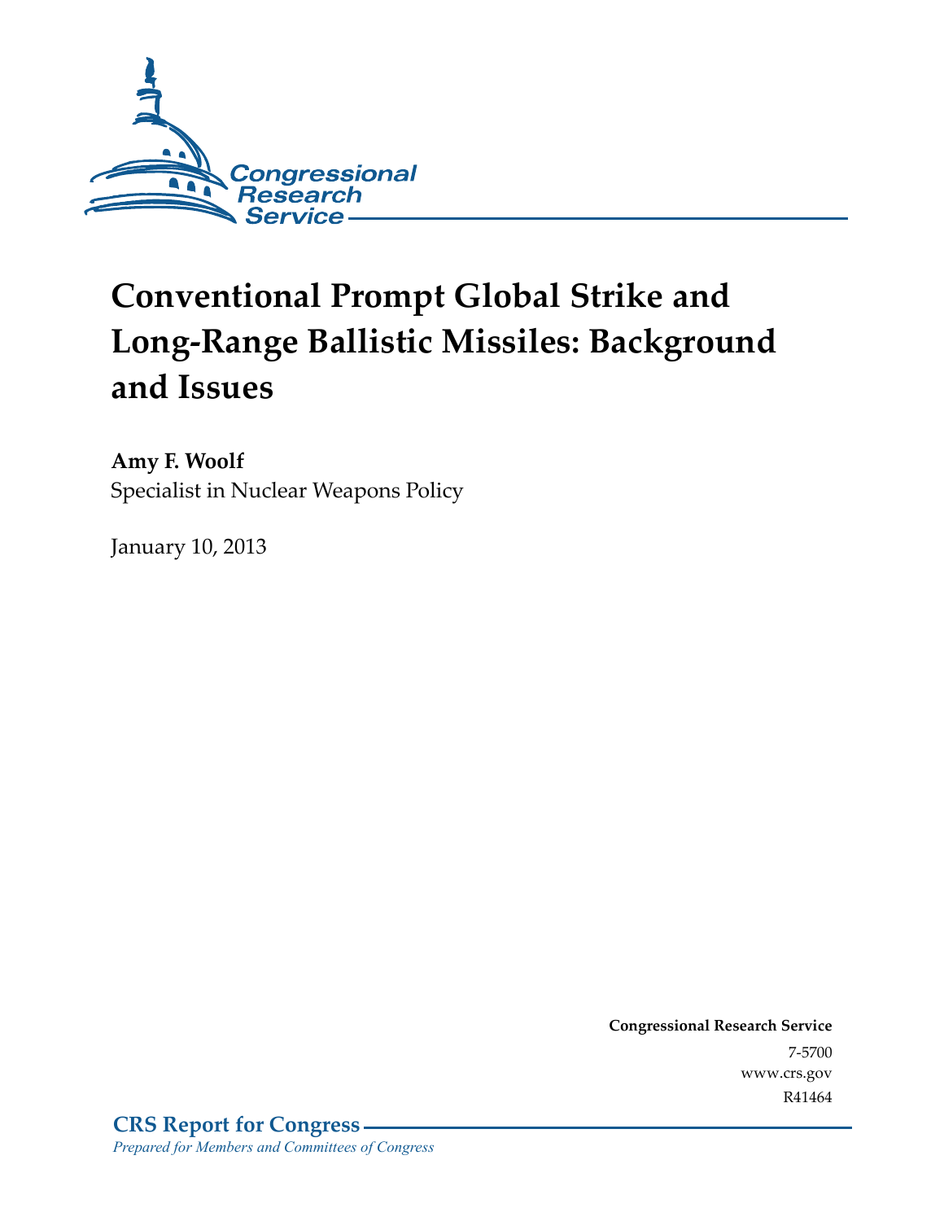Congressional Research Service

# Conventional Prompt Global Strike and Long-Range Ballistic Missiles: Background and Issues

**Amy F. Woolf**
Specialist in Nuclear Weapons Policy

January 10, 2013

**Congressional Research Service**
7-5700
www.crs.gov
R41464

**CRS Report for Congress**
*Prepared for Members and Committees of Congress*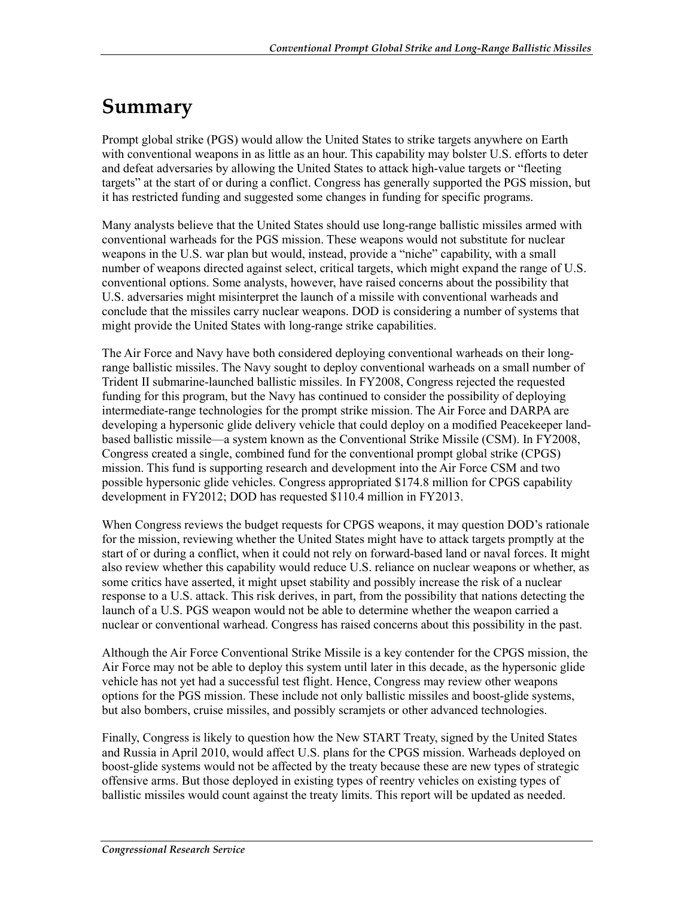# Summary

Prompt global strike (PGS) would allow the United States to strike targets anywhere on Earth with conventional weapons in as little as an hour. This capability may bolster U.S. efforts to deter and defeat adversaries by allowing the United States to attack high-value targets or "fleeting targets" at the start of or during a conflict. Congress has generally supported the PGS mission, but it has restricted funding and suggested some changes in funding for specific programs.

Many analysts believe that the United States should use long-range ballistic missiles armed with conventional warheads for the PGS mission. These weapons would not substitute for nuclear weapons in the U.S. war plan but would, instead, provide a "niche" capability, with a small number of weapons directed against select, critical targets, which might expand the range of U.S. conventional options. Some analysts, however, have raised concerns about the possibility that U.S. adversaries might misinterpret the launch of a missile with conventional warheads and conclude that the missiles carry nuclear weapons. DOD is considering a number of systems that might provide the United States with long-range strike capabilities.

The Air Force and Navy have both considered deploying conventional warheads on their long-range ballistic missiles. The Navy sought to deploy conventional warheads on a small number of Trident II submarine-launched ballistic missiles. In FY2008, Congress rejected the requested funding for this program, but the Navy has continued to consider the possibility of deploying intermediate-range technologies for the prompt strike mission. The Air Force and DARPA are developing a hypersonic glide delivery vehicle that could deploy on a modified Peacekeeper land-based ballistic missile—a system known as the Conventional Strike Missile (CSM). In FY2008, Congress created a single, combined fund for the conventional prompt global strike (CPGS) mission. This fund is supporting research and development into the Air Force CSM and two possible hypersonic glide vehicles. Congress appropriated $174.8 million for CPGS capability development in FY2012; DOD has requested $110.4 million in FY2013.

When Congress reviews the budget requests for CPGS weapons, it may question DOD's rationale for the mission, reviewing whether the United States might have to attack targets promptly at the start of or during a conflict, when it could not rely on forward-based land or naval forces. It might also review whether this capability would reduce U.S. reliance on nuclear weapons or whether, as some critics have asserted, it might upset stability and possibly increase the risk of a nuclear response to a U.S. attack. This risk derives, in part, from the possibility that nations detecting the launch of a U.S. PGS weapon would not be able to determine whether the weapon carried a nuclear or conventional warhead. Congress has raised concerns about this possibility in the past.

Although the Air Force Conventional Strike Missile is a key contender for the CPGS mission, the Air Force may not be able to deploy this system until later in this decade, as the hypersonic glide vehicle has not yet had a successful test flight. Hence, Congress may review other weapons options for the PGS mission. These include not only ballistic missiles and boost-glide systems, but also bombers, cruise missiles, and possibly scramjets or other advanced technologies.

Finally, Congress is likely to question how the New START Treaty, signed by the United States and Russia in April 2010, would affect U.S. plans for the CPGS mission. Warheads deployed on boost-glide systems would not be affected by the treaty because these are new types of strategic offensive arms. But those deployed in existing types of reentry vehicles on existing types of ballistic missiles would count against the treaty limits. This report will be updated as needed.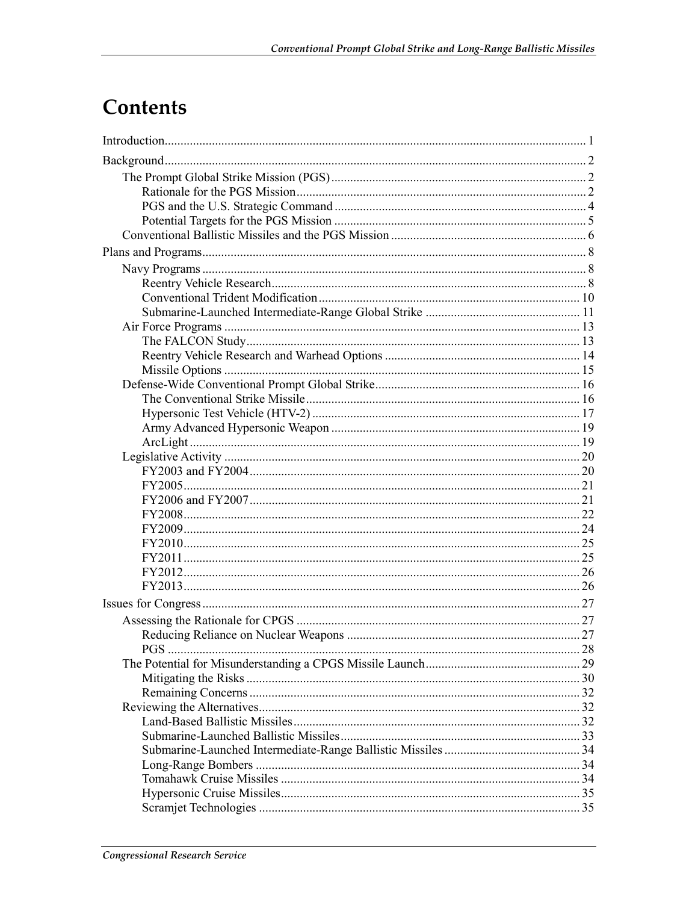# Contents

Introduction ..... 1

Background ..... 2

- The Prompt Global Strike Mission (PGS) ..... 2
  - Rationale for the PGS Mission ..... 2
  - PGS and the U.S. Strategic Command ..... 4
  - Potential Targets for the PGS Mission ..... 5
- Conventional Ballistic Missiles and the PGS Mission ..... 6

Plans and Programs ..... 8

- Navy Programs ..... 8
  - Reentry Vehicle Research ..... 8
  - Conventional Trident Modification ..... 10
  - Submarine-Launched Intermediate-Range Global Strike ..... 11
- Air Force Programs ..... 13
  - The FALCON Study ..... 13
  - Reentry Vehicle Research and Warhead Options ..... 14
  - Missile Options ..... 15
- Defense-Wide Conventional Prompt Global Strike ..... 16
  - The Conventional Strike Missile ..... 16
  - Hypersonic Test Vehicle (HTV-2) ..... 17
  - Army Advanced Hypersonic Weapon ..... 19
  - ArcLight ..... 19
- Legislative Activity ..... 20
  - FY2003 and FY2004 ..... 20
  - FY2005 ..... 21
  - FY2006 and FY2007 ..... 21
  - FY2008 ..... 22
  - FY2009 ..... 24
  - FY2010 ..... 25
  - FY2011 ..... 25
  - FY2012 ..... 26
  - FY2013 ..... 26

Issues for Congress ..... 27

- Assessing the Rationale for CPGS ..... 27
  - Reducing Reliance on Nuclear Weapons ..... 27
  - PGS ..... 28
- The Potential for Misunderstanding a CPGS Missile Launch ..... 29
  - Mitigating the Risks ..... 30
  - Remaining Concerns ..... 32
- Reviewing the Alternatives ..... 32
  - Land-Based Ballistic Missiles ..... 32
  - Submarine-Launched Ballistic Missiles ..... 33
  - Submarine-Launched Intermediate-Range Ballistic Missiles ..... 34
  - Long-Range Bombers ..... 34
  - Tomahawk Cruise Missiles ..... 34
  - Hypersonic Cruise Missiles ..... 35
  - Scramjet Technologies ..... 35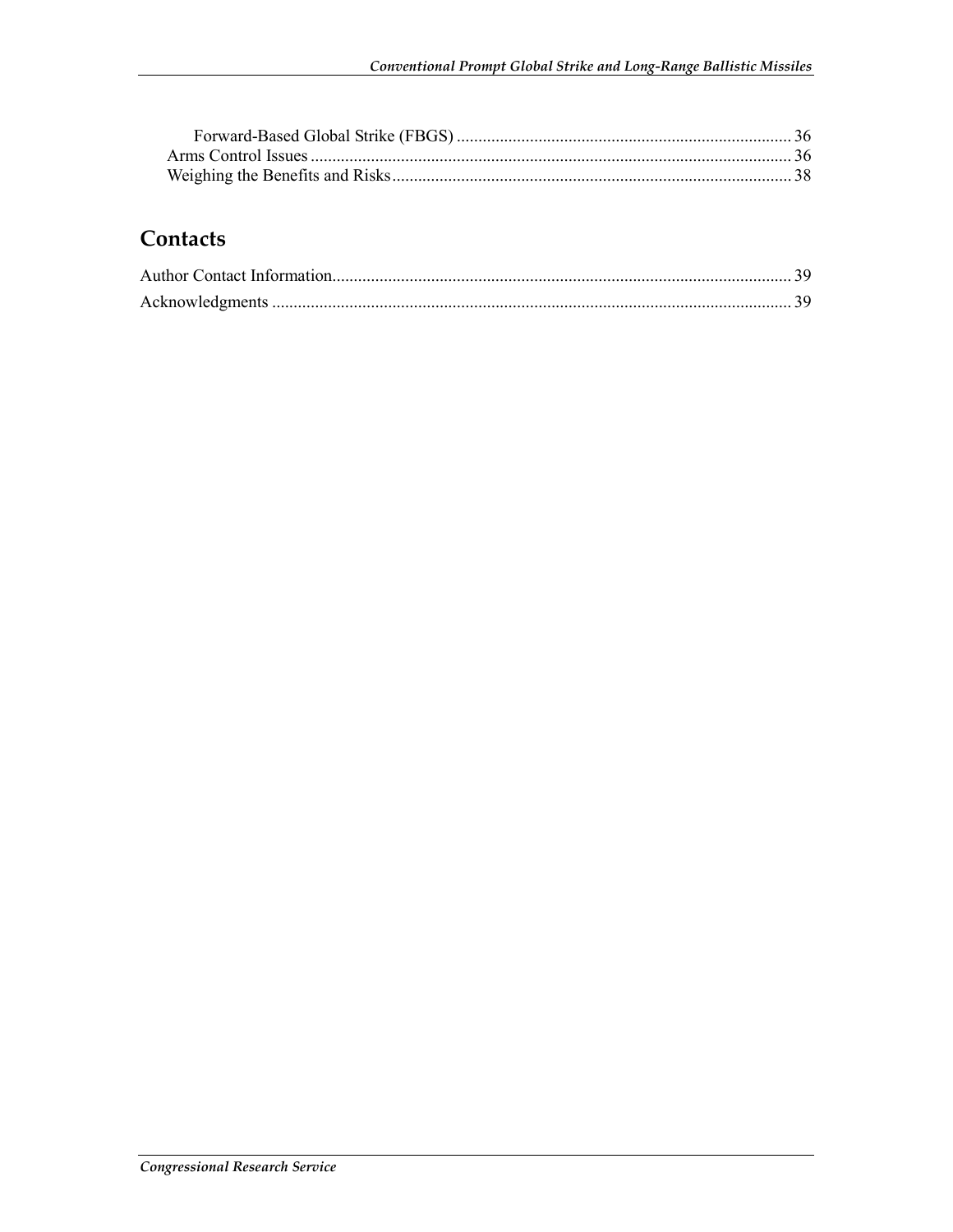Forward-Based Global Strike (FBGS) ............................................................................ 36
Arms Control Issues ............................................................................................................... 36
Weighing the Benefits and Risks ............................................................................................ 38

## Contacts

Author Contact Information ......................................................................................................... 39
Acknowledgments ........................................................................................................................ 39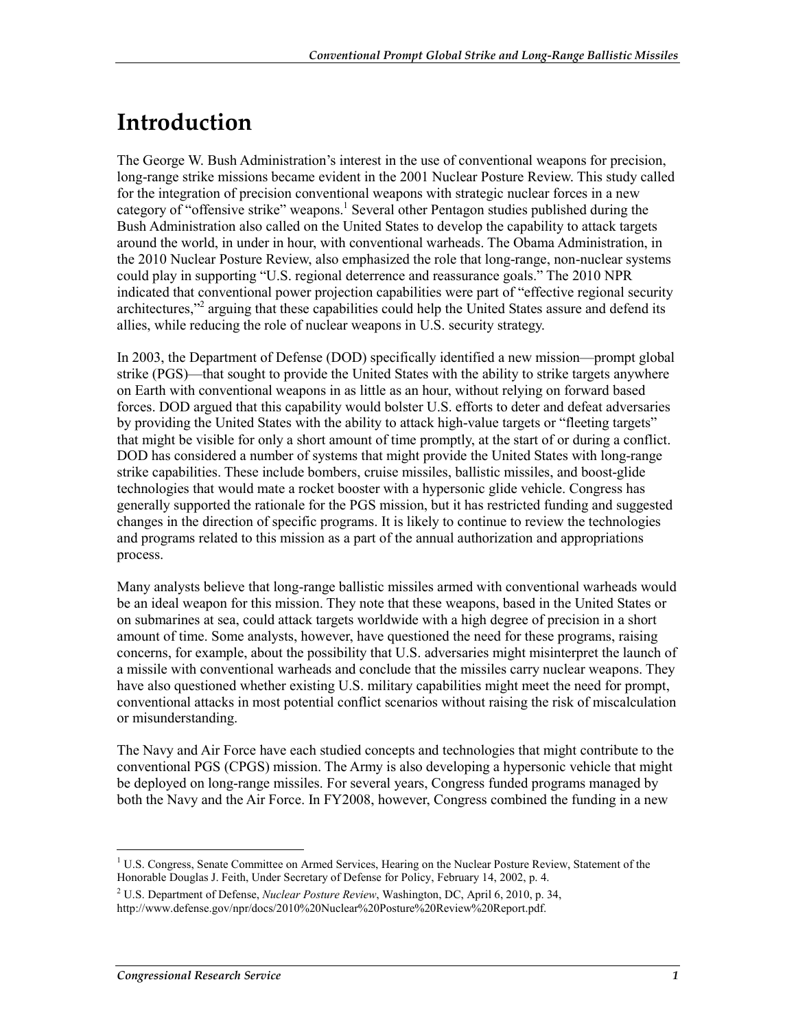# Introduction

The George W. Bush Administration's interest in the use of conventional weapons for precision, long-range strike missions became evident in the 2001 Nuclear Posture Review. This study called for the integration of precision conventional weapons with strategic nuclear forces in a new category of "offensive strike" weapons.[1] Several other Pentagon studies published during the Bush Administration also called on the United States to develop the capability to attack targets around the world, in under in hour, with conventional warheads. The Obama Administration, in the 2010 Nuclear Posture Review, also emphasized the role that long-range, non-nuclear systems could play in supporting "U.S. regional deterrence and reassurance goals." The 2010 NPR indicated that conventional power projection capabilities were part of "effective regional security architectures,"[2] arguing that these capabilities could help the United States assure and defend its allies, while reducing the role of nuclear weapons in U.S. security strategy.

In 2003, the Department of Defense (DOD) specifically identified a new mission—prompt global strike (PGS)—that sought to provide the United States with the ability to strike targets anywhere on Earth with conventional weapons in as little as an hour, without relying on forward based forces. DOD argued that this capability would bolster U.S. efforts to deter and defeat adversaries by providing the United States with the ability to attack high-value targets or "fleeting targets" that might be visible for only a short amount of time promptly, at the start of or during a conflict. DOD has considered a number of systems that might provide the United States with long-range strike capabilities. These include bombers, cruise missiles, ballistic missiles, and boost-glide technologies that would mate a rocket booster with a hypersonic glide vehicle. Congress has generally supported the rationale for the PGS mission, but it has restricted funding and suggested changes in the direction of specific programs. It is likely to continue to review the technologies and programs related to this mission as a part of the annual authorization and appropriations process.

Many analysts believe that long-range ballistic missiles armed with conventional warheads would be an ideal weapon for this mission. They note that these weapons, based in the United States or on submarines at sea, could attack targets worldwide with a high degree of precision in a short amount of time. Some analysts, however, have questioned the need for these programs, raising concerns, for example, about the possibility that U.S. adversaries might misinterpret the launch of a missile with conventional warheads and conclude that the missiles carry nuclear weapons. They have also questioned whether existing U.S. military capabilities might meet the need for prompt, conventional attacks in most potential conflict scenarios without raising the risk of miscalculation or misunderstanding.

The Navy and Air Force have each studied concepts and technologies that might contribute to the conventional PGS (CPGS) mission. The Army is also developing a hypersonic vehicle that might be deployed on long-range missiles. For several years, Congress funded programs managed by both the Navy and the Air Force. In FY2008, however, Congress combined the funding in a new

[1] U.S. Congress, Senate Committee on Armed Services, Hearing on the Nuclear Posture Review, Statement of the Honorable Douglas J. Feith, Under Secretary of Defense for Policy, February 14, 2002, p. 4.

[2] U.S. Department of Defense, *Nuclear Posture Review*, Washington, DC, April 6, 2010, p. 34, http://www.defense.gov/npr/docs/2010%20Nuclear%20Posture%20Review%20Report.pdf.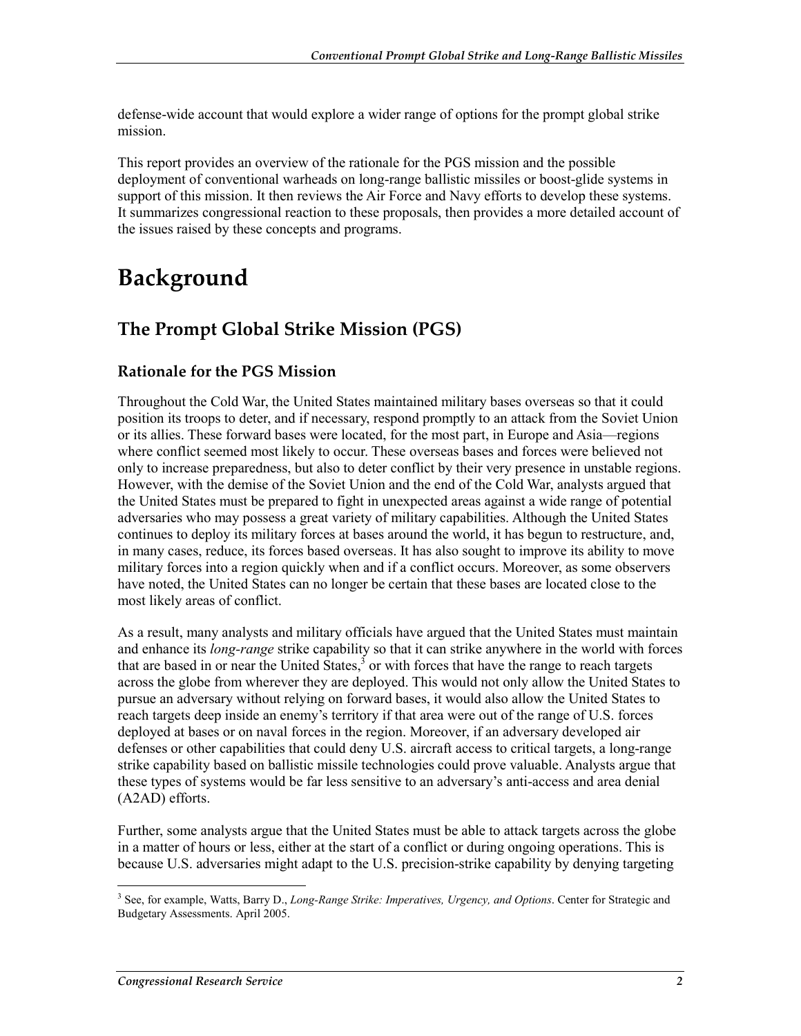defense-wide account that would explore a wider range of options for the prompt global strike mission.

This report provides an overview of the rationale for the PGS mission and the possible deployment of conventional warheads on long-range ballistic missiles or boost-glide systems in support of this mission. It then reviews the Air Force and Navy efforts to develop these systems. It summarizes congressional reaction to these proposals, then provides a more detailed account of the issues raised by these concepts and programs.

# Background

## The Prompt Global Strike Mission (PGS)

### Rationale for the PGS Mission

Throughout the Cold War, the United States maintained military bases overseas so that it could position its troops to deter, and if necessary, respond promptly to an attack from the Soviet Union or its allies. These forward bases were located, for the most part, in Europe and Asia—regions where conflict seemed most likely to occur. These overseas bases and forces were believed not only to increase preparedness, but also to deter conflict by their very presence in unstable regions. However, with the demise of the Soviet Union and the end of the Cold War, analysts argued that the United States must be prepared to fight in unexpected areas against a wide range of potential adversaries who may possess a great variety of military capabilities. Although the United States continues to deploy its military forces at bases around the world, it has begun to restructure, and, in many cases, reduce, its forces based overseas. It has also sought to improve its ability to move military forces into a region quickly when and if a conflict occurs. Moreover, as some observers have noted, the United States can no longer be certain that these bases are located close to the most likely areas of conflict.

As a result, many analysts and military officials have argued that the United States must maintain and enhance its *long-range* strike capability so that it can strike anywhere in the world with forces that are based in or near the United States,[3] or with forces that have the range to reach targets across the globe from wherever they are deployed. This would not only allow the United States to pursue an adversary without relying on forward bases, it would also allow the United States to reach targets deep inside an enemy's territory if that area were out of the range of U.S. forces deployed at bases or on naval forces in the region. Moreover, if an adversary developed air defenses or other capabilities that could deny U.S. aircraft access to critical targets, a long-range strike capability based on ballistic missile technologies could prove valuable. Analysts argue that these types of systems would be far less sensitive to an adversary's anti-access and area denial (A2AD) efforts.

Further, some analysts argue that the United States must be able to attack targets across the globe in a matter of hours or less, either at the start of a conflict or during ongoing operations. This is because U.S. adversaries might adapt to the U.S. precision-strike capability by denying targeting

[3] See, for example, Watts, Barry D., *Long-Range Strike: Imperatives, Urgency, and Options*. Center for Strategic and Budgetary Assessments. April 2005.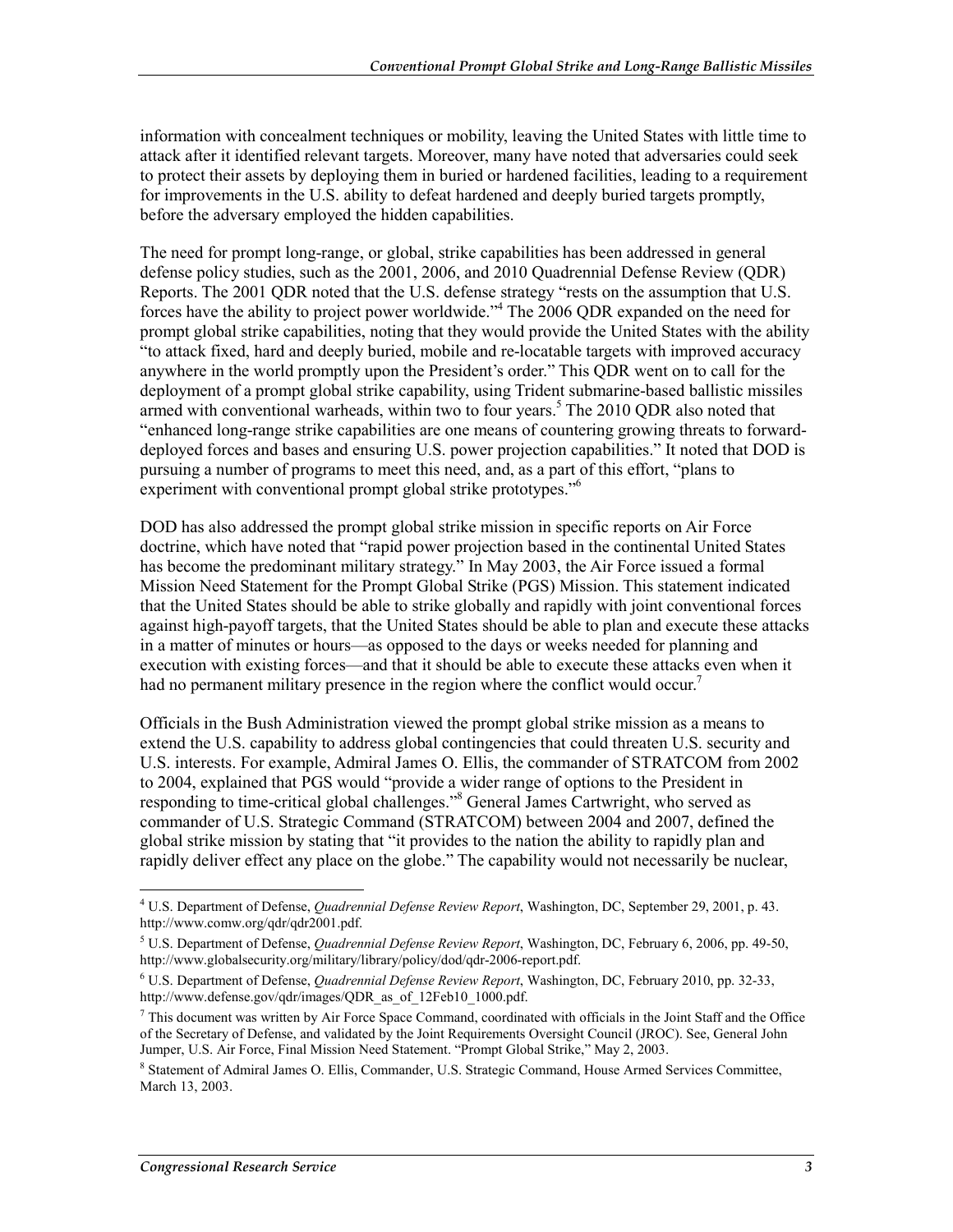information with concealment techniques or mobility, leaving the United States with little time to attack after it identified relevant targets. Moreover, many have noted that adversaries could seek to protect their assets by deploying them in buried or hardened facilities, leading to a requirement for improvements in the U.S. ability to defeat hardened and deeply buried targets promptly, before the adversary employed the hidden capabilities.

The need for prompt long-range, or global, strike capabilities has been addressed in general defense policy studies, such as the 2001, 2006, and 2010 Quadrennial Defense Review (QDR) Reports. The 2001 QDR noted that the U.S. defense strategy "rests on the assumption that U.S. forces have the ability to project power worldwide."[4] The 2006 QDR expanded on the need for prompt global strike capabilities, noting that they would provide the United States with the ability "to attack fixed, hard and deeply buried, mobile and re-locatable targets with improved accuracy anywhere in the world promptly upon the President's order." This QDR went on to call for the deployment of a prompt global strike capability, using Trident submarine-based ballistic missiles armed with conventional warheads, within two to four years.[5] The 2010 QDR also noted that "enhanced long-range strike capabilities are one means of countering growing threats to forward-deployed forces and bases and ensuring U.S. power projection capabilities." It noted that DOD is pursuing a number of programs to meet this need, and, as a part of this effort, "plans to experiment with conventional prompt global strike prototypes."[6]

DOD has also addressed the prompt global strike mission in specific reports on Air Force doctrine, which have noted that "rapid power projection based in the continental United States has become the predominant military strategy." In May 2003, the Air Force issued a formal Mission Need Statement for the Prompt Global Strike (PGS) Mission. This statement indicated that the United States should be able to strike globally and rapidly with joint conventional forces against high-payoff targets, that the United States should be able to plan and execute these attacks in a matter of minutes or hours—as opposed to the days or weeks needed for planning and execution with existing forces—and that it should be able to execute these attacks even when it had no permanent military presence in the region where the conflict would occur.[7]

Officials in the Bush Administration viewed the prompt global strike mission as a means to extend the U.S. capability to address global contingencies that could threaten U.S. security and U.S. interests. For example, Admiral James O. Ellis, the commander of STRATCOM from 2002 to 2004, explained that PGS would "provide a wider range of options to the President in responding to time-critical global challenges."[8] General James Cartwright, who served as commander of U.S. Strategic Command (STRATCOM) between 2004 and 2007, defined the global strike mission by stating that "it provides to the nation the ability to rapidly plan and rapidly deliver effect any place on the globe." The capability would not necessarily be nuclear,

---

[4] U.S. Department of Defense, *Quadrennial Defense Review Report*, Washington, DC, September 29, 2001, p. 43. http://www.comw.org/qdr/qdr2001.pdf.

[5] U.S. Department of Defense, *Quadrennial Defense Review Report*, Washington, DC, February 6, 2006, pp. 49-50, http://www.globalsecurity.org/military/library/policy/dod/qdr-2006-report.pdf.

[6] U.S. Department of Defense, *Quadrennial Defense Review Report*, Washington, DC, February 2010, pp. 32-33, http://www.defense.gov/qdr/images/QDR_as_of_12Feb10_1000.pdf.

[7] This document was written by Air Force Space Command, coordinated with officials in the Joint Staff and the Office of the Secretary of Defense, and validated by the Joint Requirements Oversight Council (JROC). See, General John Jumper, U.S. Air Force, Final Mission Need Statement. "Prompt Global Strike," May 2, 2003.

[8] Statement of Admiral James O. Ellis, Commander, U.S. Strategic Command, House Armed Services Committee, March 13, 2003.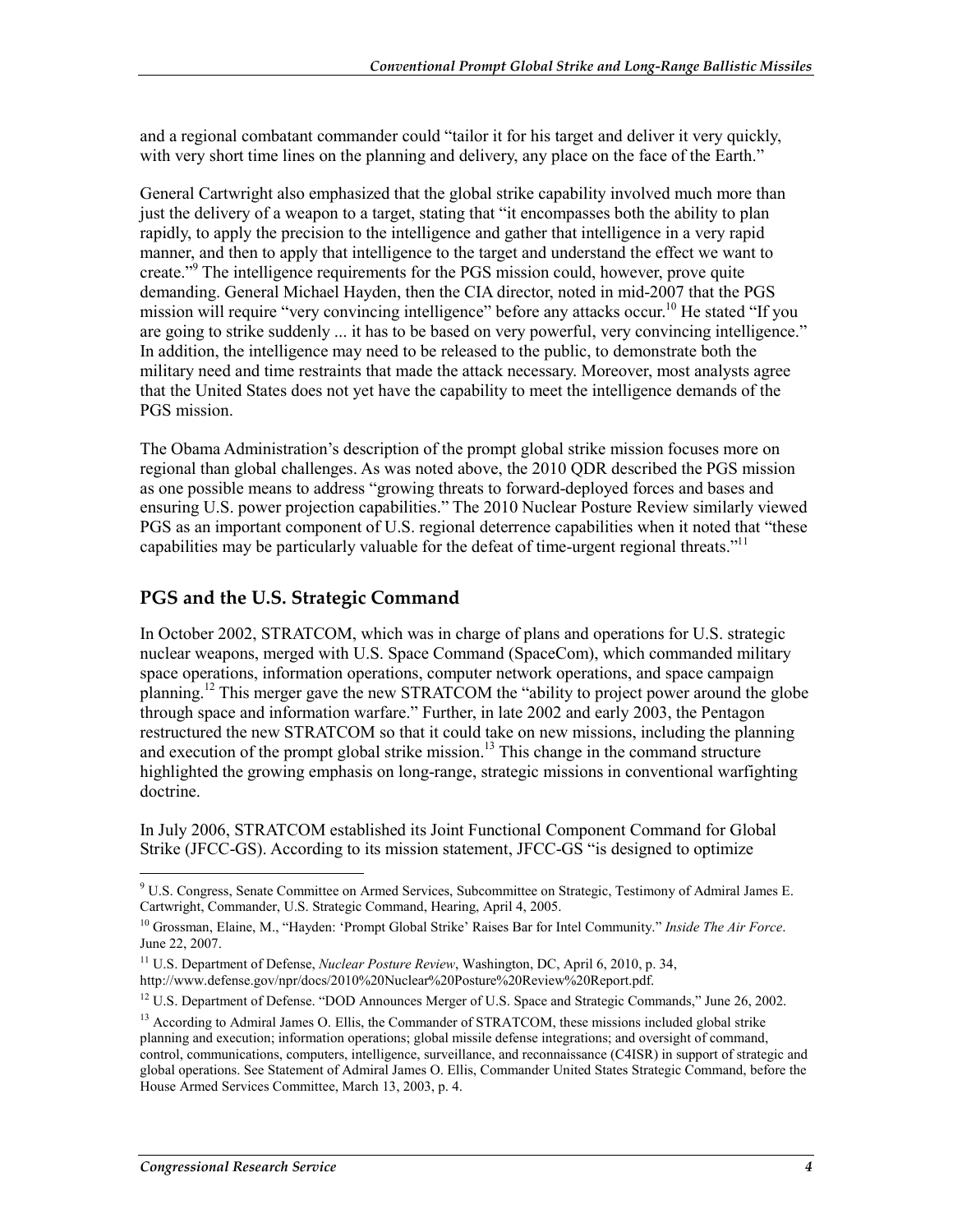and a regional combatant commander could "tailor it for his target and deliver it very quickly, with very short time lines on the planning and delivery, any place on the face of the Earth."

General Cartwright also emphasized that the global strike capability involved much more than just the delivery of a weapon to a target, stating that "it encompasses both the ability to plan rapidly, to apply the precision to the intelligence and gather that intelligence in a very rapid manner, and then to apply that intelligence to the target and understand the effect we want to create."[9] The intelligence requirements for the PGS mission could, however, prove quite demanding. General Michael Hayden, then the CIA director, noted in mid-2007 that the PGS mission will require "very convincing intelligence" before any attacks occur.[10] He stated "If you are going to strike suddenly ... it has to be based on very powerful, very convincing intelligence." In addition, the intelligence may need to be released to the public, to demonstrate both the military need and time restraints that made the attack necessary. Moreover, most analysts agree that the United States does not yet have the capability to meet the intelligence demands of the PGS mission.

The Obama Administration's description of the prompt global strike mission focuses more on regional than global challenges. As was noted above, the 2010 QDR described the PGS mission as one possible means to address "growing threats to forward-deployed forces and bases and ensuring U.S. power projection capabilities." The 2010 Nuclear Posture Review similarly viewed PGS as an important component of U.S. regional deterrence capabilities when it noted that "these capabilities may be particularly valuable for the defeat of time-urgent regional threats."[11]

## PGS and the U.S. Strategic Command

In October 2002, STRATCOM, which was in charge of plans and operations for U.S. strategic nuclear weapons, merged with U.S. Space Command (SpaceCom), which commanded military space operations, information operations, computer network operations, and space campaign planning.[12] This merger gave the new STRATCOM the "ability to project power around the globe through space and information warfare." Further, in late 2002 and early 2003, the Pentagon restructured the new STRATCOM so that it could take on new missions, including the planning and execution of the prompt global strike mission.[13] This change in the command structure highlighted the growing emphasis on long-range, strategic missions in conventional warfighting doctrine.

In July 2006, STRATCOM established its Joint Functional Component Command for Global Strike (JFCC-GS). According to its mission statement, JFCC-GS "is designed to optimize

---

[9] U.S. Congress, Senate Committee on Armed Services, Subcommittee on Strategic, Testimony of Admiral James E. Cartwright, Commander, U.S. Strategic Command, Hearing, April 4, 2005.

[10] Grossman, Elaine, M., "Hayden: 'Prompt Global Strike' Raises Bar for Intel Community." *Inside The Air Force*. June 22, 2007.

[11] U.S. Department of Defense, *Nuclear Posture Review*, Washington, DC, April 6, 2010, p. 34, http://www.defense.gov/npr/docs/2010%20Nuclear%20Posture%20Review%20Report.pdf.

[12] U.S. Department of Defense. "DOD Announces Merger of U.S. Space and Strategic Commands," June 26, 2002.

[13] According to Admiral James O. Ellis, the Commander of STRATCOM, these missions included global strike planning and execution; information operations; global missile defense integrations; and oversight of command, control, communications, computers, intelligence, surveillance, and reconnaissance (C4ISR) in support of strategic and global operations. See Statement of Admiral James O. Ellis, Commander United States Strategic Command, before the House Armed Services Committee, March 13, 2003, p. 4.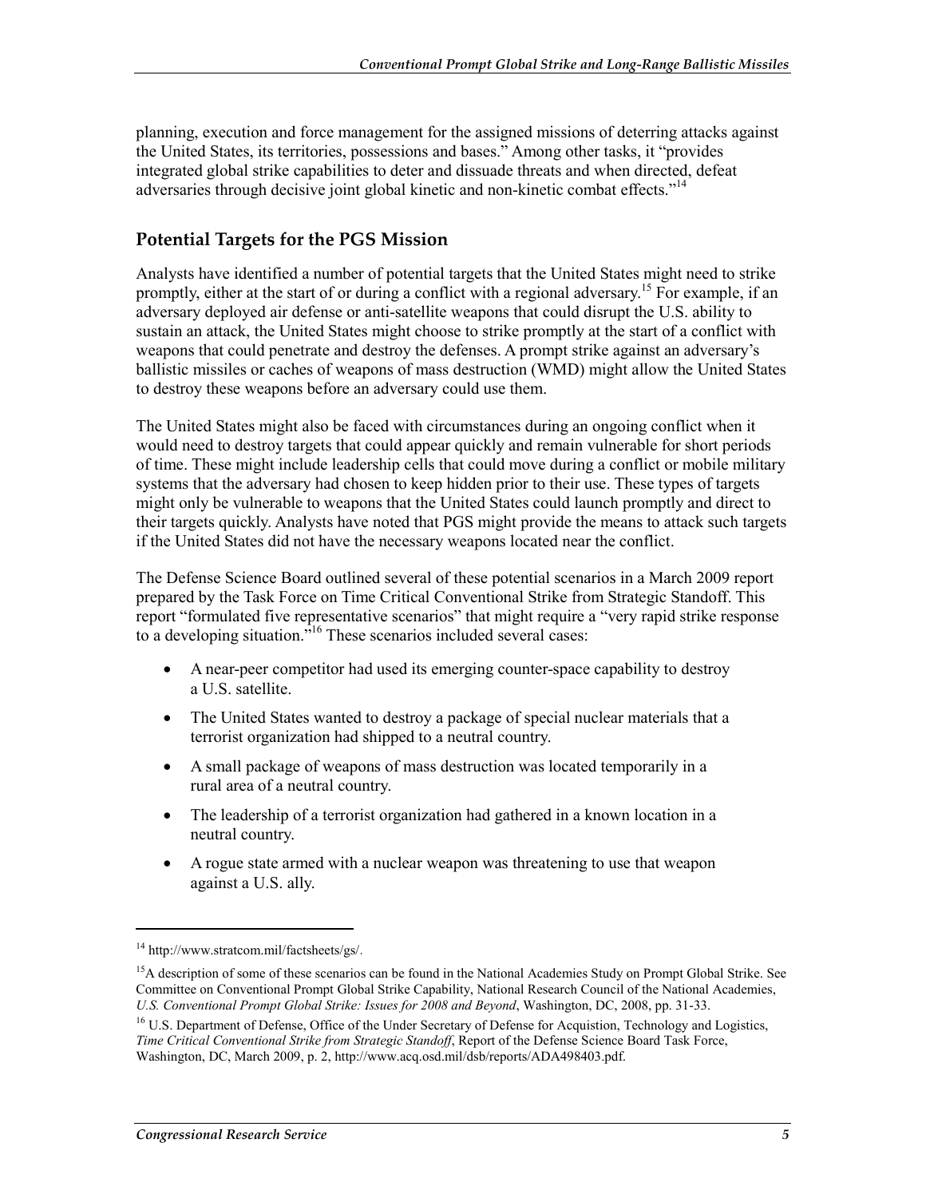planning, execution and force management for the assigned missions of deterring attacks against the United States, its territories, possessions and bases." Among other tasks, it "provides integrated global strike capabilities to deter and dissuade threats and when directed, defeat adversaries through decisive joint global kinetic and non-kinetic combat effects."[14]

## Potential Targets for the PGS Mission

Analysts have identified a number of potential targets that the United States might need to strike promptly, either at the start of or during a conflict with a regional adversary.[15] For example, if an adversary deployed air defense or anti-satellite weapons that could disrupt the U.S. ability to sustain an attack, the United States might choose to strike promptly at the start of a conflict with weapons that could penetrate and destroy the defenses. A prompt strike against an adversary's ballistic missiles or caches of weapons of mass destruction (WMD) might allow the United States to destroy these weapons before an adversary could use them.

The United States might also be faced with circumstances during an ongoing conflict when it would need to destroy targets that could appear quickly and remain vulnerable for short periods of time. These might include leadership cells that could move during a conflict or mobile military systems that the adversary had chosen to keep hidden prior to their use. These types of targets might only be vulnerable to weapons that the United States could launch promptly and direct to their targets quickly. Analysts have noted that PGS might provide the means to attack such targets if the United States did not have the necessary weapons located near the conflict.

The Defense Science Board outlined several of these potential scenarios in a March 2009 report prepared by the Task Force on Time Critical Conventional Strike from Strategic Standoff. This report "formulated five representative scenarios" that might require a "very rapid strike response to a developing situation."[16] These scenarios included several cases:

- A near-peer competitor had used its emerging counter-space capability to destroy a U.S. satellite.
- The United States wanted to destroy a package of special nuclear materials that a terrorist organization had shipped to a neutral country.
- A small package of weapons of mass destruction was located temporarily in a rural area of a neutral country.
- The leadership of a terrorist organization had gathered in a known location in a neutral country.
- A rogue state armed with a nuclear weapon was threatening to use that weapon against a U.S. ally.

---

[14] http://www.stratcom.mil/factsheets/gs/.

[15] A description of some of these scenarios can be found in the National Academies Study on Prompt Global Strike. See Committee on Conventional Prompt Global Strike Capability, National Research Council of the National Academies, *U.S. Conventional Prompt Global Strike: Issues for 2008 and Beyond*, Washington, DC, 2008, pp. 31-33.

[16] U.S. Department of Defense, Office of the Under Secretary of Defense for Acquistion, Technology and Logistics, *Time Critical Conventional Strike from Strategic Standoff*, Report of the Defense Science Board Task Force, Washington, DC, March 2009, p. 2, http://www.acq.osd.mil/dsb/reports/ADA498403.pdf.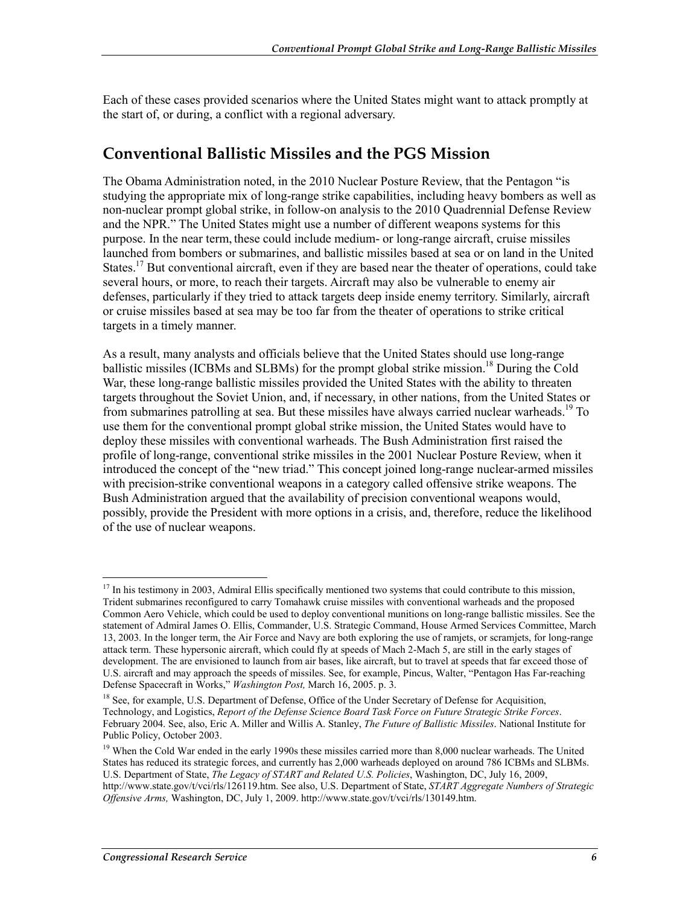Each of these cases provided scenarios where the United States might want to attack promptly at the start of, or during, a conflict with a regional adversary.

## Conventional Ballistic Missiles and the PGS Mission

The Obama Administration noted, in the 2010 Nuclear Posture Review, that the Pentagon "is studying the appropriate mix of long-range strike capabilities, including heavy bombers as well as non-nuclear prompt global strike, in follow-on analysis to the 2010 Quadrennial Defense Review and the NPR." The United States might use a number of different weapons systems for this purpose. In the near term, these could include medium- or long-range aircraft, cruise missiles launched from bombers or submarines, and ballistic missiles based at sea or on land in the United States.[17] But conventional aircraft, even if they are based near the theater of operations, could take several hours, or more, to reach their targets. Aircraft may also be vulnerable to enemy air defenses, particularly if they tried to attack targets deep inside enemy territory. Similarly, aircraft or cruise missiles based at sea may be too far from the theater of operations to strike critical targets in a timely manner.

As a result, many analysts and officials believe that the United States should use long-range ballistic missiles (ICBMs and SLBMs) for the prompt global strike mission.[18] During the Cold War, these long-range ballistic missiles provided the United States with the ability to threaten targets throughout the Soviet Union, and, if necessary, in other nations, from the United States or from submarines patrolling at sea. But these missiles have always carried nuclear warheads.[19] To use them for the conventional prompt global strike mission, the United States would have to deploy these missiles with conventional warheads. The Bush Administration first raised the profile of long-range, conventional strike missiles in the 2001 Nuclear Posture Review, when it introduced the concept of the "new triad." This concept joined long-range nuclear-armed missiles with precision-strike conventional weapons in a category called offensive strike weapons. The Bush Administration argued that the availability of precision conventional weapons would, possibly, provide the President with more options in a crisis, and, therefore, reduce the likelihood of the use of nuclear weapons.

---

[17] In his testimony in 2003, Admiral Ellis specifically mentioned two systems that could contribute to this mission, Trident submarines reconfigured to carry Tomahawk cruise missiles with conventional warheads and the proposed Common Aero Vehicle, which could be used to deploy conventional munitions on long-range ballistic missiles. See the statement of Admiral James O. Ellis, Commander, U.S. Strategic Command, House Armed Services Committee, March 13, 2003. In the longer term, the Air Force and Navy are both exploring the use of ramjets, or scramjets, for long-range attack term. These hypersonic aircraft, which could fly at speeds of Mach 2-Mach 5, are still in the early stages of development. The are envisioned to launch from air bases, like aircraft, but to travel at speeds that far exceed those of U.S. aircraft and may approach the speeds of missiles. See, for example, Pincus, Walter, "Pentagon Has Far-reaching Defense Spacecraft in Works," *Washington Post,* March 16, 2005. p. 3.

[18] See, for example, U.S. Department of Defense, Office of the Under Secretary of Defense for Acquisition, Technology, and Logistics, *Report of the Defense Science Board Task Force on Future Strategic Strike Forces*. February 2004. See, also, Eric A. Miller and Willis A. Stanley, *The Future of Ballistic Missiles*. National Institute for Public Policy, October 2003.

[19] When the Cold War ended in the early 1990s these missiles carried more than 8,000 nuclear warheads. The United States has reduced its strategic forces, and currently has 2,000 warheads deployed on around 786 ICBMs and SLBMs. U.S. Department of State, *The Legacy of START and Related U.S. Policies*, Washington, DC, July 16, 2009, http://www.state.gov/t/vci/rls/126119.htm. See also, U.S. Department of State, *START Aggregate Numbers of Strategic Offensive Arms,* Washington, DC, July 1, 2009. http://www.state.gov/t/vci/rls/130149.htm.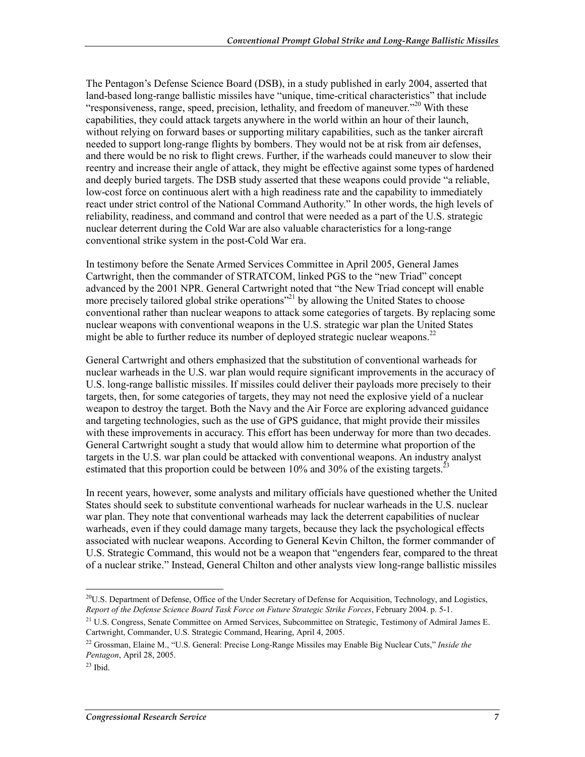The Pentagon's Defense Science Board (DSB), in a study published in early 2004, asserted that land-based long-range ballistic missiles have "unique, time-critical characteristics" that include "responsiveness, range, speed, precision, lethality, and freedom of maneuver."[20] With these capabilities, they could attack targets anywhere in the world within an hour of their launch, without relying on forward bases or supporting military capabilities, such as the tanker aircraft needed to support long-range flights by bombers. They would not be at risk from air defenses, and there would be no risk to flight crews. Further, if the warheads could maneuver to slow their reentry and increase their angle of attack, they might be effective against some types of hardened and deeply buried targets. The DSB study asserted that these weapons could provide "a reliable, low-cost force on continuous alert with a high readiness rate and the capability to immediately react under strict control of the National Command Authority." In other words, the high levels of reliability, readiness, and command and control that were needed as a part of the U.S. strategic nuclear deterrent during the Cold War are also valuable characteristics for a long-range conventional strike system in the post-Cold War era.

In testimony before the Senate Armed Services Committee in April 2005, General James Cartwright, then the commander of STRATCOM, linked PGS to the "new Triad" concept advanced by the 2001 NPR. General Cartwright noted that "the New Triad concept will enable more precisely tailored global strike operations"[21] by allowing the United States to choose conventional rather than nuclear weapons to attack some categories of targets. By replacing some nuclear weapons with conventional weapons in the U.S. strategic war plan the United States might be able to further reduce its number of deployed strategic nuclear weapons.[22]

General Cartwright and others emphasized that the substitution of conventional warheads for nuclear warheads in the U.S. war plan would require significant improvements in the accuracy of U.S. long-range ballistic missiles. If missiles could deliver their payloads more precisely to their targets, then, for some categories of targets, they may not need the explosive yield of a nuclear weapon to destroy the target. Both the Navy and the Air Force are exploring advanced guidance and targeting technologies, such as the use of GPS guidance, that might provide their missiles with these improvements in accuracy. This effort has been underway for more than two decades. General Cartwright sought a study that would allow him to determine what proportion of the targets in the U.S. war plan could be attacked with conventional weapons. An industry analyst estimated that this proportion could be between 10% and 30% of the existing targets.[23]

In recent years, however, some analysts and military officials have questioned whether the United States should seek to substitute conventional warheads for nuclear warheads in the U.S. nuclear war plan. They note that conventional warheads may lack the deterrent capabilities of nuclear warheads, even if they could damage many targets, because they lack the psychological effects associated with nuclear weapons. According to General Kevin Chilton, the former commander of U.S. Strategic Command, this would not be a weapon that "engenders fear, compared to the threat of a nuclear strike." Instead, General Chilton and other analysts view long-range ballistic missiles

---

[20] U.S. Department of Defense, Office of the Under Secretary of Defense for Acquisition, Technology, and Logistics, *Report of the Defense Science Board Task Force on Future Strategic Strike Forces*, February 2004. p. 5-1.

[21] U.S. Congress, Senate Committee on Armed Services, Subcommittee on Strategic, Testimony of Admiral James E. Cartwright, Commander, U.S. Strategic Command, Hearing, April 4, 2005.

[22] Grossman, Elaine M., "U.S. General: Precise Long-Range Missiles may Enable Big Nuclear Cuts," *Inside the Pentagon*, April 28, 2005.

[23] Ibid.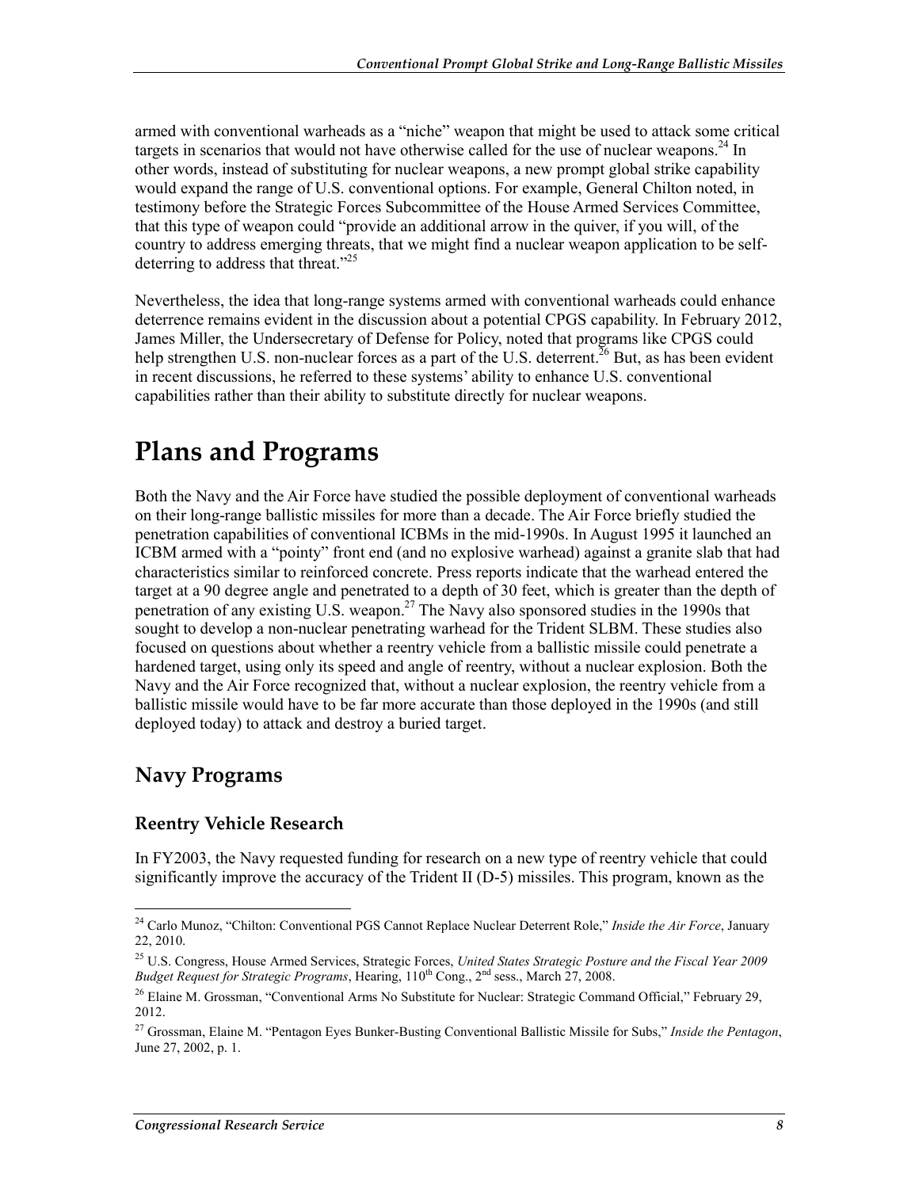armed with conventional warheads as a "niche" weapon that might be used to attack some critical targets in scenarios that would not have otherwise called for the use of nuclear weapons.[24] In other words, instead of substituting for nuclear weapons, a new prompt global strike capability would expand the range of U.S. conventional options. For example, General Chilton noted, in testimony before the Strategic Forces Subcommittee of the House Armed Services Committee, that this type of weapon could "provide an additional arrow in the quiver, if you will, of the country to address emerging threats, that we might find a nuclear weapon application to be self-deterring to address that threat."[25]

Nevertheless, the idea that long-range systems armed with conventional warheads could enhance deterrence remains evident in the discussion about a potential CPGS capability. In February 2012, James Miller, the Undersecretary of Defense for Policy, noted that programs like CPGS could help strengthen U.S. non-nuclear forces as a part of the U.S. deterrent.[26] But, as has been evident in recent discussions, he referred to these systems' ability to enhance U.S. conventional capabilities rather than their ability to substitute directly for nuclear weapons.

# Plans and Programs

Both the Navy and the Air Force have studied the possible deployment of conventional warheads on their long-range ballistic missiles for more than a decade. The Air Force briefly studied the penetration capabilities of conventional ICBMs in the mid-1990s. In August 1995 it launched an ICBM armed with a "pointy" front end (and no explosive warhead) against a granite slab that had characteristics similar to reinforced concrete. Press reports indicate that the warhead entered the target at a 90 degree angle and penetrated to a depth of 30 feet, which is greater than the depth of penetration of any existing U.S. weapon.[27] The Navy also sponsored studies in the 1990s that sought to develop a non-nuclear penetrating warhead for the Trident SLBM. These studies also focused on questions about whether a reentry vehicle from a ballistic missile could penetrate a hardened target, using only its speed and angle of reentry, without a nuclear explosion. Both the Navy and the Air Force recognized that, without a nuclear explosion, the reentry vehicle from a ballistic missile would have to be far more accurate than those deployed in the 1990s (and still deployed today) to attack and destroy a buried target.

## Navy Programs

### Reentry Vehicle Research

In FY2003, the Navy requested funding for research on a new type of reentry vehicle that could significantly improve the accuracy of the Trident II (D-5) missiles. This program, known as the

---

[24] Carlo Munoz, "Chilton: Conventional PGS Cannot Replace Nuclear Deterrent Role," *Inside the Air Force*, January 22, 2010.

[25] U.S. Congress, House Armed Services, Strategic Forces, *United States Strategic Posture and the Fiscal Year 2009 Budget Request for Strategic Programs*, Hearing, 110th Cong., 2nd sess., March 27, 2008.

[26] Elaine M. Grossman, "Conventional Arms No Substitute for Nuclear: Strategic Command Official," February 29, 2012.

[27] Grossman, Elaine M. "Pentagon Eyes Bunker-Busting Conventional Ballistic Missile for Subs," *Inside the Pentagon*, June 27, 2002, p. 1.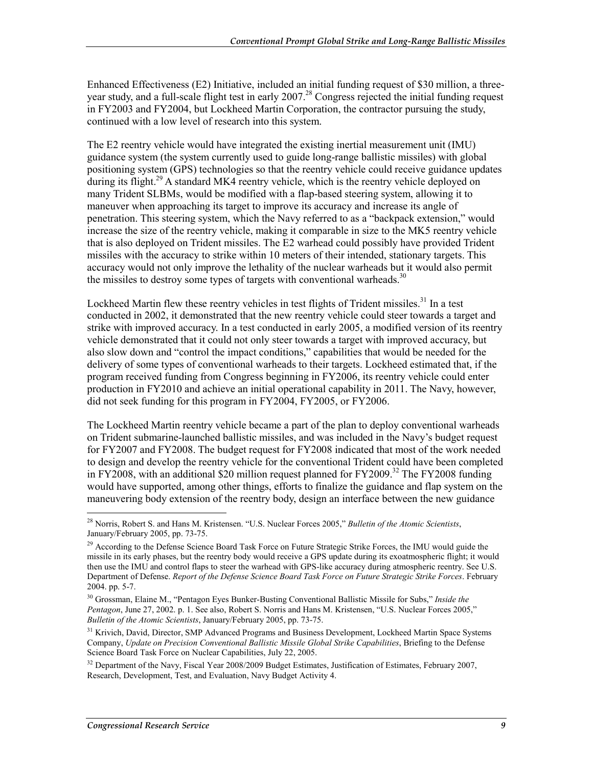Enhanced Effectiveness (E2) Initiative, included an initial funding request of $30 million, a three-year study, and a full-scale flight test in early 2007.[28] Congress rejected the initial funding request in FY2003 and FY2004, but Lockheed Martin Corporation, the contractor pursuing the study, continued with a low level of research into this system.

The E2 reentry vehicle would have integrated the existing inertial measurement unit (IMU) guidance system (the system currently used to guide long-range ballistic missiles) with global positioning system (GPS) technologies so that the reentry vehicle could receive guidance updates during its flight.[29] A standard MK4 reentry vehicle, which is the reentry vehicle deployed on many Trident SLBMs, would be modified with a flap-based steering system, allowing it to maneuver when approaching its target to improve its accuracy and increase its angle of penetration. This steering system, which the Navy referred to as a "backpack extension," would increase the size of the reentry vehicle, making it comparable in size to the MK5 reentry vehicle that is also deployed on Trident missiles. The E2 warhead could possibly have provided Trident missiles with the accuracy to strike within 10 meters of their intended, stationary targets. This accuracy would not only improve the lethality of the nuclear warheads but it would also permit the missiles to destroy some types of targets with conventional warheads.[30]

Lockheed Martin flew these reentry vehicles in test flights of Trident missiles.[31] In a test conducted in 2002, it demonstrated that the new reentry vehicle could steer towards a target and strike with improved accuracy. In a test conducted in early 2005, a modified version of its reentry vehicle demonstrated that it could not only steer towards a target with improved accuracy, but also slow down and "control the impact conditions," capabilities that would be needed for the delivery of some types of conventional warheads to their targets. Lockheed estimated that, if the program received funding from Congress beginning in FY2006, its reentry vehicle could enter production in FY2010 and achieve an initial operational capability in 2011. The Navy, however, did not seek funding for this program in FY2004, FY2005, or FY2006.

The Lockheed Martin reentry vehicle became a part of the plan to deploy conventional warheads on Trident submarine-launched ballistic missiles, and was included in the Navy's budget request for FY2007 and FY2008. The budget request for FY2008 indicated that most of the work needed to design and develop the reentry vehicle for the conventional Trident could have been completed in FY2008, with an additional $20 million request planned for FY2009.[32] The FY2008 funding would have supported, among other things, efforts to finalize the guidance and flap system on the maneuvering body extension of the reentry body, design an interface between the new guidance

---

[28] Norris, Robert S. and Hans M. Kristensen. "U.S. Nuclear Forces 2005," *Bulletin of the Atomic Scientists*, January/February 2005, pp. 73-75.

[29] According to the Defense Science Board Task Force on Future Strategic Strike Forces, the IMU would guide the missile in its early phases, but the reentry body would receive a GPS update during its exoatmospheric flight; it would then use the IMU and control flaps to steer the warhead with GPS-like accuracy during atmospheric reentry. See U.S. Department of Defense. *Report of the Defense Science Board Task Force on Future Strategic Strike Forces*. February 2004. pp. 5-7.

[30] Grossman, Elaine M., "Pentagon Eyes Bunker-Busting Conventional Ballistic Missile for Subs," *Inside the Pentagon*, June 27, 2002. p. 1. See also, Robert S. Norris and Hans M. Kristensen, "U.S. Nuclear Forces 2005," *Bulletin of the Atomic Scientists*, January/February 2005, pp. 73-75.

[31] Krivich, David, Director, SMP Advanced Programs and Business Development, Lockheed Martin Space Systems Company, *Update on Precision Conventional Ballistic Missile Global Strike Capabilities*, Briefing to the Defense Science Board Task Force on Nuclear Capabilities, July 22, 2005.

[32] Department of the Navy, Fiscal Year 2008/2009 Budget Estimates, Justification of Estimates, February 2007, Research, Development, Test, and Evaluation, Navy Budget Activity 4.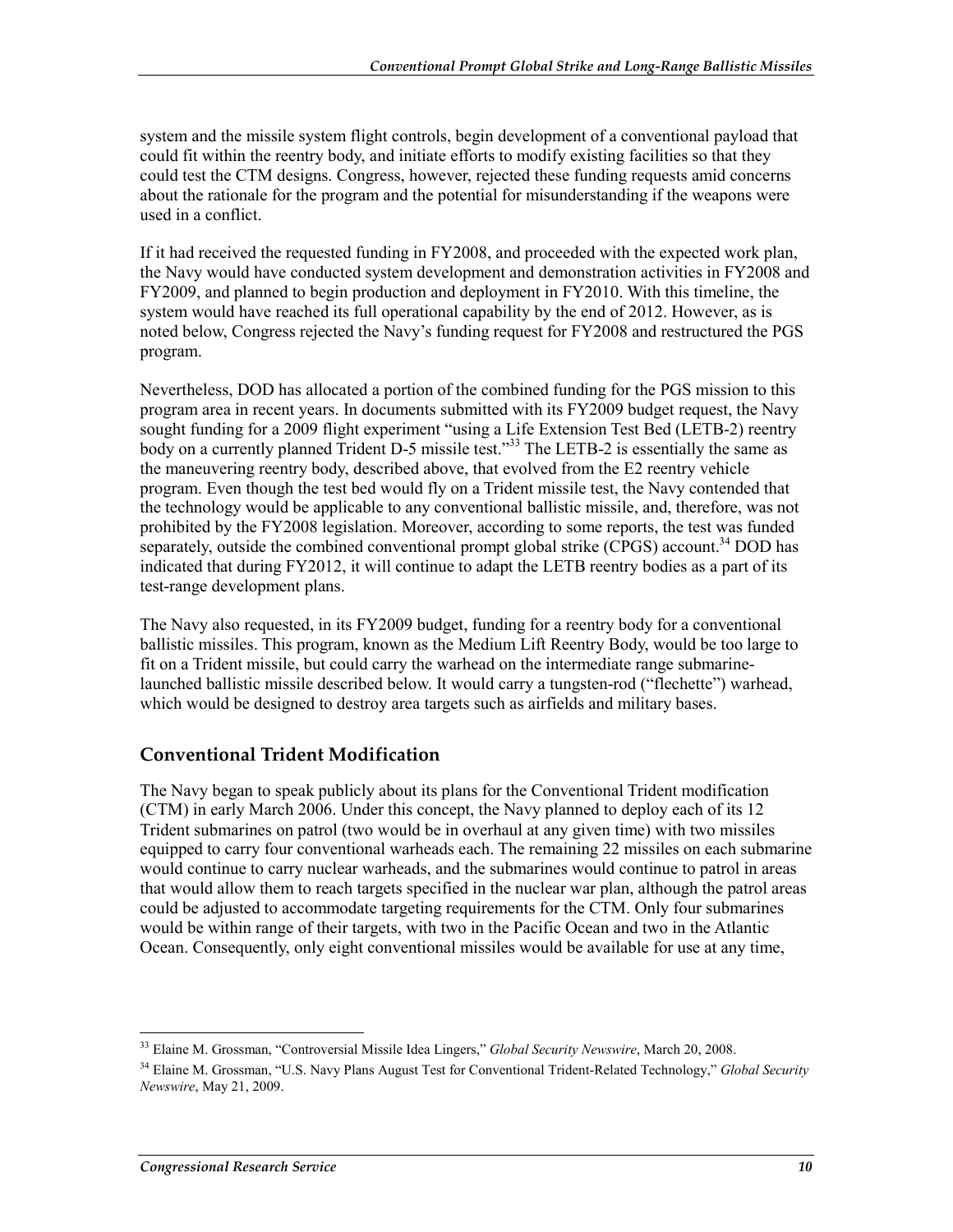system and the missile system flight controls, begin development of a conventional payload that could fit within the reentry body, and initiate efforts to modify existing facilities so that they could test the CTM designs. Congress, however, rejected these funding requests amid concerns about the rationale for the program and the potential for misunderstanding if the weapons were used in a conflict.

If it had received the requested funding in FY2008, and proceeded with the expected work plan, the Navy would have conducted system development and demonstration activities in FY2008 and FY2009, and planned to begin production and deployment in FY2010. With this timeline, the system would have reached its full operational capability by the end of 2012. However, as is noted below, Congress rejected the Navy's funding request for FY2008 and restructured the PGS program.

Nevertheless, DOD has allocated a portion of the combined funding for the PGS mission to this program area in recent years. In documents submitted with its FY2009 budget request, the Navy sought funding for a 2009 flight experiment "using a Life Extension Test Bed (LETB-2) reentry body on a currently planned Trident D-5 missile test."[33] The LETB-2 is essentially the same as the maneuvering reentry body, described above, that evolved from the E2 reentry vehicle program. Even though the test bed would fly on a Trident missile test, the Navy contended that the technology would be applicable to any conventional ballistic missile, and, therefore, was not prohibited by the FY2008 legislation. Moreover, according to some reports, the test was funded separately, outside the combined conventional prompt global strike (CPGS) account.[34] DOD has indicated that during FY2012, it will continue to adapt the LETB reentry bodies as a part of its test-range development plans.

The Navy also requested, in its FY2009 budget, funding for a reentry body for a conventional ballistic missiles. This program, known as the Medium Lift Reentry Body, would be too large to fit on a Trident missile, but could carry the warhead on the intermediate range submarine-launched ballistic missile described below. It would carry a tungsten-rod ("flechette") warhead, which would be designed to destroy area targets such as airfields and military bases.

## Conventional Trident Modification

The Navy began to speak publicly about its plans for the Conventional Trident modification (CTM) in early March 2006. Under this concept, the Navy planned to deploy each of its 12 Trident submarines on patrol (two would be in overhaul at any given time) with two missiles equipped to carry four conventional warheads each. The remaining 22 missiles on each submarine would continue to carry nuclear warheads, and the submarines would continue to patrol in areas that would allow them to reach targets specified in the nuclear war plan, although the patrol areas could be adjusted to accommodate targeting requirements for the CTM. Only four submarines would be within range of their targets, with two in the Pacific Ocean and two in the Atlantic Ocean. Consequently, only eight conventional missiles would be available for use at any time,

---

[33] Elaine M. Grossman, "Controversial Missile Idea Lingers," *Global Security Newswire*, March 20, 2008.

[34] Elaine M. Grossman, "U.S. Navy Plans August Test for Conventional Trident-Related Technology," *Global Security Newswire*, May 21, 2009.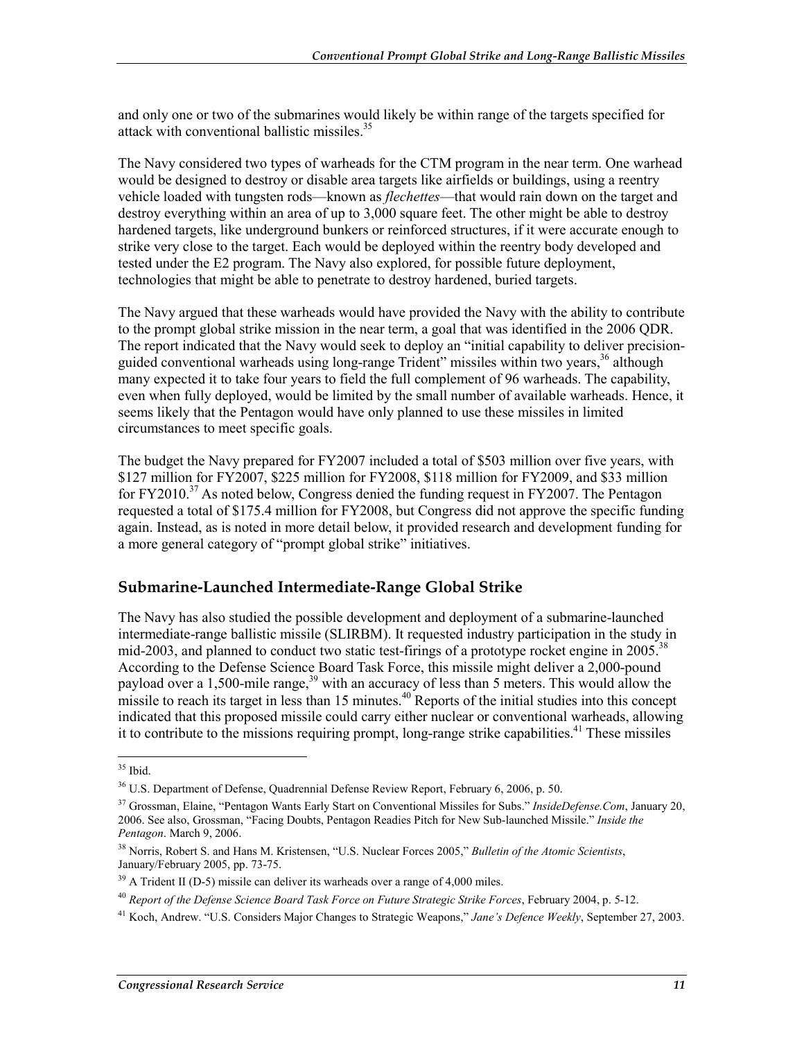and only one or two of the submarines would likely be within range of the targets specified for attack with conventional ballistic missiles.[35]

The Navy considered two types of warheads for the CTM program in the near term. One warhead would be designed to destroy or disable area targets like airfields or buildings, using a reentry vehicle loaded with tungsten rods—known as *flechettes*—that would rain down on the target and destroy everything within an area of up to 3,000 square feet. The other might be able to destroy hardened targets, like underground bunkers or reinforced structures, if it were accurate enough to strike very close to the target. Each would be deployed within the reentry body developed and tested under the E2 program. The Navy also explored, for possible future deployment, technologies that might be able to penetrate to destroy hardened, buried targets.

The Navy argued that these warheads would have provided the Navy with the ability to contribute to the prompt global strike mission in the near term, a goal that was identified in the 2006 QDR. The report indicated that the Navy would seek to deploy an "initial capability to deliver precision-guided conventional warheads using long-range Trident" missiles within two years,[36] although many expected it to take four years to field the full complement of 96 warheads. The capability, even when fully deployed, would be limited by the small number of available warheads. Hence, it seems likely that the Pentagon would have only planned to use these missiles in limited circumstances to meet specific goals.

The budget the Navy prepared for FY2007 included a total of $503 million over five years, with $127 million for FY2007, $225 million for FY2008, $118 million for FY2009, and $33 million for FY2010.[37] As noted below, Congress denied the funding request in FY2007. The Pentagon requested a total of $175.4 million for FY2008, but Congress did not approve the specific funding again. Instead, as is noted in more detail below, it provided research and development funding for a more general category of "prompt global strike" initiatives.

## Submarine-Launched Intermediate-Range Global Strike

The Navy has also studied the possible development and deployment of a submarine-launched intermediate-range ballistic missile (SLIRBM). It requested industry participation in the study in mid-2003, and planned to conduct two static test-firings of a prototype rocket engine in 2005.[38] According to the Defense Science Board Task Force, this missile might deliver a 2,000-pound payload over a 1,500-mile range,[39] with an accuracy of less than 5 meters. This would allow the missile to reach its target in less than 15 minutes.[40] Reports of the initial studies into this concept indicated that this proposed missile could carry either nuclear or conventional warheads, allowing it to contribute to the missions requiring prompt, long-range strike capabilities.[41] These missiles

---

[35] Ibid.

[36] U.S. Department of Defense, Quadrennial Defense Review Report, February 6, 2006, p. 50.

[37] Grossman, Elaine, "Pentagon Wants Early Start on Conventional Missiles for Subs." *InsideDefense.Com*, January 20, 2006. See also, Grossman, "Facing Doubts, Pentagon Readies Pitch for New Sub-launched Missile." *Inside the Pentagon*. March 9, 2006.

[38] Norris, Robert S. and Hans M. Kristensen, "U.S. Nuclear Forces 2005," *Bulletin of the Atomic Scientists*, January/February 2005, pp. 73-75.

[39] A Trident II (D-5) missile can deliver its warheads over a range of 4,000 miles.

[40] *Report of the Defense Science Board Task Force on Future Strategic Strike Forces*, February 2004, p. 5-12.

[41] Koch, Andrew. "U.S. Considers Major Changes to Strategic Weapons," *Jane's Defence Weekly*, September 27, 2003.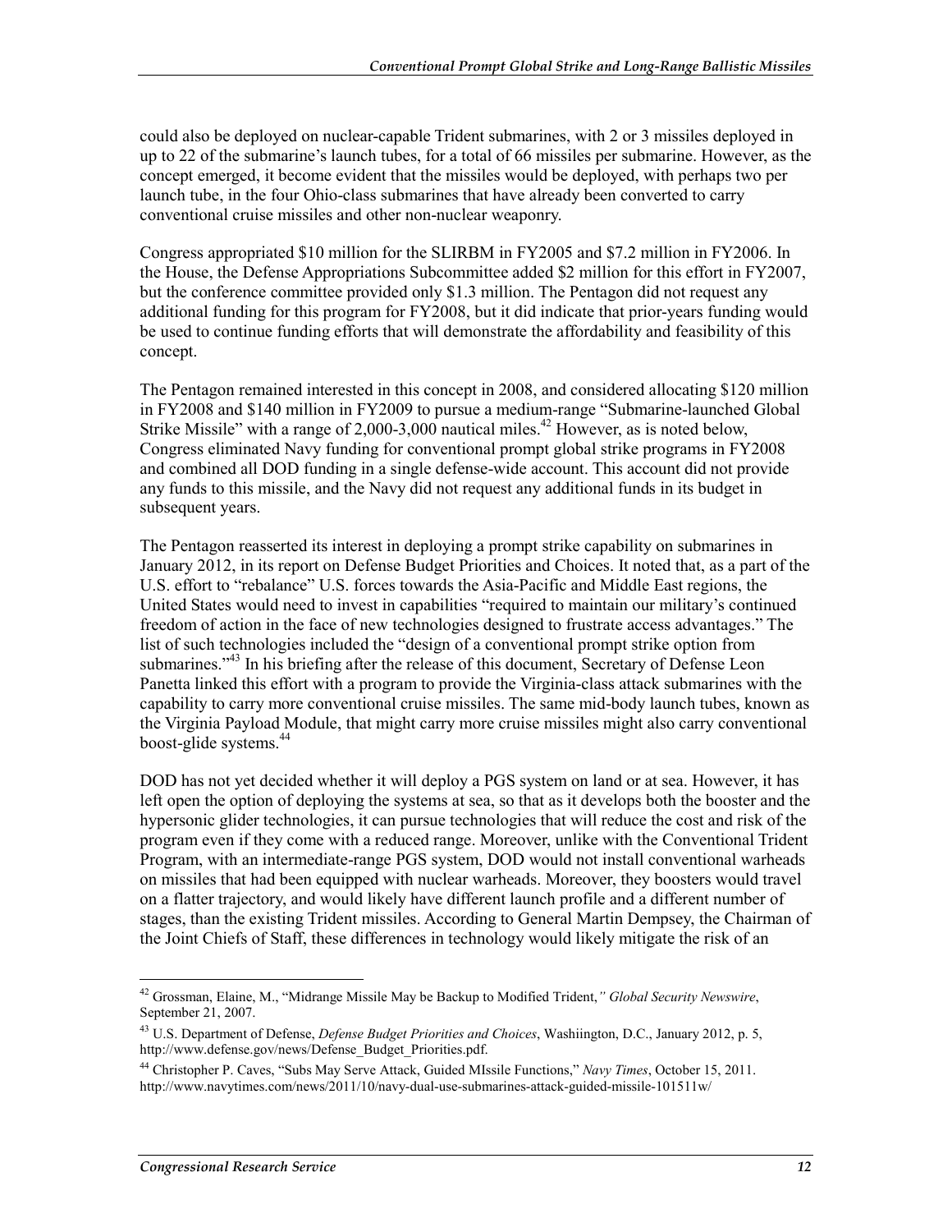could also be deployed on nuclear-capable Trident submarines, with 2 or 3 missiles deployed in up to 22 of the submarine's launch tubes, for a total of 66 missiles per submarine. However, as the concept emerged, it become evident that the missiles would be deployed, with perhaps two per launch tube, in the four Ohio-class submarines that have already been converted to carry conventional cruise missiles and other non-nuclear weaponry.

Congress appropriated $10 million for the SLIRBM in FY2005 and $7.2 million in FY2006. In the House, the Defense Appropriations Subcommittee added $2 million for this effort in FY2007, but the conference committee provided only $1.3 million. The Pentagon did not request any additional funding for this program for FY2008, but it did indicate that prior-years funding would be used to continue funding efforts that will demonstrate the affordability and feasibility of this concept.

The Pentagon remained interested in this concept in 2008, and considered allocating $120 million in FY2008 and $140 million in FY2009 to pursue a medium-range "Submarine-launched Global Strike Missile" with a range of 2,000-3,000 nautical miles.[42] However, as is noted below, Congress eliminated Navy funding for conventional prompt global strike programs in FY2008 and combined all DOD funding in a single defense-wide account. This account did not provide any funds to this missile, and the Navy did not request any additional funds in its budget in subsequent years.

The Pentagon reasserted its interest in deploying a prompt strike capability on submarines in January 2012, in its report on Defense Budget Priorities and Choices. It noted that, as a part of the U.S. effort to "rebalance" U.S. forces towards the Asia-Pacific and Middle East regions, the United States would need to invest in capabilities "required to maintain our military's continued freedom of action in the face of new technologies designed to frustrate access advantages." The list of such technologies included the "design of a conventional prompt strike option from submarines."[43] In his briefing after the release of this document, Secretary of Defense Leon Panetta linked this effort with a program to provide the Virginia-class attack submarines with the capability to carry more conventional cruise missiles. The same mid-body launch tubes, known as the Virginia Payload Module, that might carry more cruise missiles might also carry conventional boost-glide systems.[44]

DOD has not yet decided whether it will deploy a PGS system on land or at sea. However, it has left open the option of deploying the systems at sea, so that as it develops both the booster and the hypersonic glider technologies, it can pursue technologies that will reduce the cost and risk of the program even if they come with a reduced range. Moreover, unlike with the Conventional Trident Program, with an intermediate-range PGS system, DOD would not install conventional warheads on missiles that had been equipped with nuclear warheads. Moreover, they boosters would travel on a flatter trajectory, and would likely have different launch profile and a different number of stages, than the existing Trident missiles. According to General Martin Dempsey, the Chairman of the Joint Chiefs of Staff, these differences in technology would likely mitigate the risk of an

---

[42] Grossman, Elaine, M., "Midrange Missile May be Backup to Modified Trident," *Global Security Newswire*, September 21, 2007.

[43] U.S. Department of Defense, *Defense Budget Priorities and Choices*, Washiington, D.C., January 2012, p. 5, http://www.defense.gov/news/Defense_Budget_Priorities.pdf.

[44] Christopher P. Caves, "Subs May Serve Attack, Guided MIssile Functions," *Navy Times*, October 15, 2011. http://www.navytimes.com/news/2011/10/navy-dual-use-submarines-attack-guided-missile-101511w/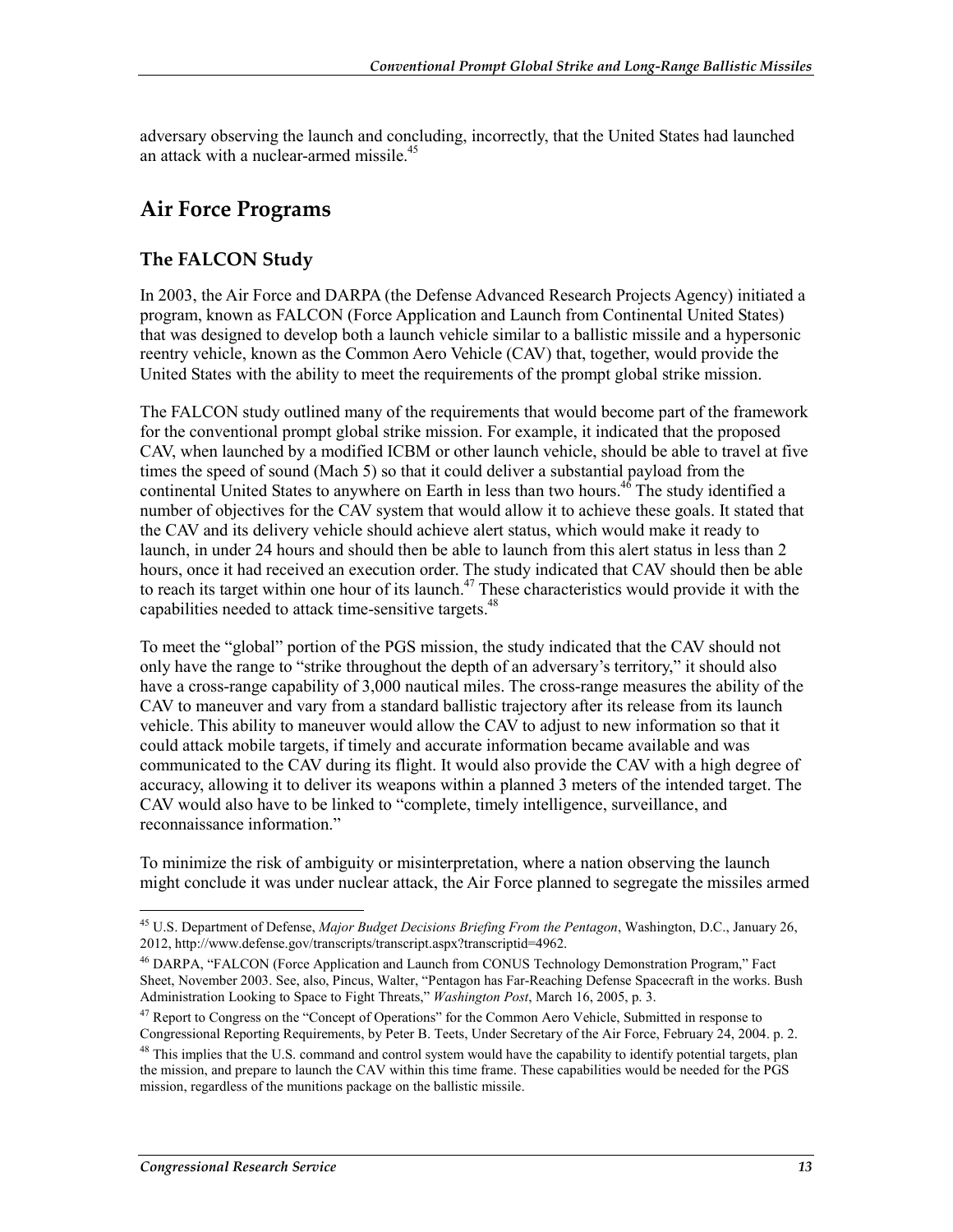adversary observing the launch and concluding, incorrectly, that the United States had launched an attack with a nuclear-armed missile.[45]

## Air Force Programs

### The FALCON Study

In 2003, the Air Force and DARPA (the Defense Advanced Research Projects Agency) initiated a program, known as FALCON (Force Application and Launch from Continental United States) that was designed to develop both a launch vehicle similar to a ballistic missile and a hypersonic reentry vehicle, known as the Common Aero Vehicle (CAV) that, together, would provide the United States with the ability to meet the requirements of the prompt global strike mission.

The FALCON study outlined many of the requirements that would become part of the framework for the conventional prompt global strike mission. For example, it indicated that the proposed CAV, when launched by a modified ICBM or other launch vehicle, should be able to travel at five times the speed of sound (Mach 5) so that it could deliver a substantial payload from the continental United States to anywhere on Earth in less than two hours.[46] The study identified a number of objectives for the CAV system that would allow it to achieve these goals. It stated that the CAV and its delivery vehicle should achieve alert status, which would make it ready to launch, in under 24 hours and should then be able to launch from this alert status in less than 2 hours, once it had received an execution order. The study indicated that CAV should then be able to reach its target within one hour of its launch.[47] These characteristics would provide it with the capabilities needed to attack time-sensitive targets.[48]

To meet the "global" portion of the PGS mission, the study indicated that the CAV should not only have the range to "strike throughout the depth of an adversary's territory," it should also have a cross-range capability of 3,000 nautical miles. The cross-range measures the ability of the CAV to maneuver and vary from a standard ballistic trajectory after its release from its launch vehicle. This ability to maneuver would allow the CAV to adjust to new information so that it could attack mobile targets, if timely and accurate information became available and was communicated to the CAV during its flight. It would also provide the CAV with a high degree of accuracy, allowing it to deliver its weapons within a planned 3 meters of the intended target. The CAV would also have to be linked to "complete, timely intelligence, surveillance, and reconnaissance information."

To minimize the risk of ambiguity or misinterpretation, where a nation observing the launch might conclude it was under nuclear attack, the Air Force planned to segregate the missiles armed

---

[45] U.S. Department of Defense, *Major Budget Decisions Briefing From the Pentagon*, Washington, D.C., January 26, 2012, http://www.defense.gov/transcripts/transcript.aspx?transcriptid=4962.

[46] DARPA, "FALCON (Force Application and Launch from CONUS Technology Demonstration Program," Fact Sheet, November 2003. See, also, Pincus, Walter, "Pentagon has Far-Reaching Defense Spacecraft in the works. Bush Administration Looking to Space to Fight Threats," *Washington Post*, March 16, 2005, p. 3.

[47] Report to Congress on the "Concept of Operations" for the Common Aero Vehicle, Submitted in response to Congressional Reporting Requirements, by Peter B. Teets, Under Secretary of the Air Force, February 24, 2004. p. 2.

[48] This implies that the U.S. command and control system would have the capability to identify potential targets, plan the mission, and prepare to launch the CAV within this time frame. These capabilities would be needed for the PGS mission, regardless of the munitions package on the ballistic missile.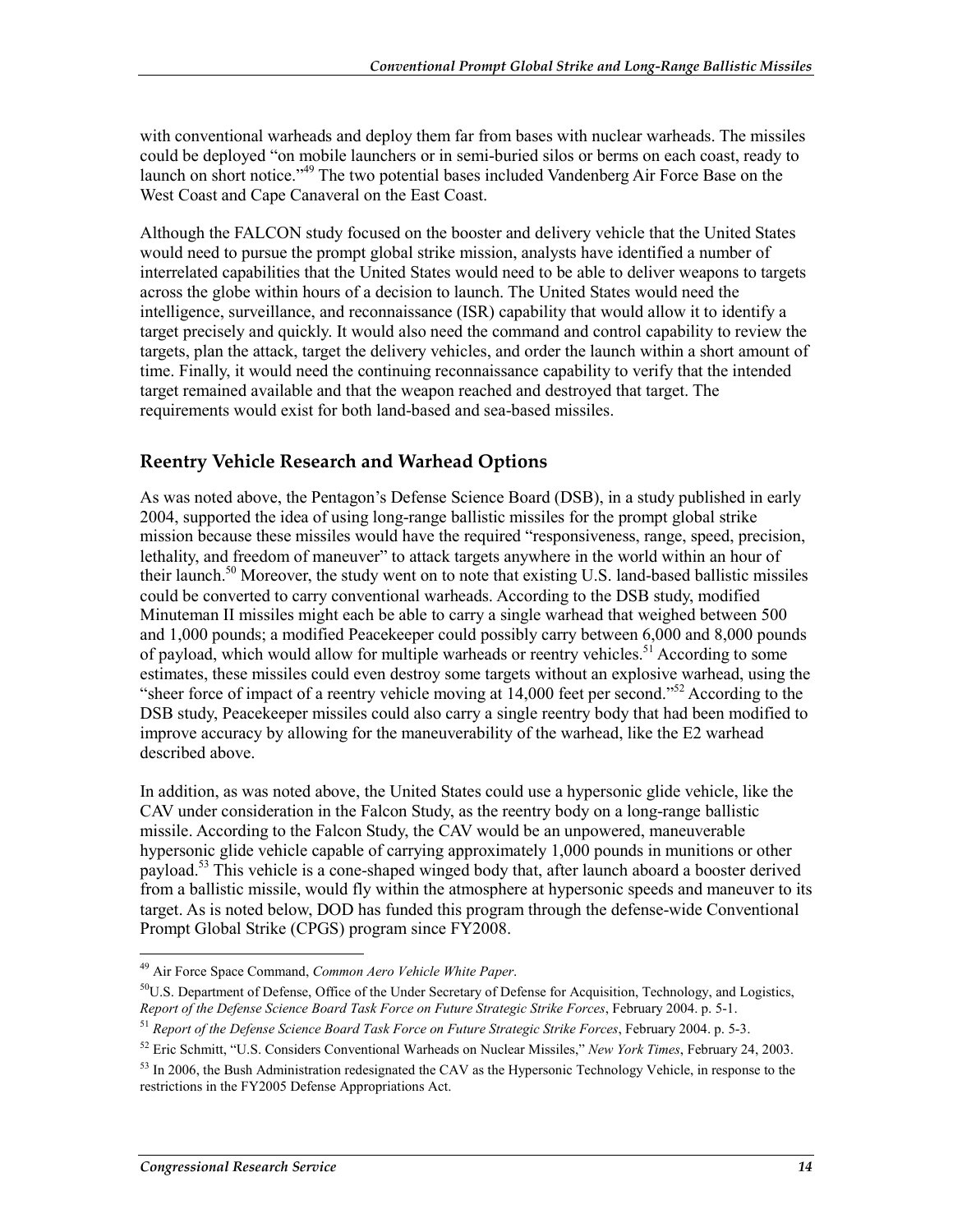with conventional warheads and deploy them far from bases with nuclear warheads. The missiles could be deployed "on mobile launchers or in semi-buried silos or berms on each coast, ready to launch on short notice."[49] The two potential bases included Vandenberg Air Force Base on the West Coast and Cape Canaveral on the East Coast.

Although the FALCON study focused on the booster and delivery vehicle that the United States would need to pursue the prompt global strike mission, analysts have identified a number of interrelated capabilities that the United States would need to be able to deliver weapons to targets across the globe within hours of a decision to launch. The United States would need the intelligence, surveillance, and reconnaissance (ISR) capability that would allow it to identify a target precisely and quickly. It would also need the command and control capability to review the targets, plan the attack, target the delivery vehicles, and order the launch within a short amount of time. Finally, it would need the continuing reconnaissance capability to verify that the intended target remained available and that the weapon reached and destroyed that target. The requirements would exist for both land-based and sea-based missiles.

## Reentry Vehicle Research and Warhead Options

As was noted above, the Pentagon's Defense Science Board (DSB), in a study published in early 2004, supported the idea of using long-range ballistic missiles for the prompt global strike mission because these missiles would have the required "responsiveness, range, speed, precision, lethality, and freedom of maneuver" to attack targets anywhere in the world within an hour of their launch.[50] Moreover, the study went on to note that existing U.S. land-based ballistic missiles could be converted to carry conventional warheads. According to the DSB study, modified Minuteman II missiles might each be able to carry a single warhead that weighed between 500 and 1,000 pounds; a modified Peacekeeper could possibly carry between 6,000 and 8,000 pounds of payload, which would allow for multiple warheads or reentry vehicles.[51] According to some estimates, these missiles could even destroy some targets without an explosive warhead, using the "sheer force of impact of a reentry vehicle moving at 14,000 feet per second."[52] According to the DSB study, Peacekeeper missiles could also carry a single reentry body that had been modified to improve accuracy by allowing for the maneuverability of the warhead, like the E2 warhead described above.

In addition, as was noted above, the United States could use a hypersonic glide vehicle, like the CAV under consideration in the Falcon Study, as the reentry body on a long-range ballistic missile. According to the Falcon Study, the CAV would be an unpowered, maneuverable hypersonic glide vehicle capable of carrying approximately 1,000 pounds in munitions or other payload.[53] This vehicle is a cone-shaped winged body that, after launch aboard a booster derived from a ballistic missile, would fly within the atmosphere at hypersonic speeds and maneuver to its target. As is noted below, DOD has funded this program through the defense-wide Conventional Prompt Global Strike (CPGS) program since FY2008.

---

[49] Air Force Space Command, *Common Aero Vehicle White Paper*.

[50] U.S. Department of Defense, Office of the Under Secretary of Defense for Acquisition, Technology, and Logistics, *Report of the Defense Science Board Task Force on Future Strategic Strike Forces*, February 2004. p. 5-1.

[51] *Report of the Defense Science Board Task Force on Future Strategic Strike Forces*, February 2004. p. 5-3.

[52] Eric Schmitt, "U.S. Considers Conventional Warheads on Nuclear Missiles," *New York Times*, February 24, 2003.

[53] In 2006, the Bush Administration redesignated the CAV as the Hypersonic Technology Vehicle, in response to the restrictions in the FY2005 Defense Appropriations Act.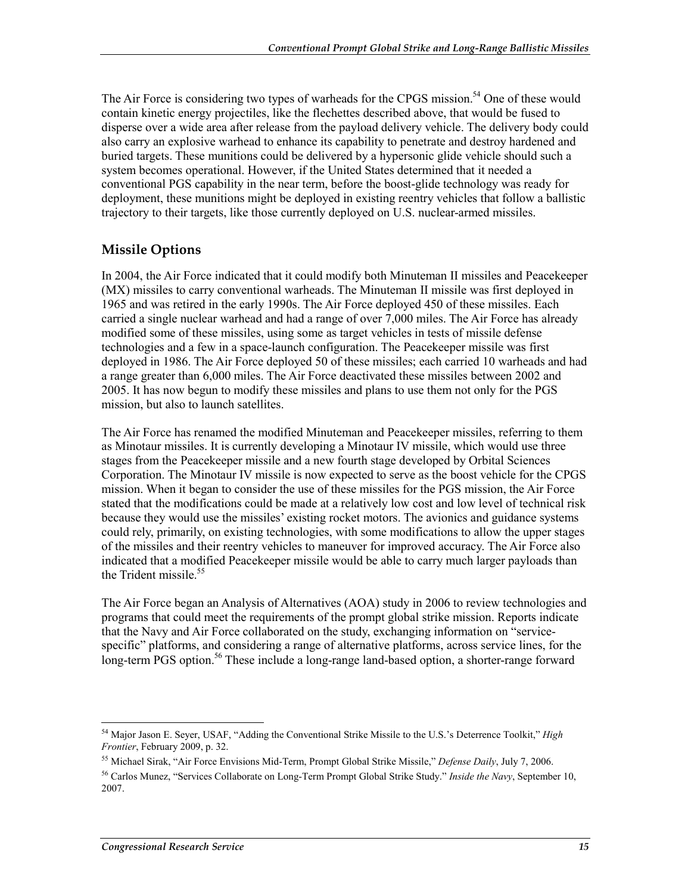The Air Force is considering two types of warheads for the CPGS mission.[54] One of these would contain kinetic energy projectiles, like the flechettes described above, that would be fused to disperse over a wide area after release from the payload delivery vehicle. The delivery body could also carry an explosive warhead to enhance its capability to penetrate and destroy hardened and buried targets. These munitions could be delivered by a hypersonic glide vehicle should such a system becomes operational. However, if the United States determined that it needed a conventional PGS capability in the near term, before the boost-glide technology was ready for deployment, these munitions might be deployed in existing reentry vehicles that follow a ballistic trajectory to their targets, like those currently deployed on U.S. nuclear-armed missiles.

## Missile Options

In 2004, the Air Force indicated that it could modify both Minuteman II missiles and Peacekeeper (MX) missiles to carry conventional warheads. The Minuteman II missile was first deployed in 1965 and was retired in the early 1990s. The Air Force deployed 450 of these missiles. Each carried a single nuclear warhead and had a range of over 7,000 miles. The Air Force has already modified some of these missiles, using some as target vehicles in tests of missile defense technologies and a few in a space-launch configuration. The Peacekeeper missile was first deployed in 1986. The Air Force deployed 50 of these missiles; each carried 10 warheads and had a range greater than 6,000 miles. The Air Force deactivated these missiles between 2002 and 2005. It has now begun to modify these missiles and plans to use them not only for the PGS mission, but also to launch satellites.

The Air Force has renamed the modified Minuteman and Peacekeeper missiles, referring to them as Minotaur missiles. It is currently developing a Minotaur IV missile, which would use three stages from the Peacekeeper missile and a new fourth stage developed by Orbital Sciences Corporation. The Minotaur IV missile is now expected to serve as the boost vehicle for the CPGS mission. When it began to consider the use of these missiles for the PGS mission, the Air Force stated that the modifications could be made at a relatively low cost and low level of technical risk because they would use the missiles' existing rocket motors. The avionics and guidance systems could rely, primarily, on existing technologies, with some modifications to allow the upper stages of the missiles and their reentry vehicles to maneuver for improved accuracy. The Air Force also indicated that a modified Peacekeeper missile would be able to carry much larger payloads than the Trident missile.[55]

The Air Force began an Analysis of Alternatives (AOA) study in 2006 to review technologies and programs that could meet the requirements of the prompt global strike mission. Reports indicate that the Navy and Air Force collaborated on the study, exchanging information on "service-specific" platforms, and considering a range of alternative platforms, across service lines, for the long-term PGS option.[56] These include a long-range land-based option, a shorter-range forward

---

[54] Major Jason E. Seyer, USAF, "Adding the Conventional Strike Missile to the U.S.'s Deterrence Toolkit," *High Frontier*, February 2009, p. 32.

[55] Michael Sirak, "Air Force Envisions Mid-Term, Prompt Global Strike Missile," *Defense Daily*, July 7, 2006.

[56] Carlos Munez, "Services Collaborate on Long-Term Prompt Global Strike Study." *Inside the Navy*, September 10, 2007.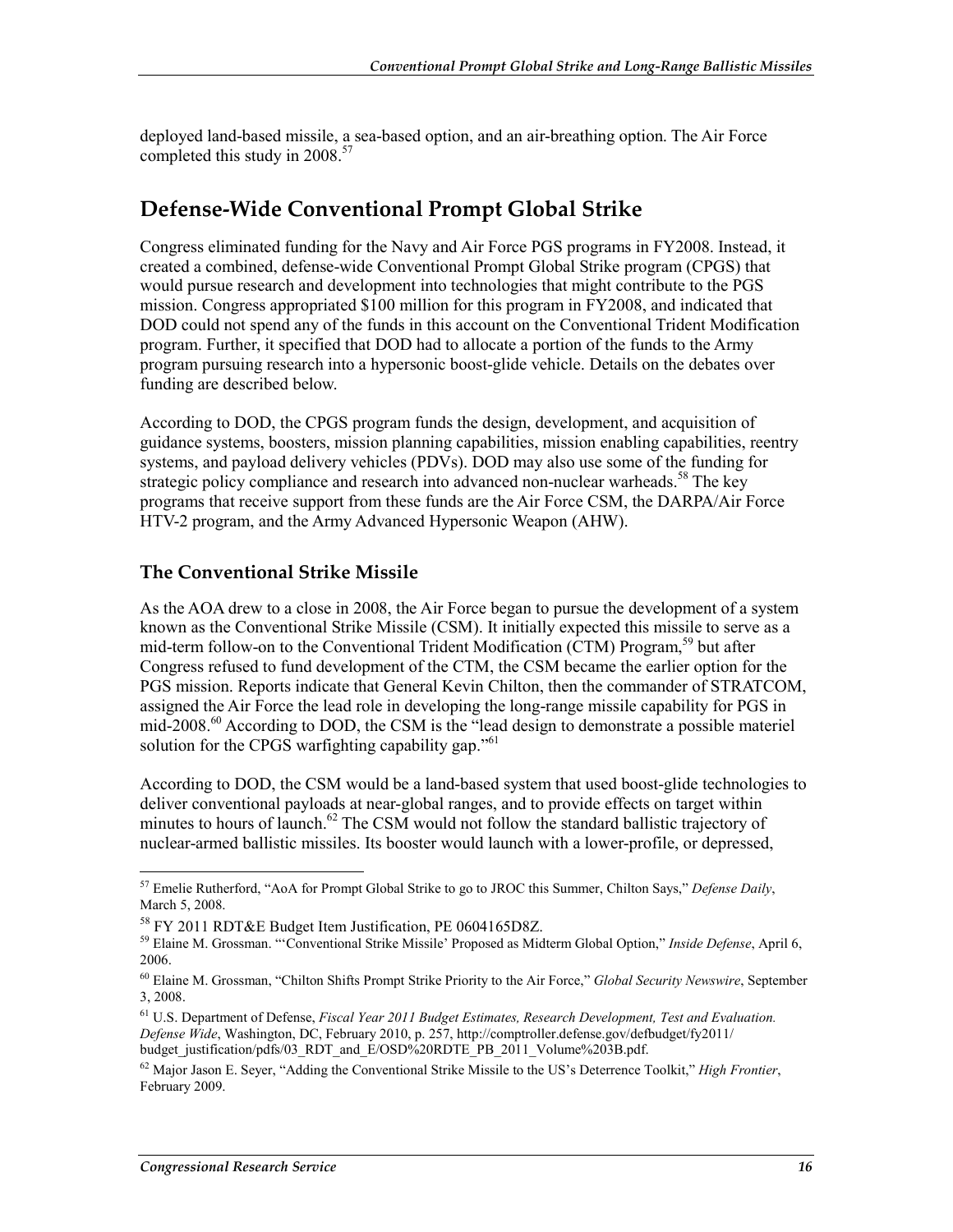deployed land-based missile, a sea-based option, and an air-breathing option. The Air Force completed this study in 2008.[57]

## Defense-Wide Conventional Prompt Global Strike

Congress eliminated funding for the Navy and Air Force PGS programs in FY2008. Instead, it created a combined, defense-wide Conventional Prompt Global Strike program (CPGS) that would pursue research and development into technologies that might contribute to the PGS mission. Congress appropriated $100 million for this program in FY2008, and indicated that DOD could not spend any of the funds in this account on the Conventional Trident Modification program. Further, it specified that DOD had to allocate a portion of the funds to the Army program pursuing research into a hypersonic boost-glide vehicle. Details on the debates over funding are described below.

According to DOD, the CPGS program funds the design, development, and acquisition of guidance systems, boosters, mission planning capabilities, mission enabling capabilities, reentry systems, and payload delivery vehicles (PDVs). DOD may also use some of the funding for strategic policy compliance and research into advanced non-nuclear warheads.[58] The key programs that receive support from these funds are the Air Force CSM, the DARPA/Air Force HTV-2 program, and the Army Advanced Hypersonic Weapon (AHW).

### The Conventional Strike Missile

As the AOA drew to a close in 2008, the Air Force began to pursue the development of a system known as the Conventional Strike Missile (CSM). It initially expected this missile to serve as a mid-term follow-on to the Conventional Trident Modification (CTM) Program,[59] but after Congress refused to fund development of the CTM, the CSM became the earlier option for the PGS mission. Reports indicate that General Kevin Chilton, then the commander of STRATCOM, assigned the Air Force the lead role in developing the long-range missile capability for PGS in mid-2008.[60] According to DOD, the CSM is the "lead design to demonstrate a possible materiel solution for the CPGS warfighting capability gap."[61]

According to DOD, the CSM would be a land-based system that used boost-glide technologies to deliver conventional payloads at near-global ranges, and to provide effects on target within minutes to hours of launch.[62] The CSM would not follow the standard ballistic trajectory of nuclear-armed ballistic missiles. Its booster would launch with a lower-profile, or depressed,

---

[57] Emelie Rutherford, "AoA for Prompt Global Strike to go to JROC this Summer, Chilton Says," *Defense Daily*, March 5, 2008.

[58] FY 2011 RDT&E Budget Item Justification, PE 0604165D8Z.

[59] Elaine M. Grossman. "'Conventional Strike Missile' Proposed as Midterm Global Option," *Inside Defense*, April 6, 2006.

[60] Elaine M. Grossman, "Chilton Shifts Prompt Strike Priority to the Air Force," *Global Security Newswire*, September 3, 2008.

[61] U.S. Department of Defense, *Fiscal Year 2011 Budget Estimates, Research Development, Test and Evaluation. Defense Wide*, Washington, DC, February 2010, p. 257, http://comptroller.defense.gov/defbudget/fy2011/budget_justification/pdfs/03_RDT_and_E/OSD%20RDTE_PB_2011_Volume%203B.pdf.

[62] Major Jason E. Seyer, "Adding the Conventional Strike Missile to the US's Deterrence Toolkit," *High Frontier*, February 2009.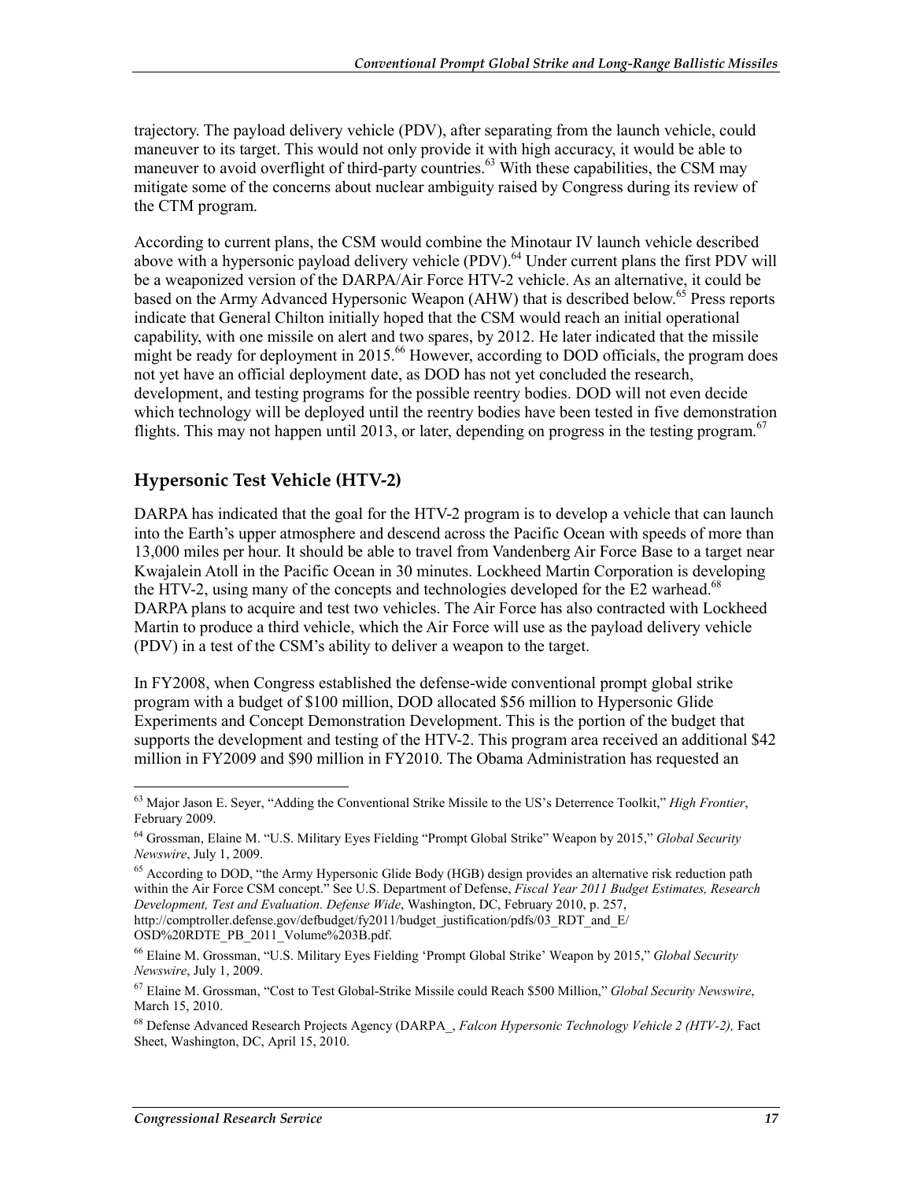trajectory. The payload delivery vehicle (PDV), after separating from the launch vehicle, could maneuver to its target. This would not only provide it with high accuracy, it would be able to maneuver to avoid overflight of third-party countries.[63] With these capabilities, the CSM may mitigate some of the concerns about nuclear ambiguity raised by Congress during its review of the CTM program.

According to current plans, the CSM would combine the Minotaur IV launch vehicle described above with a hypersonic payload delivery vehicle (PDV).[64] Under current plans the first PDV will be a weaponized version of the DARPA/Air Force HTV-2 vehicle. As an alternative, it could be based on the Army Advanced Hypersonic Weapon (AHW) that is described below.[65] Press reports indicate that General Chilton initially hoped that the CSM would reach an initial operational capability, with one missile on alert and two spares, by 2012. He later indicated that the missile might be ready for deployment in 2015.[66] However, according to DOD officials, the program does not yet have an official deployment date, as DOD has not yet concluded the research, development, and testing programs for the possible reentry bodies. DOD will not even decide which technology will be deployed until the reentry bodies have been tested in five demonstration flights. This may not happen until 2013, or later, depending on progress in the testing program.[67]

## Hypersonic Test Vehicle (HTV-2)

DARPA has indicated that the goal for the HTV-2 program is to develop a vehicle that can launch into the Earth's upper atmosphere and descend across the Pacific Ocean with speeds of more than 13,000 miles per hour. It should be able to travel from Vandenberg Air Force Base to a target near Kwajalein Atoll in the Pacific Ocean in 30 minutes. Lockheed Martin Corporation is developing the HTV-2, using many of the concepts and technologies developed for the E2 warhead.[68] DARPA plans to acquire and test two vehicles. The Air Force has also contracted with Lockheed Martin to produce a third vehicle, which the Air Force will use as the payload delivery vehicle (PDV) in a test of the CSM's ability to deliver a weapon to the target.

In FY2008, when Congress established the defense-wide conventional prompt global strike program with a budget of $100 million, DOD allocated $56 million to Hypersonic Glide Experiments and Concept Demonstration Development. This is the portion of the budget that supports the development and testing of the HTV-2. This program area received an additional $42 million in FY2009 and $90 million in FY2010. The Obama Administration has requested an

---

[63] Major Jason E. Seyer, "Adding the Conventional Strike Missile to the US's Deterrence Toolkit," *High Frontier*, February 2009.

[64] Grossman, Elaine M. "U.S. Military Eyes Fielding "Prompt Global Strike" Weapon by 2015," *Global Security Newswire*, July 1, 2009.

[65] According to DOD, "the Army Hypersonic Glide Body (HGB) design provides an alternative risk reduction path within the Air Force CSM concept." See U.S. Department of Defense, *Fiscal Year 2011 Budget Estimates, Research Development, Test and Evaluation. Defense Wide*, Washington, DC, February 2010, p. 257, http://comptroller.defense.gov/defbudget/fy2011/budget_justification/pdfs/03_RDT_and_E/OSD%20RDTE_PB_2011_Volume%203B.pdf.

[66] Elaine M. Grossman, "U.S. Military Eyes Fielding 'Prompt Global Strike' Weapon by 2015," *Global Security Newswire*, July 1, 2009.

[67] Elaine M. Grossman, "Cost to Test Global-Strike Missile could Reach $500 Million," *Global Security Newswire*, March 15, 2010.

[68] Defense Advanced Research Projects Agency (DARPA_, *Falcon Hypersonic Technology Vehicle 2 (HTV-2),* Fact Sheet, Washington, DC, April 15, 2010.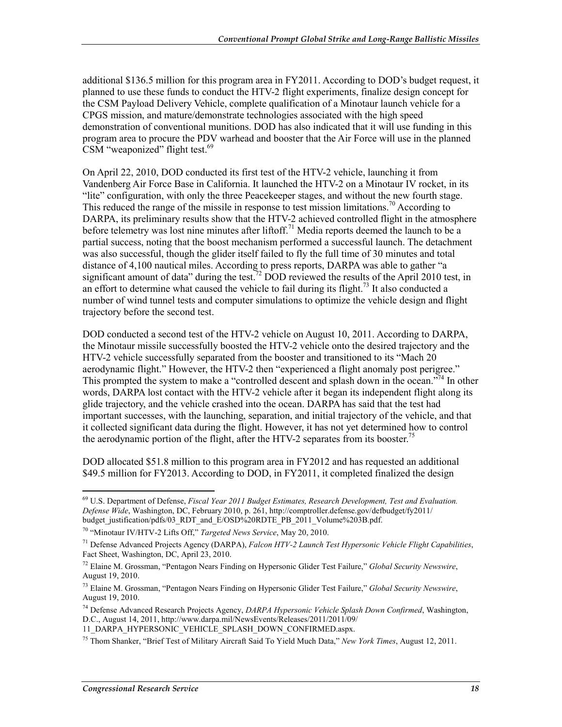additional $136.5 million for this program area in FY2011. According to DOD's budget request, it planned to use these funds to conduct the HTV-2 flight experiments, finalize design concept for the CSM Payload Delivery Vehicle, complete qualification of a Minotaur launch vehicle for a CPGS mission, and mature/demonstrate technologies associated with the high speed demonstration of conventional munitions. DOD has also indicated that it will use funding in this program area to procure the PDV warhead and booster that the Air Force will use in the planned CSM "weaponized" flight test.[69]

On April 22, 2010, DOD conducted its first test of the HTV-2 vehicle, launching it from Vandenberg Air Force Base in California. It launched the HTV-2 on a Minotaur IV rocket, in its "lite" configuration, with only the three Peacekeeper stages, and without the new fourth stage. This reduced the range of the missile in response to test mission limitations.[70] According to DARPA, its preliminary results show that the HTV-2 achieved controlled flight in the atmosphere before telemetry was lost nine minutes after liftoff.[71] Media reports deemed the launch to be a partial success, noting that the boost mechanism performed a successful launch. The detachment was also successful, though the glider itself failed to fly the full time of 30 minutes and total distance of 4,100 nautical miles. According to press reports, DARPA was able to gather "a significant amount of data" during the test.[72] DOD reviewed the results of the April 2010 test, in an effort to determine what caused the vehicle to fail during its flight.[73] It also conducted a number of wind tunnel tests and computer simulations to optimize the vehicle design and flight trajectory before the second test.

DOD conducted a second test of the HTV-2 vehicle on August 10, 2011. According to DARPA, the Minotaur missile successfully boosted the HTV-2 vehicle onto the desired trajectory and the HTV-2 vehicle successfully separated from the booster and transitioned to its "Mach 20 aerodynamic flight." However, the HTV-2 then "experienced a flight anomaly post perigree." This prompted the system to make a "controlled descent and splash down in the ocean."[74] In other words, DARPA lost contact with the HTV-2 vehicle after it began its independent flight along its glide trajectory, and the vehicle crashed into the ocean. DARPA has said that the test had important successes, with the launching, separation, and initial trajectory of the vehicle, and that it collected significant data during the flight. However, it has not yet determined how to control the aerodynamic portion of the flight, after the HTV-2 separates from its booster.[75]

DOD allocated $51.8 million to this program area in FY2012 and has requested an additional $49.5 million for FY2013. According to DOD, in FY2011, it completed finalized the design

---

[69] U.S. Department of Defense, *Fiscal Year 2011 Budget Estimates, Research Development, Test and Evaluation. Defense Wide*, Washington, DC, February 2010, p. 261, http://comptroller.defense.gov/defbudget/fy2011/budget_justification/pdfs/03_RDT_and_E/OSD%20RDTE_PB_2011_Volume%203B.pdf.

[70] "Minotaur IV/HTV-2 Lifts Off," *Targeted News Service*, May 20, 2010.

[71] Defense Advanced Projects Agency (DARPA), *Falcon HTV-2 Launch Test Hypersonic Vehicle Flight Capabilities*, Fact Sheet, Washington, DC, April 23, 2010.

[72] Elaine M. Grossman, "Pentagon Nears Finding on Hypersonic Glider Test Failure," *Global Security Newswire*, August 19, 2010.

[73] Elaine M. Grossman, "Pentagon Nears Finding on Hypersonic Glider Test Failure," *Global Security Newswire*, August 19, 2010.

[74] Defense Advanced Research Projects Agency, *DARPA Hypersonic Vehicle Splash Down Confirmed*, Washington, D.C., August 14, 2011, http://www.darpa.mil/NewsEvents/Releases/2011/2011/09/11_DARPA_HYPERSONIC_VEHICLE_SPLASH_DOWN_CONFIRMED.aspx.

[75] Thom Shanker, "Brief Test of Military Aircraft Said To Yield Much Data," *New York Times*, August 12, 2011.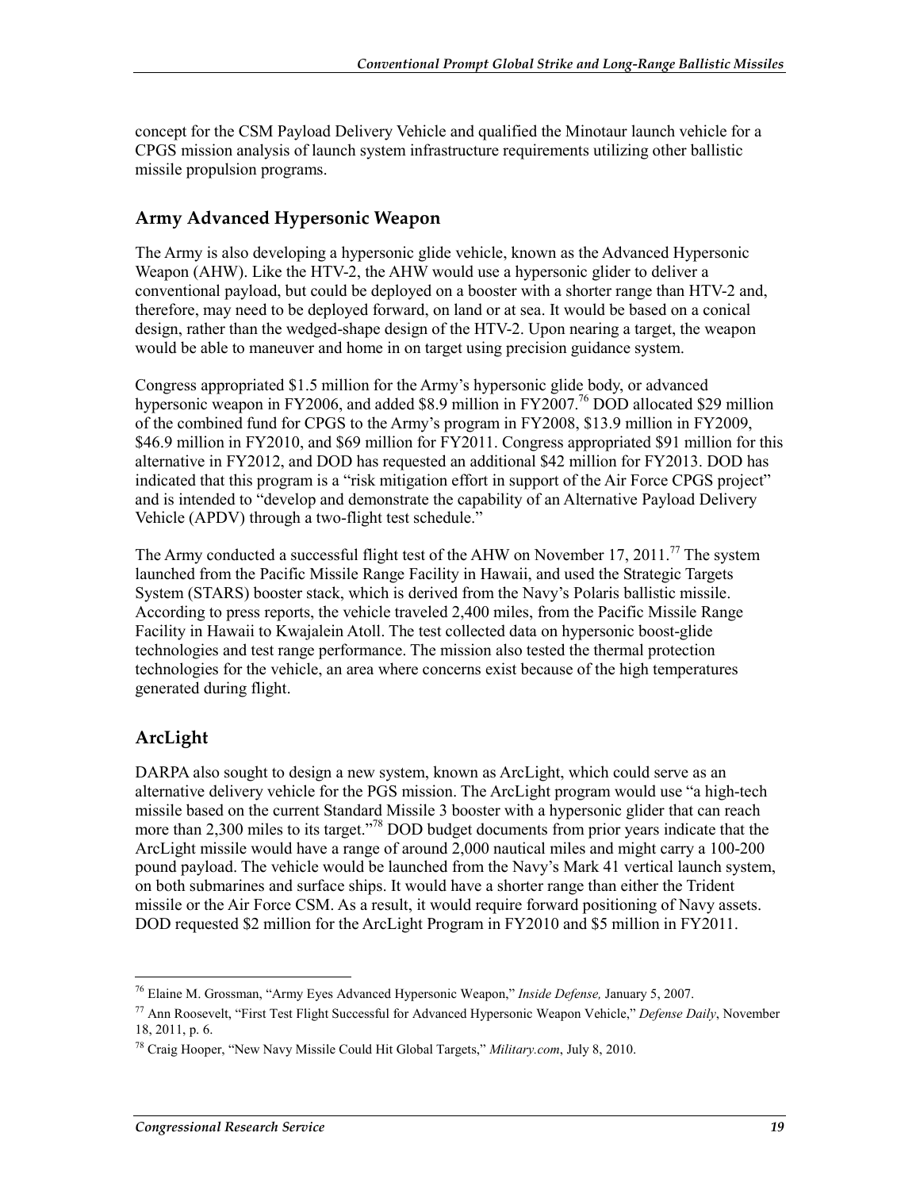concept for the CSM Payload Delivery Vehicle and qualified the Minotaur launch vehicle for a CPGS mission analysis of launch system infrastructure requirements utilizing other ballistic missile propulsion programs.

## Army Advanced Hypersonic Weapon

The Army is also developing a hypersonic glide vehicle, known as the Advanced Hypersonic Weapon (AHW). Like the HTV-2, the AHW would use a hypersonic glider to deliver a conventional payload, but could be deployed on a booster with a shorter range than HTV-2 and, therefore, may need to be deployed forward, on land or at sea. It would be based on a conical design, rather than the wedged-shape design of the HTV-2. Upon nearing a target, the weapon would be able to maneuver and home in on target using precision guidance system.

Congress appropriated $1.5 million for the Army's hypersonic glide body, or advanced hypersonic weapon in FY2006, and added $8.9 million in FY2007.[76] DOD allocated $29 million of the combined fund for CPGS to the Army's program in FY2008, $13.9 million in FY2009, $46.9 million in FY2010, and $69 million for FY2011. Congress appropriated $91 million for this alternative in FY2012, and DOD has requested an additional $42 million for FY2013. DOD has indicated that this program is a "risk mitigation effort in support of the Air Force CPGS project" and is intended to "develop and demonstrate the capability of an Alternative Payload Delivery Vehicle (APDV) through a two-flight test schedule."

The Army conducted a successful flight test of the AHW on November 17, 2011.[77] The system launched from the Pacific Missile Range Facility in Hawaii, and used the Strategic Targets System (STARS) booster stack, which is derived from the Navy's Polaris ballistic missile. According to press reports, the vehicle traveled 2,400 miles, from the Pacific Missile Range Facility in Hawaii to Kwajalein Atoll. The test collected data on hypersonic boost-glide technologies and test range performance. The mission also tested the thermal protection technologies for the vehicle, an area where concerns exist because of the high temperatures generated during flight.

## ArcLight

DARPA also sought to design a new system, known as ArcLight, which could serve as an alternative delivery vehicle for the PGS mission. The ArcLight program would use "a high-tech missile based on the current Standard Missile 3 booster with a hypersonic glider that can reach more than 2,300 miles to its target."[78] DOD budget documents from prior years indicate that the ArcLight missile would have a range of around 2,000 nautical miles and might carry a 100-200 pound payload. The vehicle would be launched from the Navy's Mark 41 vertical launch system, on both submarines and surface ships. It would have a shorter range than either the Trident missile or the Air Force CSM. As a result, it would require forward positioning of Navy assets. DOD requested $2 million for the ArcLight Program in FY2010 and $5 million in FY2011.

---

[76] Elaine M. Grossman, "Army Eyes Advanced Hypersonic Weapon," *Inside Defense,* January 5, 2007.

[77] Ann Roosevelt, "First Test Flight Successful for Advanced Hypersonic Weapon Vehicle," *Defense Daily*, November 18, 2011, p. 6.

[78] Craig Hooper, "New Navy Missile Could Hit Global Targets," *Military.com*, July 8, 2010.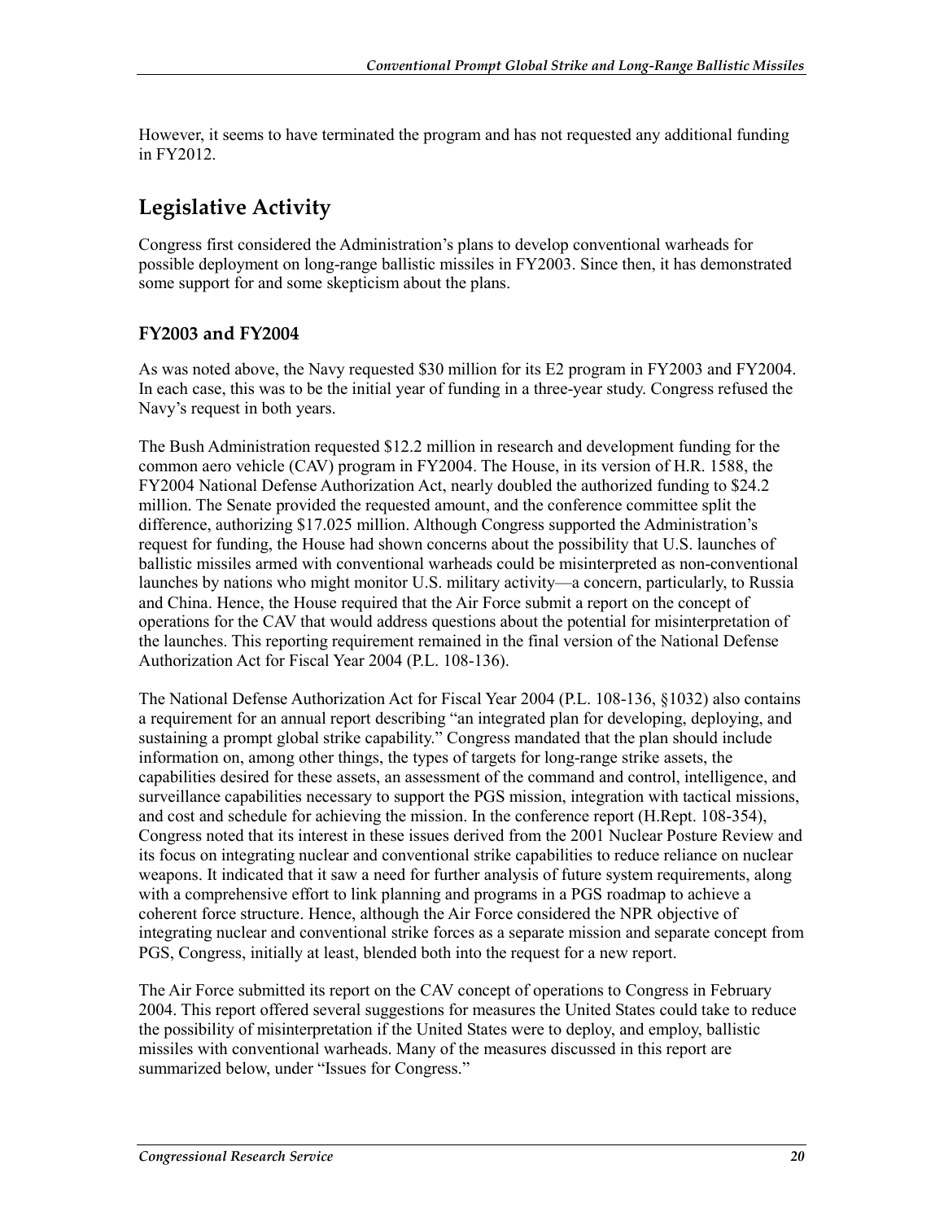However, it seems to have terminated the program and has not requested any additional funding in FY2012.

## Legislative Activity

Congress first considered the Administration's plans to develop conventional warheads for possible deployment on long-range ballistic missiles in FY2003. Since then, it has demonstrated some support for and some skepticism about the plans.

### FY2003 and FY2004

As was noted above, the Navy requested $30 million for its E2 program in FY2003 and FY2004. In each case, this was to be the initial year of funding in a three-year study. Congress refused the Navy's request in both years.

The Bush Administration requested $12.2 million in research and development funding for the common aero vehicle (CAV) program in FY2004. The House, in its version of H.R. 1588, the FY2004 National Defense Authorization Act, nearly doubled the authorized funding to $24.2 million. The Senate provided the requested amount, and the conference committee split the difference, authorizing $17.025 million. Although Congress supported the Administration's request for funding, the House had shown concerns about the possibility that U.S. launches of ballistic missiles armed with conventional warheads could be misinterpreted as non-conventional launches by nations who might monitor U.S. military activity—a concern, particularly, to Russia and China. Hence, the House required that the Air Force submit a report on the concept of operations for the CAV that would address questions about the potential for misinterpretation of the launches. This reporting requirement remained in the final version of the National Defense Authorization Act for Fiscal Year 2004 (P.L. 108-136).

The National Defense Authorization Act for Fiscal Year 2004 (P.L. 108-136, §1032) also contains a requirement for an annual report describing "an integrated plan for developing, deploying, and sustaining a prompt global strike capability." Congress mandated that the plan should include information on, among other things, the types of targets for long-range strike assets, the capabilities desired for these assets, an assessment of the command and control, intelligence, and surveillance capabilities necessary to support the PGS mission, integration with tactical missions, and cost and schedule for achieving the mission. In the conference report (H.Rept. 108-354), Congress noted that its interest in these issues derived from the 2001 Nuclear Posture Review and its focus on integrating nuclear and conventional strike capabilities to reduce reliance on nuclear weapons. It indicated that it saw a need for further analysis of future system requirements, along with a comprehensive effort to link planning and programs in a PGS roadmap to achieve a coherent force structure. Hence, although the Air Force considered the NPR objective of integrating nuclear and conventional strike forces as a separate mission and separate concept from PGS, Congress, initially at least, blended both into the request for a new report.

The Air Force submitted its report on the CAV concept of operations to Congress in February 2004. This report offered several suggestions for measures the United States could take to reduce the possibility of misinterpretation if the United States were to deploy, and employ, ballistic missiles with conventional warheads. Many of the measures discussed in this report are summarized below, under "Issues for Congress."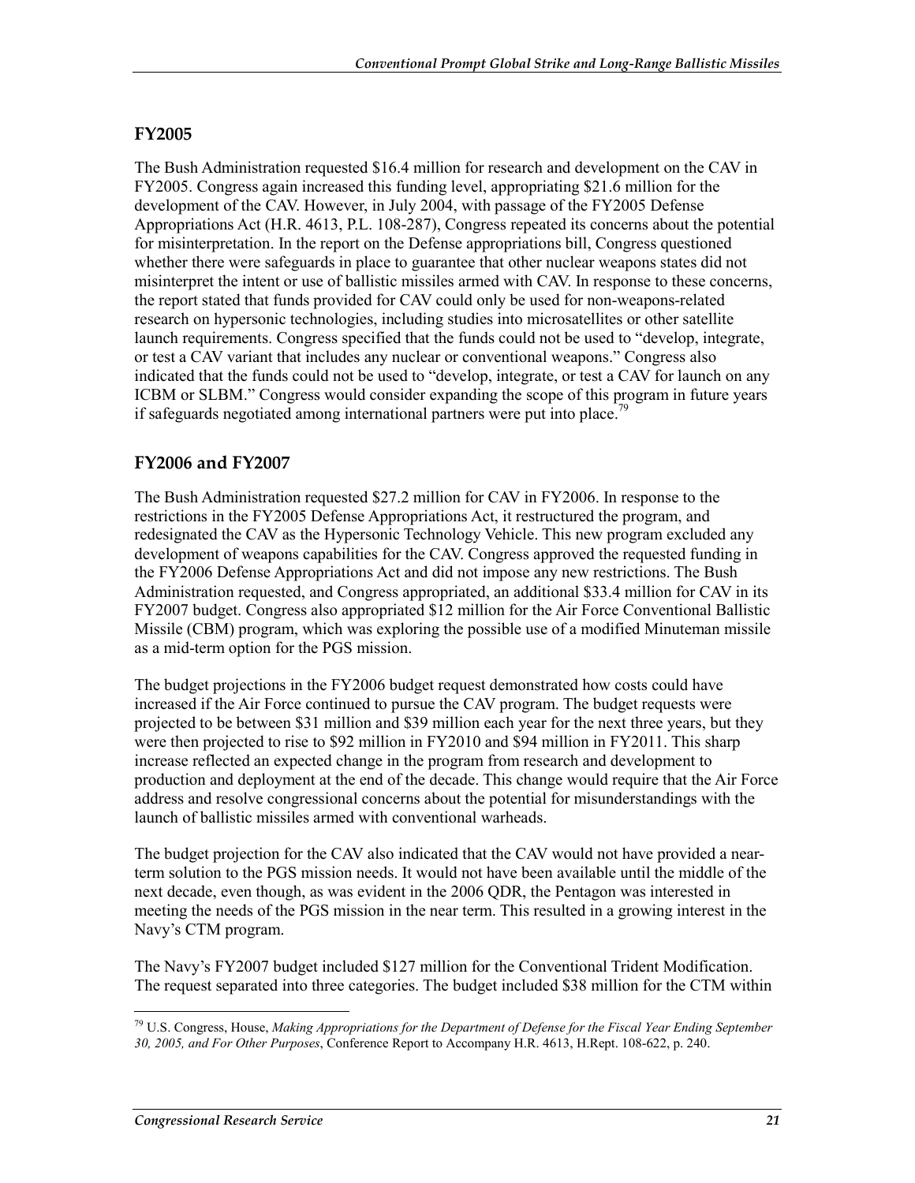## FY2005

The Bush Administration requested $16.4 million for research and development on the CAV in FY2005. Congress again increased this funding level, appropriating $21.6 million for the development of the CAV. However, in July 2004, with passage of the FY2005 Defense Appropriations Act (H.R. 4613, P.L. 108-287), Congress repeated its concerns about the potential for misinterpretation. In the report on the Defense appropriations bill, Congress questioned whether there were safeguards in place to guarantee that other nuclear weapons states did not misinterpret the intent or use of ballistic missiles armed with CAV. In response to these concerns, the report stated that funds provided for CAV could only be used for non-weapons-related research on hypersonic technologies, including studies into microsatellites or other satellite launch requirements. Congress specified that the funds could not be used to "develop, integrate, or test a CAV variant that includes any nuclear or conventional weapons." Congress also indicated that the funds could not be used to "develop, integrate, or test a CAV for launch on any ICBM or SLBM." Congress would consider expanding the scope of this program in future years if safeguards negotiated among international partners were put into place.[79]

## FY2006 and FY2007

The Bush Administration requested $27.2 million for CAV in FY2006. In response to the restrictions in the FY2005 Defense Appropriations Act, it restructured the program, and redesignated the CAV as the Hypersonic Technology Vehicle. This new program excluded any development of weapons capabilities for the CAV. Congress approved the requested funding in the FY2006 Defense Appropriations Act and did not impose any new restrictions. The Bush Administration requested, and Congress appropriated, an additional $33.4 million for CAV in its FY2007 budget. Congress also appropriated $12 million for the Air Force Conventional Ballistic Missile (CBM) program, which was exploring the possible use of a modified Minuteman missile as a mid-term option for the PGS mission.

The budget projections in the FY2006 budget request demonstrated how costs could have increased if the Air Force continued to pursue the CAV program. The budget requests were projected to be between $31 million and $39 million each year for the next three years, but they were then projected to rise to $92 million in FY2010 and $94 million in FY2011. This sharp increase reflected an expected change in the program from research and development to production and deployment at the end of the decade. This change would require that the Air Force address and resolve congressional concerns about the potential for misunderstandings with the launch of ballistic missiles armed with conventional warheads.

The budget projection for the CAV also indicated that the CAV would not have provided a near-term solution to the PGS mission needs. It would not have been available until the middle of the next decade, even though, as was evident in the 2006 QDR, the Pentagon was interested in meeting the needs of the PGS mission in the near term. This resulted in a growing interest in the Navy's CTM program.

The Navy's FY2007 budget included $127 million for the Conventional Trident Modification. The request separated into three categories. The budget included $38 million for the CTM within

---

[79] U.S. Congress, House, *Making Appropriations for the Department of Defense for the Fiscal Year Ending September 30, 2005, and For Other Purposes*, Conference Report to Accompany H.R. 4613, H.Rept. 108-622, p. 240.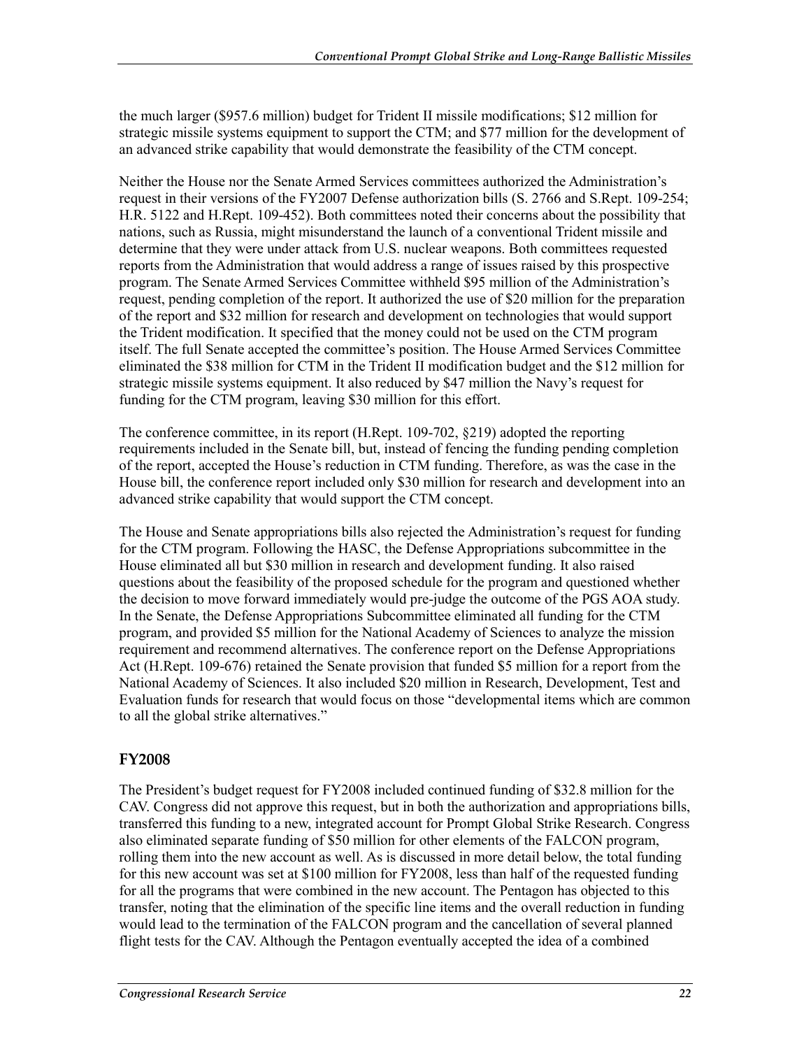the much larger ($957.6 million) budget for Trident II missile modifications; $12 million for strategic missile systems equipment to support the CTM; and $77 million for the development of an advanced strike capability that would demonstrate the feasibility of the CTM concept.

Neither the House nor the Senate Armed Services committees authorized the Administration's request in their versions of the FY2007 Defense authorization bills (S. 2766 and S.Rept. 109-254; H.R. 5122 and H.Rept. 109-452). Both committees noted their concerns about the possibility that nations, such as Russia, might misunderstand the launch of a conventional Trident missile and determine that they were under attack from U.S. nuclear weapons. Both committees requested reports from the Administration that would address a range of issues raised by this prospective program. The Senate Armed Services Committee withheld $95 million of the Administration's request, pending completion of the report. It authorized the use of $20 million for the preparation of the report and $32 million for research and development on technologies that would support the Trident modification. It specified that the money could not be used on the CTM program itself. The full Senate accepted the committee's position. The House Armed Services Committee eliminated the $38 million for CTM in the Trident II modification budget and the $12 million for strategic missile systems equipment. It also reduced by $47 million the Navy's request for funding for the CTM program, leaving $30 million for this effort.

The conference committee, in its report (H.Rept. 109-702, §219) adopted the reporting requirements included in the Senate bill, but, instead of fencing the funding pending completion of the report, accepted the House's reduction in CTM funding. Therefore, as was the case in the House bill, the conference report included only $30 million for research and development into an advanced strike capability that would support the CTM concept.

The House and Senate appropriations bills also rejected the Administration's request for funding for the CTM program. Following the HASC, the Defense Appropriations subcommittee in the House eliminated all but $30 million in research and development funding. It also raised questions about the feasibility of the proposed schedule for the program and questioned whether the decision to move forward immediately would pre-judge the outcome of the PGS AOA study. In the Senate, the Defense Appropriations Subcommittee eliminated all funding for the CTM program, and provided $5 million for the National Academy of Sciences to analyze the mission requirement and recommend alternatives. The conference report on the Defense Appropriations Act (H.Rept. 109-676) retained the Senate provision that funded $5 million for a report from the National Academy of Sciences. It also included $20 million in Research, Development, Test and Evaluation funds for research that would focus on those "developmental items which are common to all the global strike alternatives."

## FY2008

The President's budget request for FY2008 included continued funding of $32.8 million for the CAV. Congress did not approve this request, but in both the authorization and appropriations bills, transferred this funding to a new, integrated account for Prompt Global Strike Research. Congress also eliminated separate funding of $50 million for other elements of the FALCON program, rolling them into the new account as well. As is discussed in more detail below, the total funding for this new account was set at $100 million for FY2008, less than half of the requested funding for all the programs that were combined in the new account. The Pentagon has objected to this transfer, noting that the elimination of the specific line items and the overall reduction in funding would lead to the termination of the FALCON program and the cancellation of several planned flight tests for the CAV. Although the Pentagon eventually accepted the idea of a combined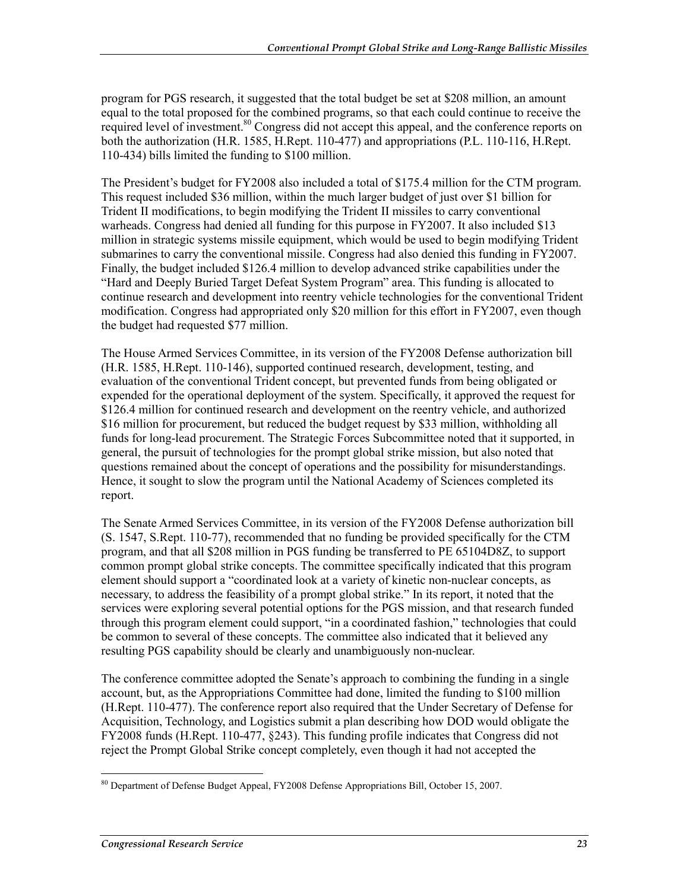program for PGS research, it suggested that the total budget be set at $208 million, an amount equal to the total proposed for the combined programs, so that each could continue to receive the required level of investment.[80] Congress did not accept this appeal, and the conference reports on both the authorization (H.R. 1585, H.Rept. 110-477) and appropriations (P.L. 110-116, H.Rept. 110-434) bills limited the funding to $100 million.

The President's budget for FY2008 also included a total of $175.4 million for the CTM program. This request included $36 million, within the much larger budget of just over $1 billion for Trident II modifications, to begin modifying the Trident II missiles to carry conventional warheads. Congress had denied all funding for this purpose in FY2007. It also included $13 million in strategic systems missile equipment, which would be used to begin modifying Trident submarines to carry the conventional missile. Congress had also denied this funding in FY2007. Finally, the budget included $126.4 million to develop advanced strike capabilities under the "Hard and Deeply Buried Target Defeat System Program" area. This funding is allocated to continue research and development into reentry vehicle technologies for the conventional Trident modification. Congress had appropriated only $20 million for this effort in FY2007, even though the budget had requested $77 million.

The House Armed Services Committee, in its version of the FY2008 Defense authorization bill (H.R. 1585, H.Rept. 110-146), supported continued research, development, testing, and evaluation of the conventional Trident concept, but prevented funds from being obligated or expended for the operational deployment of the system. Specifically, it approved the request for $126.4 million for continued research and development on the reentry vehicle, and authorized $16 million for procurement, but reduced the budget request by $33 million, withholding all funds for long-lead procurement. The Strategic Forces Subcommittee noted that it supported, in general, the pursuit of technologies for the prompt global strike mission, but also noted that questions remained about the concept of operations and the possibility for misunderstandings. Hence, it sought to slow the program until the National Academy of Sciences completed its report.

The Senate Armed Services Committee, in its version of the FY2008 Defense authorization bill (S. 1547, S.Rept. 110-77), recommended that no funding be provided specifically for the CTM program, and that all $208 million in PGS funding be transferred to PE 65104D8Z, to support common prompt global strike concepts. The committee specifically indicated that this program element should support a "coordinated look at a variety of kinetic non-nuclear concepts, as necessary, to address the feasibility of a prompt global strike." In its report, it noted that the services were exploring several potential options for the PGS mission, and that research funded through this program element could support, "in a coordinated fashion," technologies that could be common to several of these concepts. The committee also indicated that it believed any resulting PGS capability should be clearly and unambiguously non-nuclear.

The conference committee adopted the Senate's approach to combining the funding in a single account, but, as the Appropriations Committee had done, limited the funding to $100 million (H.Rept. 110-477). The conference report also required that the Under Secretary of Defense for Acquisition, Technology, and Logistics submit a plan describing how DOD would obligate the FY2008 funds (H.Rept. 110-477, §243). This funding profile indicates that Congress did not reject the Prompt Global Strike concept completely, even though it had not accepted the

[80] Department of Defense Budget Appeal, FY2008 Defense Appropriations Bill, October 15, 2007.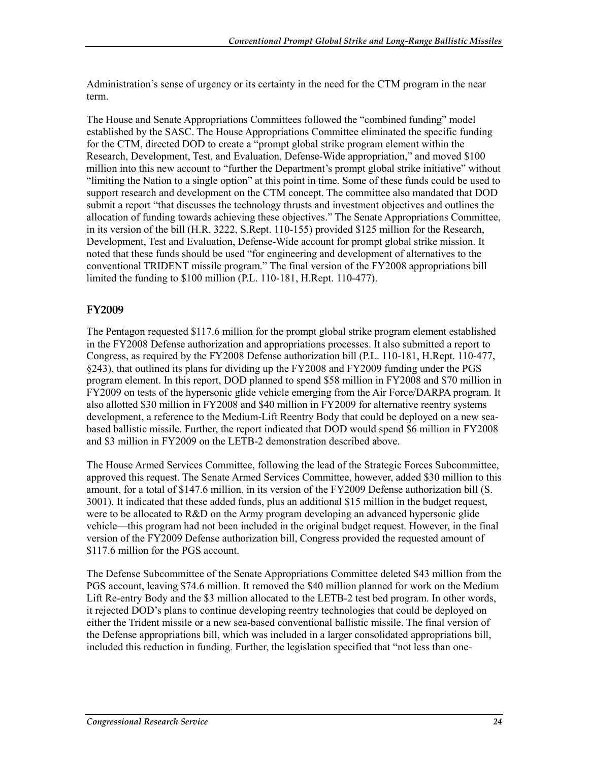Administration's sense of urgency or its certainty in the need for the CTM program in the near term.

The House and Senate Appropriations Committees followed the "combined funding" model established by the SASC. The House Appropriations Committee eliminated the specific funding for the CTM, directed DOD to create a "prompt global strike program element within the Research, Development, Test, and Evaluation, Defense-Wide appropriation," and moved $100 million into this new account to "further the Department's prompt global strike initiative" without "limiting the Nation to a single option" at this point in time. Some of these funds could be used to support research and development on the CTM concept. The committee also mandated that DOD submit a report "that discusses the technology thrusts and investment objectives and outlines the allocation of funding towards achieving these objectives." The Senate Appropriations Committee, in its version of the bill (H.R. 3222, S.Rept. 110-155) provided $125 million for the Research, Development, Test and Evaluation, Defense-Wide account for prompt global strike mission. It noted that these funds should be used "for engineering and development of alternatives to the conventional TRIDENT missile program." The final version of the FY2008 appropriations bill limited the funding to $100 million (P.L. 110-181, H.Rept. 110-477).

## FY2009

The Pentagon requested $117.6 million for the prompt global strike program element established in the FY2008 Defense authorization and appropriations processes. It also submitted a report to Congress, as required by the FY2008 Defense authorization bill (P.L. 110-181, H.Rept. 110-477, §243), that outlined its plans for dividing up the FY2008 and FY2009 funding under the PGS program element. In this report, DOD planned to spend $58 million in FY2008 and $70 million in FY2009 on tests of the hypersonic glide vehicle emerging from the Air Force/DARPA program. It also allotted $30 million in FY2008 and $40 million in FY2009 for alternative reentry systems development, a reference to the Medium-Lift Reentry Body that could be deployed on a new sea-based ballistic missile. Further, the report indicated that DOD would spend $6 million in FY2008 and $3 million in FY2009 on the LETB-2 demonstration described above.

The House Armed Services Committee, following the lead of the Strategic Forces Subcommittee, approved this request. The Senate Armed Services Committee, however, added $30 million to this amount, for a total of $147.6 million, in its version of the FY2009 Defense authorization bill (S. 3001). It indicated that these added funds, plus an additional $15 million in the budget request, were to be allocated to R&D on the Army program developing an advanced hypersonic glide vehicle—this program had not been included in the original budget request. However, in the final version of the FY2009 Defense authorization bill, Congress provided the requested amount of $117.6 million for the PGS account.

The Defense Subcommittee of the Senate Appropriations Committee deleted $43 million from the PGS account, leaving $74.6 million. It removed the $40 million planned for work on the Medium Lift Re-entry Body and the $3 million allocated to the LETB-2 test bed program. In other words, it rejected DOD's plans to continue developing reentry technologies that could be deployed on either the Trident missile or a new sea-based conventional ballistic missile. The final version of the Defense appropriations bill, which was included in a larger consolidated appropriations bill, included this reduction in funding. Further, the legislation specified that "not less than one-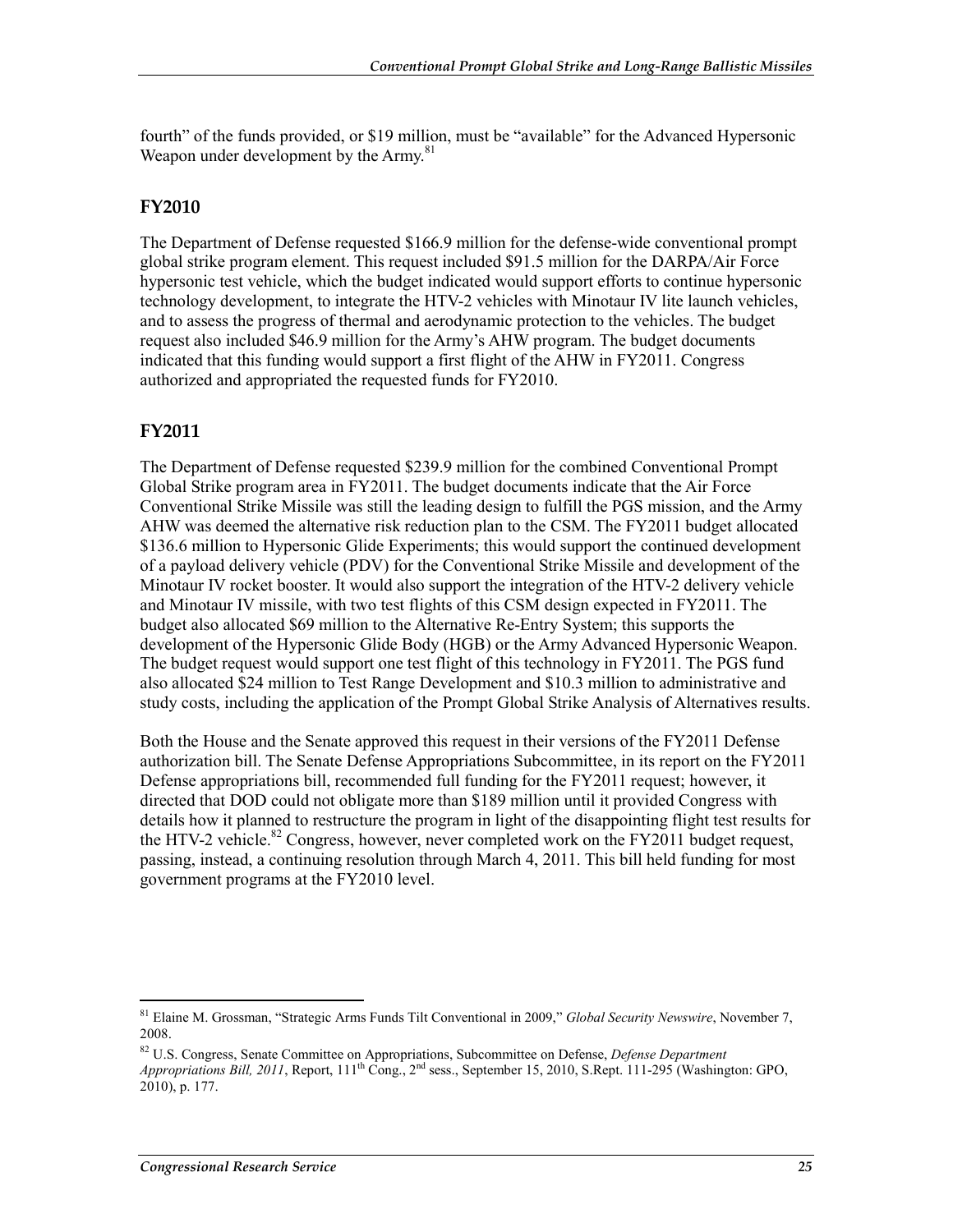fourth" of the funds provided, or $19 million, must be "available" for the Advanced Hypersonic Weapon under development by the Army.[81]

## FY2010

The Department of Defense requested $166.9 million for the defense-wide conventional prompt global strike program element. This request included $91.5 million for the DARPA/Air Force hypersonic test vehicle, which the budget indicated would support efforts to continue hypersonic technology development, to integrate the HTV-2 vehicles with Minotaur IV lite launch vehicles, and to assess the progress of thermal and aerodynamic protection to the vehicles. The budget request also included $46.9 million for the Army's AHW program. The budget documents indicated that this funding would support a first flight of the AHW in FY2011. Congress authorized and appropriated the requested funds for FY2010.

## FY2011

The Department of Defense requested $239.9 million for the combined Conventional Prompt Global Strike program area in FY2011. The budget documents indicate that the Air Force Conventional Strike Missile was still the leading design to fulfill the PGS mission, and the Army AHW was deemed the alternative risk reduction plan to the CSM. The FY2011 budget allocated $136.6 million to Hypersonic Glide Experiments; this would support the continued development of a payload delivery vehicle (PDV) for the Conventional Strike Missile and development of the Minotaur IV rocket booster. It would also support the integration of the HTV-2 delivery vehicle and Minotaur IV missile, with two test flights of this CSM design expected in FY2011. The budget also allocated $69 million to the Alternative Re-Entry System; this supports the development of the Hypersonic Glide Body (HGB) or the Army Advanced Hypersonic Weapon. The budget request would support one test flight of this technology in FY2011. The PGS fund also allocated $24 million to Test Range Development and $10.3 million to administrative and study costs, including the application of the Prompt Global Strike Analysis of Alternatives results.

Both the House and the Senate approved this request in their versions of the FY2011 Defense authorization bill. The Senate Defense Appropriations Subcommittee, in its report on the FY2011 Defense appropriations bill, recommended full funding for the FY2011 request; however, it directed that DOD could not obligate more than $189 million until it provided Congress with details how it planned to restructure the program in light of the disappointing flight test results for the HTV-2 vehicle.[82] Congress, however, never completed work on the FY2011 budget request, passing, instead, a continuing resolution through March 4, 2011. This bill held funding for most government programs at the FY2010 level.

---

[81] Elaine M. Grossman, "Strategic Arms Funds Tilt Conventional in 2009," *Global Security Newswire*, November 7, 2008.

[82] U.S. Congress, Senate Committee on Appropriations, Subcommittee on Defense, *Defense Department Appropriations Bill, 2011*, Report, 111th Cong., 2nd sess., September 15, 2010, S.Rept. 111-295 (Washington: GPO, 2010), p. 177.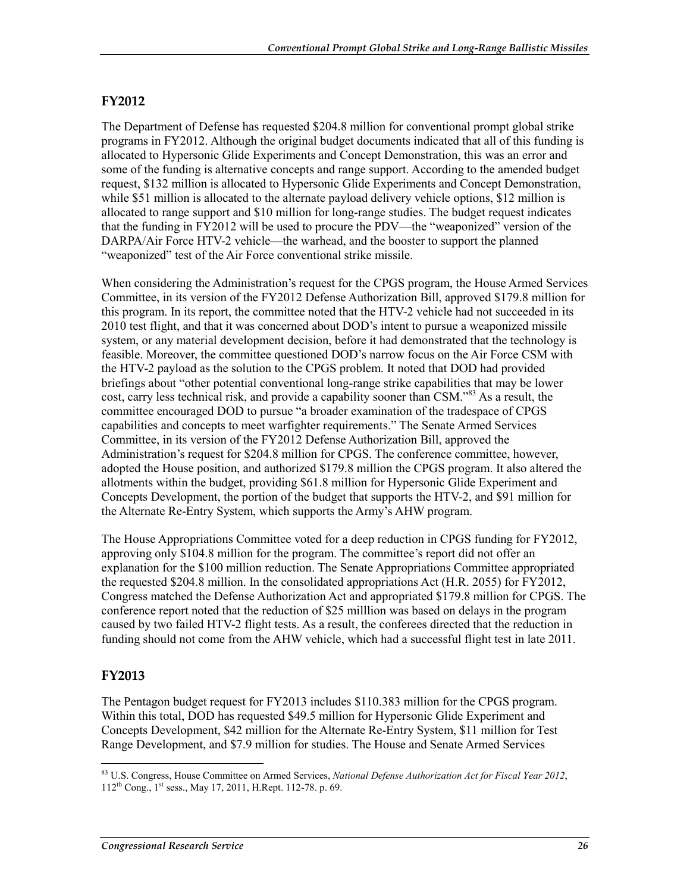## FY2012

The Department of Defense has requested $204.8 million for conventional prompt global strike programs in FY2012. Although the original budget documents indicated that all of this funding is allocated to Hypersonic Glide Experiments and Concept Demonstration, this was an error and some of the funding is alternative concepts and range support. According to the amended budget request, $132 million is allocated to Hypersonic Glide Experiments and Concept Demonstration, while $51 million is allocated to the alternate payload delivery vehicle options, $12 million is allocated to range support and $10 million for long-range studies. The budget request indicates that the funding in FY2012 will be used to procure the PDV—the "weaponized" version of the DARPA/Air Force HTV-2 vehicle—the warhead, and the booster to support the planned "weaponized" test of the Air Force conventional strike missile.

When considering the Administration's request for the CPGS program, the House Armed Services Committee, in its version of the FY2012 Defense Authorization Bill, approved $179.8 million for this program. In its report, the committee noted that the HTV-2 vehicle had not succeeded in its 2010 test flight, and that it was concerned about DOD's intent to pursue a weaponized missile system, or any material development decision, before it had demonstrated that the technology is feasible. Moreover, the committee questioned DOD's narrow focus on the Air Force CSM with the HTV-2 payload as the solution to the CPGS problem. It noted that DOD had provided briefings about "other potential conventional long-range strike capabilities that may be lower cost, carry less technical risk, and provide a capability sooner than CSM."[83] As a result, the committee encouraged DOD to pursue "a broader examination of the tradespace of CPGS capabilities and concepts to meet warfighter requirements." The Senate Armed Services Committee, in its version of the FY2012 Defense Authorization Bill, approved the Administration's request for $204.8 million for CPGS. The conference committee, however, adopted the House position, and authorized $179.8 million the CPGS program. It also altered the allotments within the budget, providing $61.8 million for Hypersonic Glide Experiment and Concepts Development, the portion of the budget that supports the HTV-2, and $91 million for the Alternate Re-Entry System, which supports the Army's AHW program.

The House Appropriations Committee voted for a deep reduction in CPGS funding for FY2012, approving only $104.8 million for the program. The committee's report did not offer an explanation for the $100 million reduction. The Senate Appropriations Committee appropriated the requested $204.8 million. In the consolidated appropriations Act (H.R. 2055) for FY2012, Congress matched the Defense Authorization Act and appropriated $179.8 million for CPGS. The conference report noted that the reduction of $25 milllion was based on delays in the program caused by two failed HTV-2 flight tests. As a result, the conferees directed that the reduction in funding should not come from the AHW vehicle, which had a successful flight test in late 2011.

## FY2013

The Pentagon budget request for FY2013 includes $110.383 million for the CPGS program. Within this total, DOD has requested $49.5 million for Hypersonic Glide Experiment and Concepts Development, $42 million for the Alternate Re-Entry System, $11 million for Test Range Development, and $7.9 million for studies. The House and Senate Armed Services

---

[83] U.S. Congress, House Committee on Armed Services, *National Defense Authorization Act for Fiscal Year 2012*, 112th Cong., 1st sess., May 17, 2011, H.Rept. 112-78. p. 69.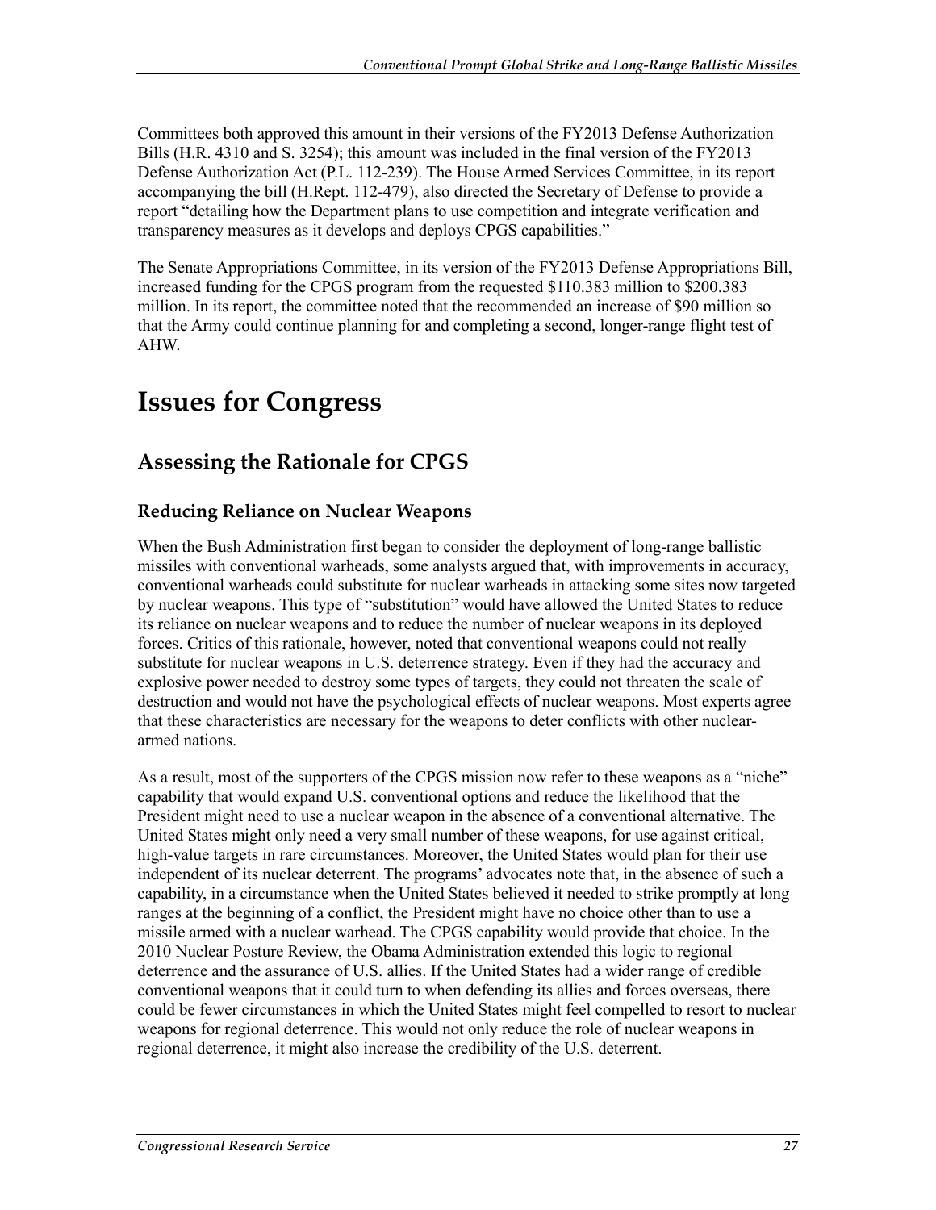Committees both approved this amount in their versions of the FY2013 Defense Authorization Bills (H.R. 4310 and S. 3254); this amount was included in the final version of the FY2013 Defense Authorization Act (P.L. 112-239). The House Armed Services Committee, in its report accompanying the bill (H.Rept. 112-479), also directed the Secretary of Defense to provide a report "detailing how the Department plans to use competition and integrate verification and transparency measures as it develops and deploys CPGS capabilities."

The Senate Appropriations Committee, in its version of the FY2013 Defense Appropriations Bill, increased funding for the CPGS program from the requested $110.383 million to $200.383 million. In its report, the committee noted that the recommended an increase of $90 million so that the Army could continue planning for and completing a second, longer-range flight test of AHW.

# Issues for Congress

## Assessing the Rationale for CPGS

### Reducing Reliance on Nuclear Weapons

When the Bush Administration first began to consider the deployment of long-range ballistic missiles with conventional warheads, some analysts argued that, with improvements in accuracy, conventional warheads could substitute for nuclear warheads in attacking some sites now targeted by nuclear weapons. This type of "substitution" would have allowed the United States to reduce its reliance on nuclear weapons and to reduce the number of nuclear weapons in its deployed forces. Critics of this rationale, however, noted that conventional weapons could not really substitute for nuclear weapons in U.S. deterrence strategy. Even if they had the accuracy and explosive power needed to destroy some types of targets, they could not threaten the scale of destruction and would not have the psychological effects of nuclear weapons. Most experts agree that these characteristics are necessary for the weapons to deter conflicts with other nuclear-armed nations.

As a result, most of the supporters of the CPGS mission now refer to these weapons as a "niche" capability that would expand U.S. conventional options and reduce the likelihood that the President might need to use a nuclear weapon in the absence of a conventional alternative. The United States might only need a very small number of these weapons, for use against critical, high-value targets in rare circumstances. Moreover, the United States would plan for their use independent of its nuclear deterrent. The programs' advocates note that, in the absence of such a capability, in a circumstance when the United States believed it needed to strike promptly at long ranges at the beginning of a conflict, the President might have no choice other than to use a missile armed with a nuclear warhead. The CPGS capability would provide that choice. In the 2010 Nuclear Posture Review, the Obama Administration extended this logic to regional deterrence and the assurance of U.S. allies. If the United States had a wider range of credible conventional weapons that it could turn to when defending its allies and forces overseas, there could be fewer circumstances in which the United States might feel compelled to resort to nuclear weapons for regional deterrence. This would not only reduce the role of nuclear weapons in regional deterrence, it might also increase the credibility of the U.S. deterrent.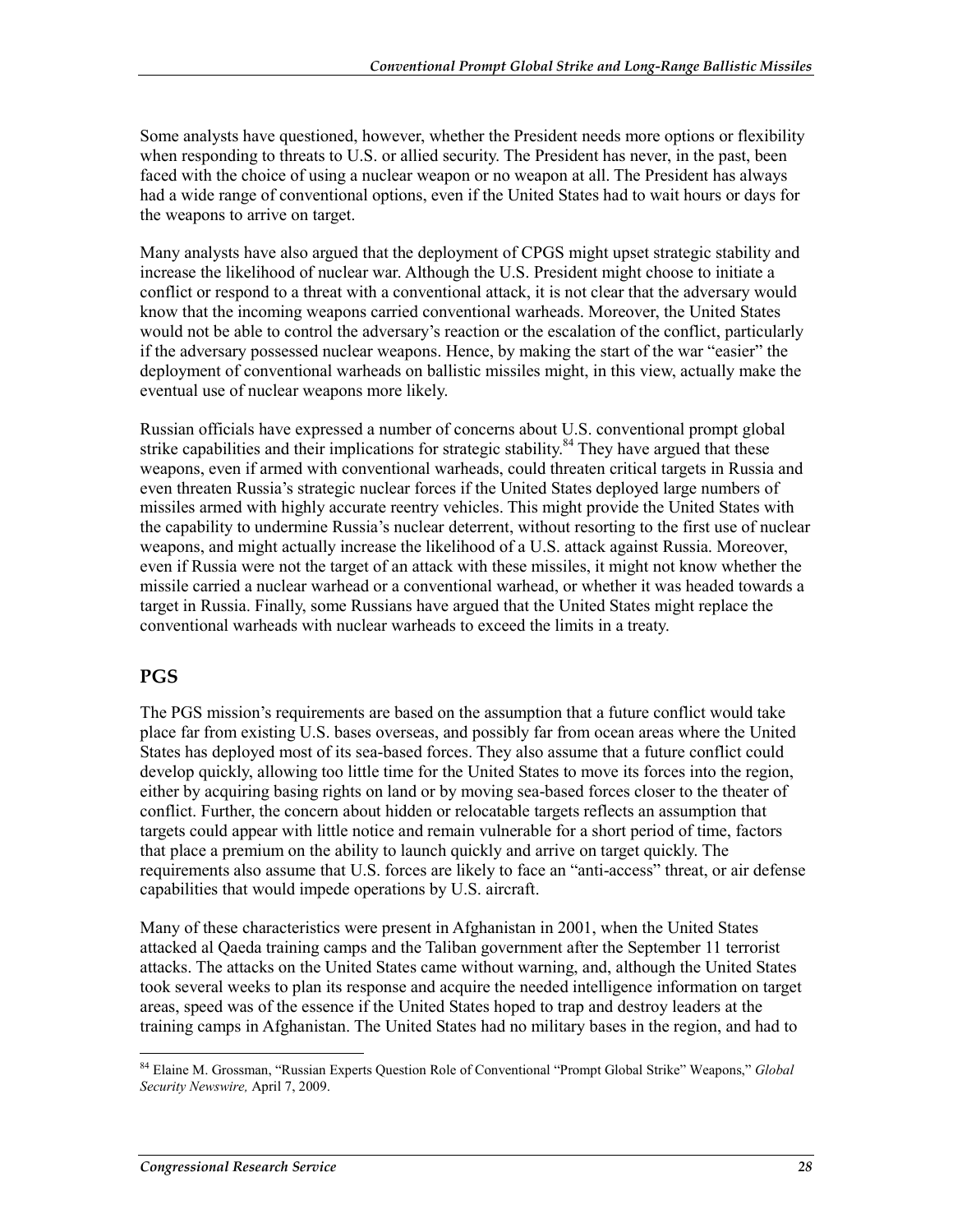Some analysts have questioned, however, whether the President needs more options or flexibility when responding to threats to U.S. or allied security. The President has never, in the past, been faced with the choice of using a nuclear weapon or no weapon at all. The President has always had a wide range of conventional options, even if the United States had to wait hours or days for the weapons to arrive on target.

Many analysts have also argued that the deployment of CPGS might upset strategic stability and increase the likelihood of nuclear war. Although the U.S. President might choose to initiate a conflict or respond to a threat with a conventional attack, it is not clear that the adversary would know that the incoming weapons carried conventional warheads. Moreover, the United States would not be able to control the adversary's reaction or the escalation of the conflict, particularly if the adversary possessed nuclear weapons. Hence, by making the start of the war "easier" the deployment of conventional warheads on ballistic missiles might, in this view, actually make the eventual use of nuclear weapons more likely.

Russian officials have expressed a number of concerns about U.S. conventional prompt global strike capabilities and their implications for strategic stability.[84] They have argued that these weapons, even if armed with conventional warheads, could threaten critical targets in Russia and even threaten Russia's strategic nuclear forces if the United States deployed large numbers of missiles armed with highly accurate reentry vehicles. This might provide the United States with the capability to undermine Russia's nuclear deterrent, without resorting to the first use of nuclear weapons, and might actually increase the likelihood of a U.S. attack against Russia. Moreover, even if Russia were not the target of an attack with these missiles, it might not know whether the missile carried a nuclear warhead or a conventional warhead, or whether it was headed towards a target in Russia. Finally, some Russians have argued that the United States might replace the conventional warheads with nuclear warheads to exceed the limits in a treaty.

## PGS

The PGS mission's requirements are based on the assumption that a future conflict would take place far from existing U.S. bases overseas, and possibly far from ocean areas where the United States has deployed most of its sea-based forces. They also assume that a future conflict could develop quickly, allowing too little time for the United States to move its forces into the region, either by acquiring basing rights on land or by moving sea-based forces closer to the theater of conflict. Further, the concern about hidden or relocatable targets reflects an assumption that targets could appear with little notice and remain vulnerable for a short period of time, factors that place a premium on the ability to launch quickly and arrive on target quickly. The requirements also assume that U.S. forces are likely to face an "anti-access" threat, or air defense capabilities that would impede operations by U.S. aircraft.

Many of these characteristics were present in Afghanistan in 2001, when the United States attacked al Qaeda training camps and the Taliban government after the September 11 terrorist attacks. The attacks on the United States came without warning, and, although the United States took several weeks to plan its response and acquire the needed intelligence information on target areas, speed was of the essence if the United States hoped to trap and destroy leaders at the training camps in Afghanistan. The United States had no military bases in the region, and had to

---

[84] Elaine M. Grossman, "Russian Experts Question Role of Conventional "Prompt Global Strike" Weapons," *Global Security Newswire,* April 7, 2009.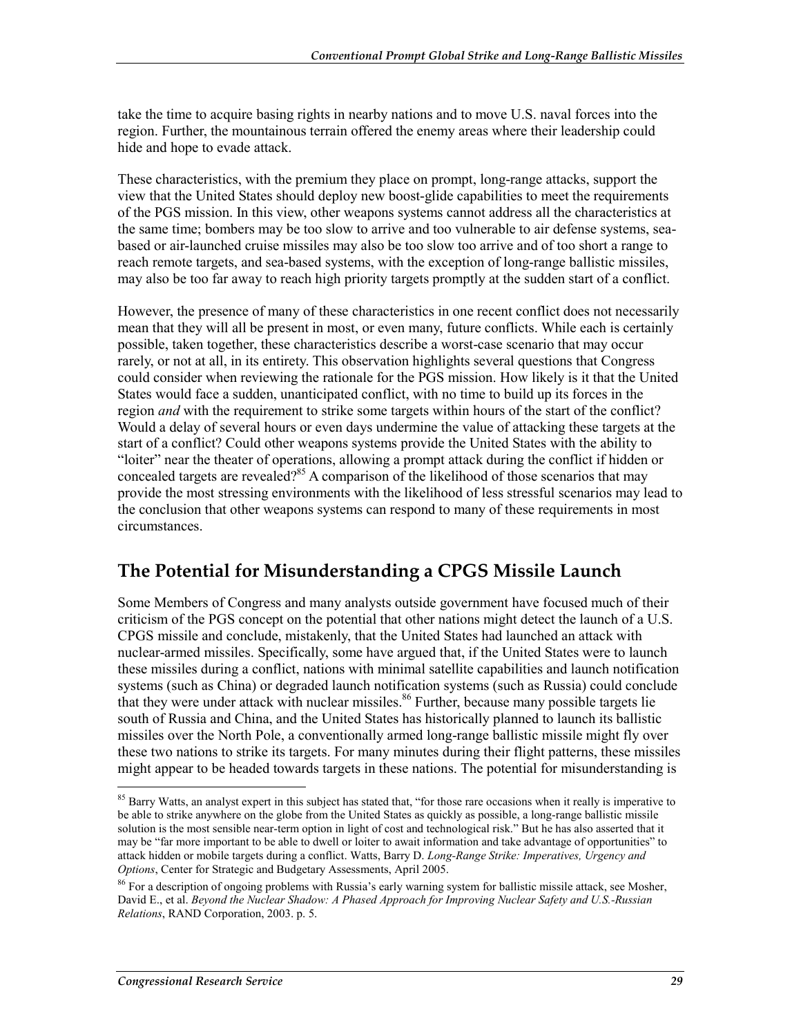take the time to acquire basing rights in nearby nations and to move U.S. naval forces into the region. Further, the mountainous terrain offered the enemy areas where their leadership could hide and hope to evade attack.

These characteristics, with the premium they place on prompt, long-range attacks, support the view that the United States should deploy new boost-glide capabilities to meet the requirements of the PGS mission. In this view, other weapons systems cannot address all the characteristics at the same time; bombers may be too slow to arrive and too vulnerable to air defense systems, sea-based or air-launched cruise missiles may also be too slow too arrive and of too short a range to reach remote targets, and sea-based systems, with the exception of long-range ballistic missiles, may also be too far away to reach high priority targets promptly at the sudden start of a conflict.

However, the presence of many of these characteristics in one recent conflict does not necessarily mean that they will all be present in most, or even many, future conflicts. While each is certainly possible, taken together, these characteristics describe a worst-case scenario that may occur rarely, or not at all, in its entirety. This observation highlights several questions that Congress could consider when reviewing the rationale for the PGS mission. How likely is it that the United States would face a sudden, unanticipated conflict, with no time to build up its forces in the region *and* with the requirement to strike some targets within hours of the start of the conflict? Would a delay of several hours or even days undermine the value of attacking these targets at the start of a conflict? Could other weapons systems provide the United States with the ability to "loiter" near the theater of operations, allowing a prompt attack during the conflict if hidden or concealed targets are revealed?[85] A comparison of the likelihood of those scenarios that may provide the most stressing environments with the likelihood of less stressful scenarios may lead to the conclusion that other weapons systems can respond to many of these requirements in most circumstances.

## The Potential for Misunderstanding a CPGS Missile Launch

Some Members of Congress and many analysts outside government have focused much of their criticism of the PGS concept on the potential that other nations might detect the launch of a U.S. CPGS missile and conclude, mistakenly, that the United States had launched an attack with nuclear-armed missiles. Specifically, some have argued that, if the United States were to launch these missiles during a conflict, nations with minimal satellite capabilities and launch notification systems (such as China) or degraded launch notification systems (such as Russia) could conclude that they were under attack with nuclear missiles.[86] Further, because many possible targets lie south of Russia and China, and the United States has historically planned to launch its ballistic missiles over the North Pole, a conventionally armed long-range ballistic missile might fly over these two nations to strike its targets. For many minutes during their flight patterns, these missiles might appear to be headed towards targets in these nations. The potential for misunderstanding is

[85] Barry Watts, an analyst expert in this subject has stated that, "for those rare occasions when it really is imperative to be able to strike anywhere on the globe from the United States as quickly as possible, a long-range ballistic missile solution is the most sensible near-term option in light of cost and technological risk." But he has also asserted that it may be "far more important to be able to dwell or loiter to await information and take advantage of opportunities" to attack hidden or mobile targets during a conflict. Watts, Barry D. *Long-Range Strike: Imperatives, Urgency and Options*, Center for Strategic and Budgetary Assessments, April 2005.

[86] For a description of ongoing problems with Russia's early warning system for ballistic missile attack, see Mosher, David E., et al. *Beyond the Nuclear Shadow: A Phased Approach for Improving Nuclear Safety and U.S.-Russian Relations*, RAND Corporation, 2003. p. 5.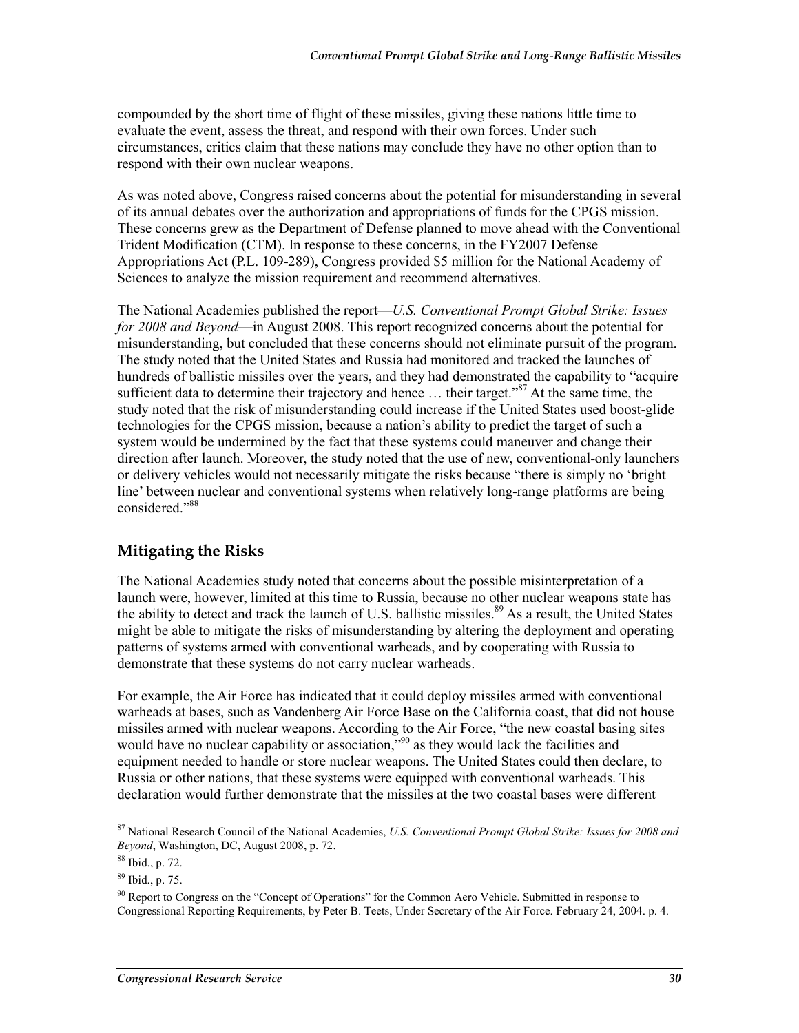compounded by the short time of flight of these missiles, giving these nations little time to evaluate the event, assess the threat, and respond with their own forces. Under such circumstances, critics claim that these nations may conclude they have no other option than to respond with their own nuclear weapons.

As was noted above, Congress raised concerns about the potential for misunderstanding in several of its annual debates over the authorization and appropriations of funds for the CPGS mission. These concerns grew as the Department of Defense planned to move ahead with the Conventional Trident Modification (CTM). In response to these concerns, in the FY2007 Defense Appropriations Act (P.L. 109-289), Congress provided $5 million for the National Academy of Sciences to analyze the mission requirement and recommend alternatives.

The National Academies published the report—*U.S. Conventional Prompt Global Strike: Issues for 2008 and Beyond*—in August 2008. This report recognized concerns about the potential for misunderstanding, but concluded that these concerns should not eliminate pursuit of the program. The study noted that the United States and Russia had monitored and tracked the launches of hundreds of ballistic missiles over the years, and they had demonstrated the capability to "acquire sufficient data to determine their trajectory and hence … their target."[87] At the same time, the study noted that the risk of misunderstanding could increase if the United States used boost-glide technologies for the CPGS mission, because a nation's ability to predict the target of such a system would be undermined by the fact that these systems could maneuver and change their direction after launch. Moreover, the study noted that the use of new, conventional-only launchers or delivery vehicles would not necessarily mitigate the risks because "there is simply no 'bright line' between nuclear and conventional systems when relatively long-range platforms are being considered."[88]

## Mitigating the Risks

The National Academies study noted that concerns about the possible misinterpretation of a launch were, however, limited at this time to Russia, because no other nuclear weapons state has the ability to detect and track the launch of U.S. ballistic missiles.[89] As a result, the United States might be able to mitigate the risks of misunderstanding by altering the deployment and operating patterns of systems armed with conventional warheads, and by cooperating with Russia to demonstrate that these systems do not carry nuclear warheads.

For example, the Air Force has indicated that it could deploy missiles armed with conventional warheads at bases, such as Vandenberg Air Force Base on the California coast, that did not house missiles armed with nuclear weapons. According to the Air Force, "the new coastal basing sites would have no nuclear capability or association,"[90] as they would lack the facilities and equipment needed to handle or store nuclear weapons. The United States could then declare, to Russia or other nations, that these systems were equipped with conventional warheads. This declaration would further demonstrate that the missiles at the two coastal bases were different

---

[87] National Research Council of the National Academies, *U.S. Conventional Prompt Global Strike: Issues for 2008 and Beyond*, Washington, DC, August 2008, p. 72.

[88] Ibid., p. 72.

[89] Ibid., p. 75.

[90] Report to Congress on the "Concept of Operations" for the Common Aero Vehicle. Submitted in response to Congressional Reporting Requirements, by Peter B. Teets, Under Secretary of the Air Force. February 24, 2004. p. 4.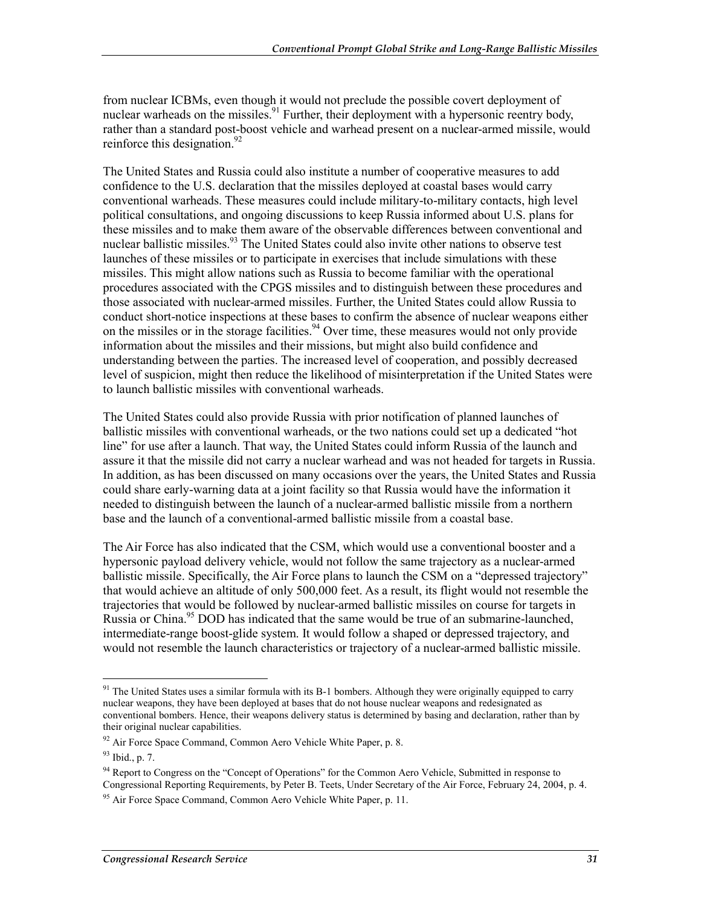from nuclear ICBMs, even though it would not preclude the possible covert deployment of nuclear warheads on the missiles.[91] Further, their deployment with a hypersonic reentry body, rather than a standard post-boost vehicle and warhead present on a nuclear-armed missile, would reinforce this designation.[92]

The United States and Russia could also institute a number of cooperative measures to add confidence to the U.S. declaration that the missiles deployed at coastal bases would carry conventional warheads. These measures could include military-to-military contacts, high level political consultations, and ongoing discussions to keep Russia informed about U.S. plans for these missiles and to make them aware of the observable differences between conventional and nuclear ballistic missiles.[93] The United States could also invite other nations to observe test launches of these missiles or to participate in exercises that include simulations with these missiles. This might allow nations such as Russia to become familiar with the operational procedures associated with the CPGS missiles and to distinguish between these procedures and those associated with nuclear-armed missiles. Further, the United States could allow Russia to conduct short-notice inspections at these bases to confirm the absence of nuclear weapons either on the missiles or in the storage facilities.[94] Over time, these measures would not only provide information about the missiles and their missions, but might also build confidence and understanding between the parties. The increased level of cooperation, and possibly decreased level of suspicion, might then reduce the likelihood of misinterpretation if the United States were to launch ballistic missiles with conventional warheads.

The United States could also provide Russia with prior notification of planned launches of ballistic missiles with conventional warheads, or the two nations could set up a dedicated "hot line" for use after a launch. That way, the United States could inform Russia of the launch and assure it that the missile did not carry a nuclear warhead and was not headed for targets in Russia. In addition, as has been discussed on many occasions over the years, the United States and Russia could share early-warning data at a joint facility so that Russia would have the information it needed to distinguish between the launch of a nuclear-armed ballistic missile from a northern base and the launch of a conventional-armed ballistic missile from a coastal base.

The Air Force has also indicated that the CSM, which would use a conventional booster and a hypersonic payload delivery vehicle, would not follow the same trajectory as a nuclear-armed ballistic missile. Specifically, the Air Force plans to launch the CSM on a "depressed trajectory" that would achieve an altitude of only 500,000 feet. As a result, its flight would not resemble the trajectories that would be followed by nuclear-armed ballistic missiles on course for targets in Russia or China.[95] DOD has indicated that the same would be true of an submarine-launched, intermediate-range boost-glide system. It would follow a shaped or depressed trajectory, and would not resemble the launch characteristics or trajectory of a nuclear-armed ballistic missile.

---

[91] The United States uses a similar formula with its B-1 bombers. Although they were originally equipped to carry nuclear weapons, they have been deployed at bases that do not house nuclear weapons and redesignated as conventional bombers. Hence, their weapons delivery status is determined by basing and declaration, rather than by their original nuclear capabilities.

[92] Air Force Space Command, Common Aero Vehicle White Paper, p. 8.

[93] Ibid., p. 7.

[94] Report to Congress on the "Concept of Operations" for the Common Aero Vehicle, Submitted in response to Congressional Reporting Requirements, by Peter B. Teets, Under Secretary of the Air Force, February 24, 2004, p. 4.

[95] Air Force Space Command, Common Aero Vehicle White Paper, p. 11.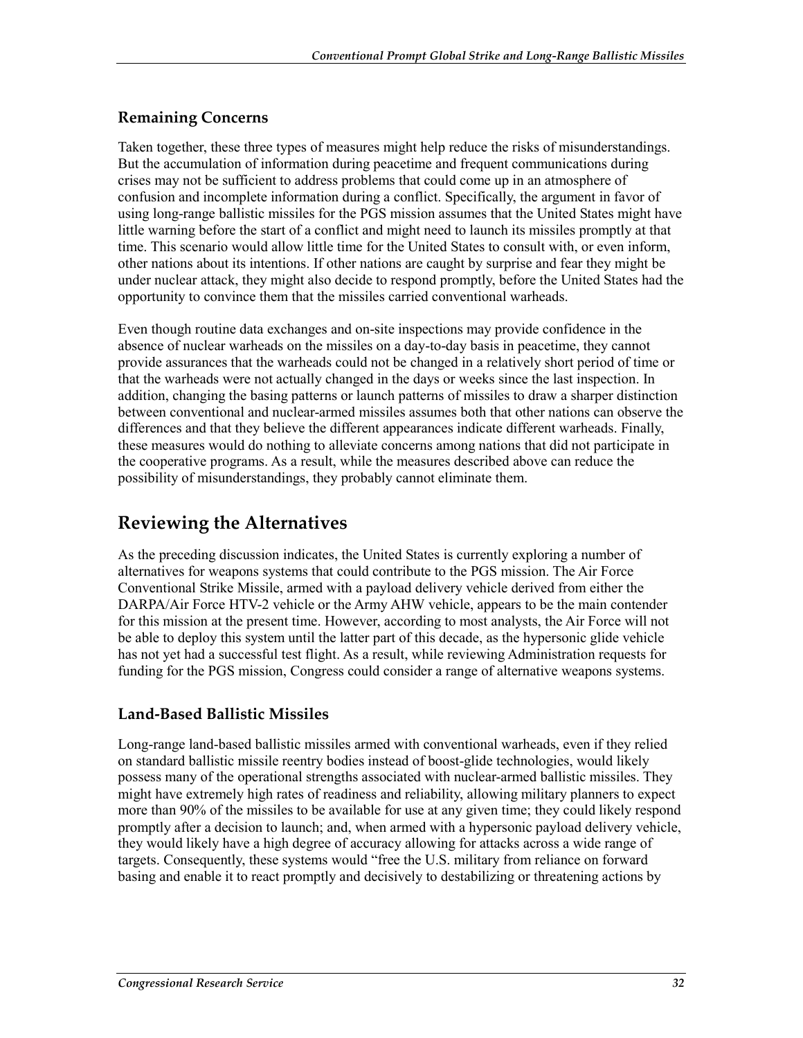### Remaining Concerns

Taken together, these three types of measures might help reduce the risks of misunderstandings. But the accumulation of information during peacetime and frequent communications during crises may not be sufficient to address problems that could come up in an atmosphere of confusion and incomplete information during a conflict. Specifically, the argument in favor of using long-range ballistic missiles for the PGS mission assumes that the United States might have little warning before the start of a conflict and might need to launch its missiles promptly at that time. This scenario would allow little time for the United States to consult with, or even inform, other nations about its intentions. If other nations are caught by surprise and fear they might be under nuclear attack, they might also decide to respond promptly, before the United States had the opportunity to convince them that the missiles carried conventional warheads.

Even though routine data exchanges and on-site inspections may provide confidence in the absence of nuclear warheads on the missiles on a day-to-day basis in peacetime, they cannot provide assurances that the warheads could not be changed in a relatively short period of time or that the warheads were not actually changed in the days or weeks since the last inspection. In addition, changing the basing patterns or launch patterns of missiles to draw a sharper distinction between conventional and nuclear-armed missiles assumes both that other nations can observe the differences and that they believe the different appearances indicate different warheads. Finally, these measures would do nothing to alleviate concerns among nations that did not participate in the cooperative programs. As a result, while the measures described above can reduce the possibility of misunderstandings, they probably cannot eliminate them.

## Reviewing the Alternatives

As the preceding discussion indicates, the United States is currently exploring a number of alternatives for weapons systems that could contribute to the PGS mission. The Air Force Conventional Strike Missile, armed with a payload delivery vehicle derived from either the DARPA/Air Force HTV-2 vehicle or the Army AHW vehicle, appears to be the main contender for this mission at the present time. However, according to most analysts, the Air Force will not be able to deploy this system until the latter part of this decade, as the hypersonic glide vehicle has not yet had a successful test flight. As a result, while reviewing Administration requests for funding for the PGS mission, Congress could consider a range of alternative weapons systems.

### Land-Based Ballistic Missiles

Long-range land-based ballistic missiles armed with conventional warheads, even if they relied on standard ballistic missile reentry bodies instead of boost-glide technologies, would likely possess many of the operational strengths associated with nuclear-armed ballistic missiles. They might have extremely high rates of readiness and reliability, allowing military planners to expect more than 90% of the missiles to be available for use at any given time; they could likely respond promptly after a decision to launch; and, when armed with a hypersonic payload delivery vehicle, they would likely have a high degree of accuracy allowing for attacks across a wide range of targets. Consequently, these systems would "free the U.S. military from reliance on forward basing and enable it to react promptly and decisively to destabilizing or threatening actions by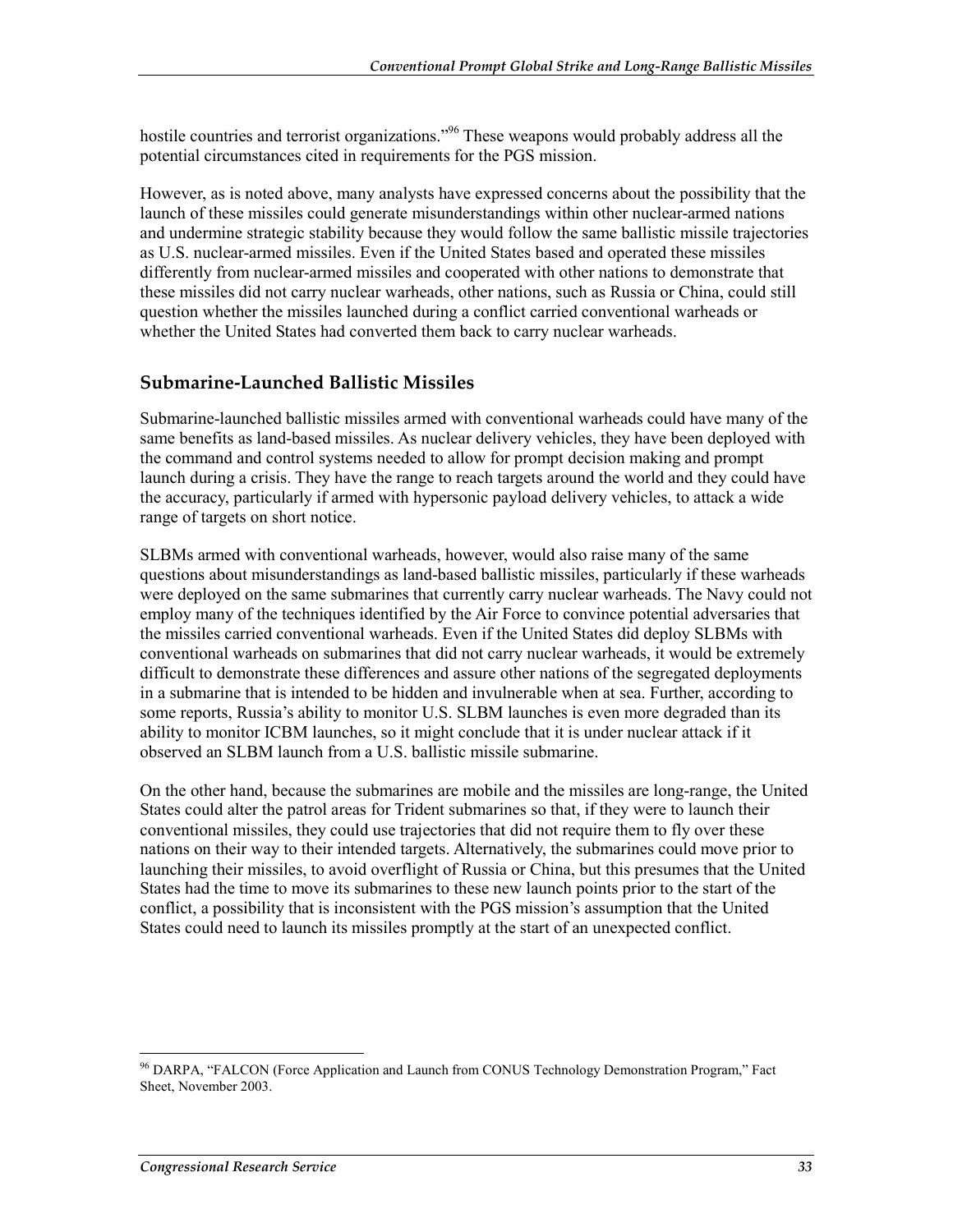hostile countries and terrorist organizations."[96] These weapons would probably address all the potential circumstances cited in requirements for the PGS mission.

However, as is noted above, many analysts have expressed concerns about the possibility that the launch of these missiles could generate misunderstandings within other nuclear-armed nations and undermine strategic stability because they would follow the same ballistic missile trajectories as U.S. nuclear-armed missiles. Even if the United States based and operated these missiles differently from nuclear-armed missiles and cooperated with other nations to demonstrate that these missiles did not carry nuclear warheads, other nations, such as Russia or China, could still question whether the missiles launched during a conflict carried conventional warheads or whether the United States had converted them back to carry nuclear warheads.

## Submarine-Launched Ballistic Missiles

Submarine-launched ballistic missiles armed with conventional warheads could have many of the same benefits as land-based missiles. As nuclear delivery vehicles, they have been deployed with the command and control systems needed to allow for prompt decision making and prompt launch during a crisis. They have the range to reach targets around the world and they could have the accuracy, particularly if armed with hypersonic payload delivery vehicles, to attack a wide range of targets on short notice.

SLBMs armed with conventional warheads, however, would also raise many of the same questions about misunderstandings as land-based ballistic missiles, particularly if these warheads were deployed on the same submarines that currently carry nuclear warheads. The Navy could not employ many of the techniques identified by the Air Force to convince potential adversaries that the missiles carried conventional warheads. Even if the United States did deploy SLBMs with conventional warheads on submarines that did not carry nuclear warheads, it would be extremely difficult to demonstrate these differences and assure other nations of the segregated deployments in a submarine that is intended to be hidden and invulnerable when at sea. Further, according to some reports, Russia's ability to monitor U.S. SLBM launches is even more degraded than its ability to monitor ICBM launches, so it might conclude that it is under nuclear attack if it observed an SLBM launch from a U.S. ballistic missile submarine.

On the other hand, because the submarines are mobile and the missiles are long-range, the United States could alter the patrol areas for Trident submarines so that, if they were to launch their conventional missiles, they could use trajectories that did not require them to fly over these nations on their way to their intended targets. Alternatively, the submarines could move prior to launching their missiles, to avoid overflight of Russia or China, but this presumes that the United States had the time to move its submarines to these new launch points prior to the start of the conflict, a possibility that is inconsistent with the PGS mission's assumption that the United States could need to launch its missiles promptly at the start of an unexpected conflict.

---

[96] DARPA, "FALCON (Force Application and Launch from CONUS Technology Demonstration Program," Fact Sheet, November 2003.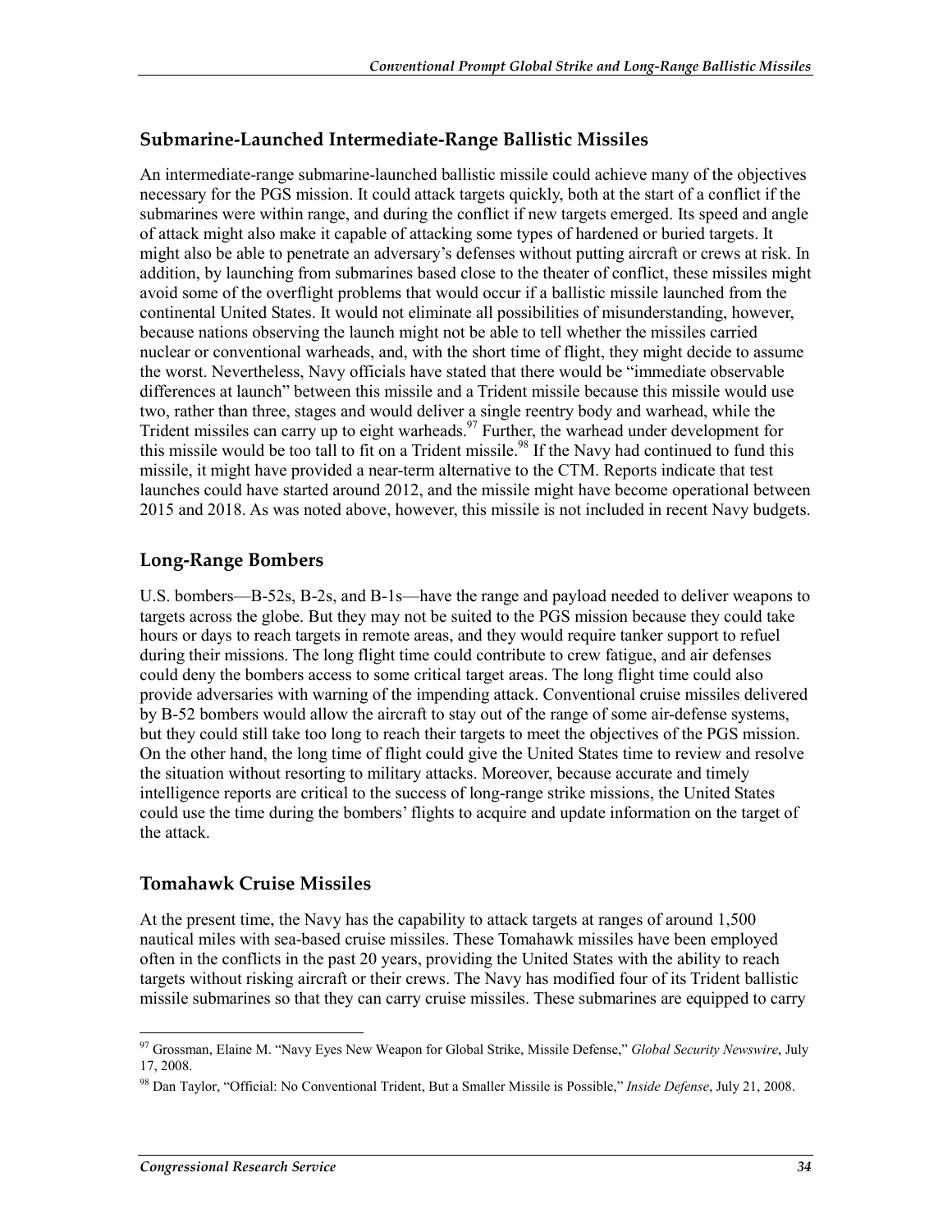### Submarine-Launched Intermediate-Range Ballistic Missiles

An intermediate-range submarine-launched ballistic missile could achieve many of the objectives necessary for the PGS mission. It could attack targets quickly, both at the start of a conflict if the submarines were within range, and during the conflict if new targets emerged. Its speed and angle of attack might also make it capable of attacking some types of hardened or buried targets. It might also be able to penetrate an adversary's defenses without putting aircraft or crews at risk. In addition, by launching from submarines based close to the theater of conflict, these missiles might avoid some of the overflight problems that would occur if a ballistic missile launched from the continental United States. It would not eliminate all possibilities of misunderstanding, however, because nations observing the launch might not be able to tell whether the missiles carried nuclear or conventional warheads, and, with the short time of flight, they might decide to assume the worst. Nevertheless, Navy officials have stated that there would be "immediate observable differences at launch" between this missile and a Trident missile because this missile would use two, rather than three, stages and would deliver a single reentry body and warhead, while the Trident missiles can carry up to eight warheads.[97] Further, the warhead under development for this missile would be too tall to fit on a Trident missile.[98] If the Navy had continued to fund this missile, it might have provided a near-term alternative to the CTM. Reports indicate that test launches could have started around 2012, and the missile might have become operational between 2015 and 2018. As was noted above, however, this missile is not included in recent Navy budgets.

### Long-Range Bombers

U.S. bombers—B-52s, B-2s, and B-1s—have the range and payload needed to deliver weapons to targets across the globe. But they may not be suited to the PGS mission because they could take hours or days to reach targets in remote areas, and they would require tanker support to refuel during their missions. The long flight time could contribute to crew fatigue, and air defenses could deny the bombers access to some critical target areas. The long flight time could also provide adversaries with warning of the impending attack. Conventional cruise missiles delivered by B-52 bombers would allow the aircraft to stay out of the range of some air-defense systems, but they could still take too long to reach their targets to meet the objectives of the PGS mission. On the other hand, the long time of flight could give the United States time to review and resolve the situation without resorting to military attacks. Moreover, because accurate and timely intelligence reports are critical to the success of long-range strike missions, the United States could use the time during the bombers' flights to acquire and update information on the target of the attack.

### Tomahawk Cruise Missiles

At the present time, the Navy has the capability to attack targets at ranges of around 1,500 nautical miles with sea-based cruise missiles. These Tomahawk missiles have been employed often in the conflicts in the past 20 years, providing the United States with the ability to reach targets without risking aircraft or their crews. The Navy has modified four of its Trident ballistic missile submarines so that they can carry cruise missiles. These submarines are equipped to carry

---

[97] Grossman, Elaine M. "Navy Eyes New Weapon for Global Strike, Missile Defense," *Global Security Newswire*, July 17, 2008.

[98] Dan Taylor, "Official: No Conventional Trident, But a Smaller Missile is Possible," *Inside Defense*, July 21, 2008.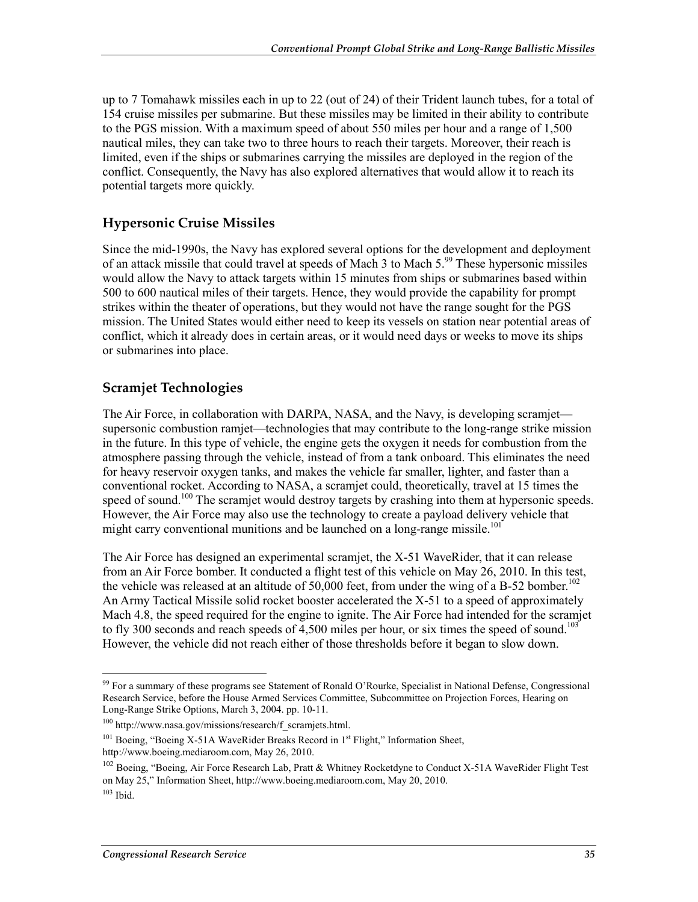up to 7 Tomahawk missiles each in up to 22 (out of 24) of their Trident launch tubes, for a total of 154 cruise missiles per submarine. But these missiles may be limited in their ability to contribute to the PGS mission. With a maximum speed of about 550 miles per hour and a range of 1,500 nautical miles, they can take two to three hours to reach their targets. Moreover, their reach is limited, even if the ships or submarines carrying the missiles are deployed in the region of the conflict. Consequently, the Navy has also explored alternatives that would allow it to reach its potential targets more quickly.

## Hypersonic Cruise Missiles

Since the mid-1990s, the Navy has explored several options for the development and deployment of an attack missile that could travel at speeds of Mach 3 to Mach 5.[99] These hypersonic missiles would allow the Navy to attack targets within 15 minutes from ships or submarines based within 500 to 600 nautical miles of their targets. Hence, they would provide the capability for prompt strikes within the theater of operations, but they would not have the range sought for the PGS mission. The United States would either need to keep its vessels on station near potential areas of conflict, which it already does in certain areas, or it would need days or weeks to move its ships or submarines into place.

## Scramjet Technologies

The Air Force, in collaboration with DARPA, NASA, and the Navy, is developing scramjet—supersonic combustion ramjet—technologies that may contribute to the long-range strike mission in the future. In this type of vehicle, the engine gets the oxygen it needs for combustion from the atmosphere passing through the vehicle, instead of from a tank onboard. This eliminates the need for heavy reservoir oxygen tanks, and makes the vehicle far smaller, lighter, and faster than a conventional rocket. According to NASA, a scramjet could, theoretically, travel at 15 times the speed of sound.[100] The scramjet would destroy targets by crashing into them at hypersonic speeds. However, the Air Force may also use the technology to create a payload delivery vehicle that might carry conventional munitions and be launched on a long-range missile.[101]

The Air Force has designed an experimental scramjet, the X-51 WaveRider, that it can release from an Air Force bomber. It conducted a flight test of this vehicle on May 26, 2010. In this test, the vehicle was released at an altitude of 50,000 feet, from under the wing of a B-52 bomber.[102] An Army Tactical Missile solid rocket booster accelerated the X-51 to a speed of approximately Mach 4.8, the speed required for the engine to ignite. The Air Force had intended for the scramjet to fly 300 seconds and reach speeds of 4,500 miles per hour, or six times the speed of sound.[103] However, the vehicle did not reach either of those thresholds before it began to slow down.

---

[99] For a summary of these programs see Statement of Ronald O'Rourke, Specialist in National Defense, Congressional Research Service, before the House Armed Services Committee, Subcommittee on Projection Forces, Hearing on Long-Range Strike Options, March 3, 2004. pp. 10-11.

[100] http://www.nasa.gov/missions/research/f_scramjets.html.

[101] Boeing, "Boeing X-51A WaveRider Breaks Record in 1st Flight," Information Sheet, http://www.boeing.mediaroom.com, May 26, 2010.

[102] Boeing, "Boeing, Air Force Research Lab, Pratt & Whitney Rocketdyne to Conduct X-51A WaveRider Flight Test on May 25," Information Sheet, http://www.boeing.mediaroom.com, May 20, 2010.

[103] Ibid.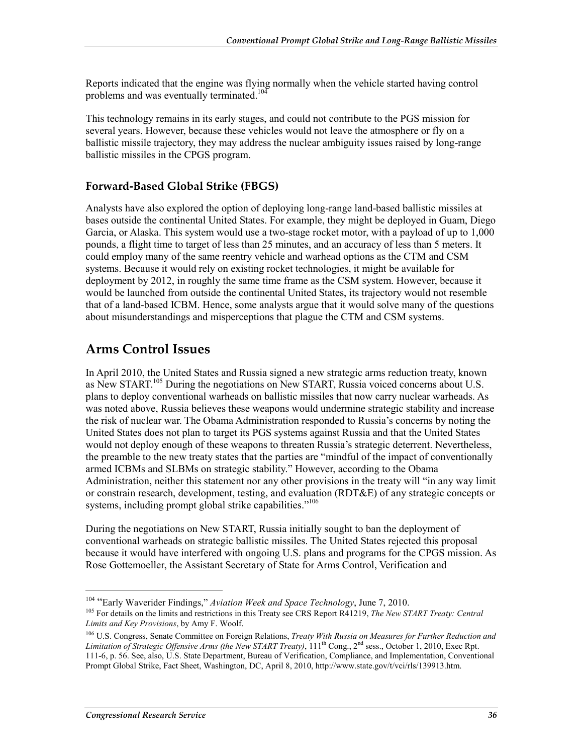Reports indicated that the engine was flying normally when the vehicle started having control problems and was eventually terminated.[104]

This technology remains in its early stages, and could not contribute to the PGS mission for several years. However, because these vehicles would not leave the atmosphere or fly on a ballistic missile trajectory, they may address the nuclear ambiguity issues raised by long-range ballistic missiles in the CPGS program.

### Forward-Based Global Strike (FBGS)

Analysts have also explored the option of deploying long-range land-based ballistic missiles at bases outside the continental United States. For example, they might be deployed in Guam, Diego Garcia, or Alaska. This system would use a two-stage rocket motor, with a payload of up to 1,000 pounds, a flight time to target of less than 25 minutes, and an accuracy of less than 5 meters. It could employ many of the same reentry vehicle and warhead options as the CTM and CSM systems. Because it would rely on existing rocket technologies, it might be available for deployment by 2012, in roughly the same time frame as the CSM system. However, because it would be launched from outside the continental United States, its trajectory would not resemble that of a land-based ICBM. Hence, some analysts argue that it would solve many of the questions about misunderstandings and misperceptions that plague the CTM and CSM systems.

## Arms Control Issues

In April 2010, the United States and Russia signed a new strategic arms reduction treaty, known as New START.[105] During the negotiations on New START, Russia voiced concerns about U.S. plans to deploy conventional warheads on ballistic missiles that now carry nuclear warheads. As was noted above, Russia believes these weapons would undermine strategic stability and increase the risk of nuclear war. The Obama Administration responded to Russia's concerns by noting the United States does not plan to target its PGS systems against Russia and that the United States would not deploy enough of these weapons to threaten Russia's strategic deterrent. Nevertheless, the preamble to the new treaty states that the parties are "mindful of the impact of conventionally armed ICBMs and SLBMs on strategic stability." However, according to the Obama Administration, neither this statement nor any other provisions in the treaty will "in any way limit or constrain research, development, testing, and evaluation (RDT&E) of any strategic concepts or systems, including prompt global strike capabilities."[106]

During the negotiations on New START, Russia initially sought to ban the deployment of conventional warheads on strategic ballistic missiles. The United States rejected this proposal because it would have interfered with ongoing U.S. plans and programs for the CPGS mission. As Rose Gottemoeller, the Assistant Secretary of State for Arms Control, Verification and

---

[104] "Early Waverider Findings," *Aviation Week and Space Technology*, June 7, 2010.

[105] For details on the limits and restrictions in this Treaty see CRS Report R41219, *The New START Treaty: Central Limits and Key Provisions*, by Amy F. Woolf.

[106] U.S. Congress, Senate Committee on Foreign Relations, *Treaty With Russia on Measures for Further Reduction and Limitation of Strategic Offensive Arms (the New START Treaty)*, 111th Cong., 2nd sess., October 1, 2010, Exec Rpt. 111-6, p. 56. See, also, U.S. State Department, Bureau of Verification, Compliance, and Implementation, Conventional Prompt Global Strike, Fact Sheet, Washington, DC, April 8, 2010, http://www.state.gov/t/vci/rls/139913.htm.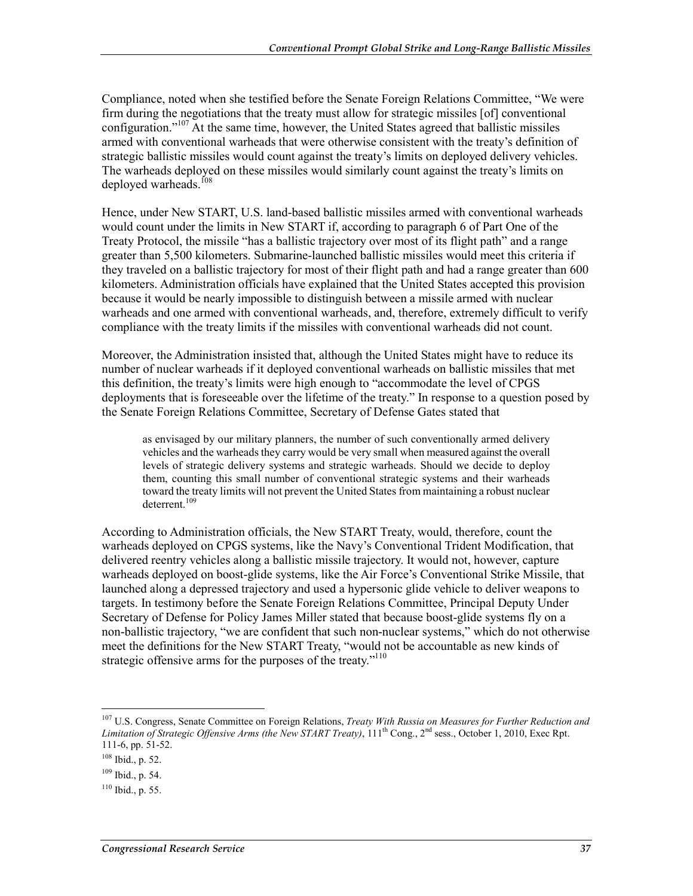Compliance, noted when she testified before the Senate Foreign Relations Committee, "We were firm during the negotiations that the treaty must allow for strategic missiles [of] conventional configuration."[107] At the same time, however, the United States agreed that ballistic missiles armed with conventional warheads that were otherwise consistent with the treaty's definition of strategic ballistic missiles would count against the treaty's limits on deployed delivery vehicles. The warheads deployed on these missiles would similarly count against the treaty's limits on deployed warheads.[108]

Hence, under New START, U.S. land-based ballistic missiles armed with conventional warheads would count under the limits in New START if, according to paragraph 6 of Part One of the Treaty Protocol, the missile "has a ballistic trajectory over most of its flight path" and a range greater than 5,500 kilometers. Submarine-launched ballistic missiles would meet this criteria if they traveled on a ballistic trajectory for most of their flight path and had a range greater than 600 kilometers. Administration officials have explained that the United States accepted this provision because it would be nearly impossible to distinguish between a missile armed with nuclear warheads and one armed with conventional warheads, and, therefore, extremely difficult to verify compliance with the treaty limits if the missiles with conventional warheads did not count.

Moreover, the Administration insisted that, although the United States might have to reduce its number of nuclear warheads if it deployed conventional warheads on ballistic missiles that met this definition, the treaty's limits were high enough to "accommodate the level of CPGS deployments that is foreseeable over the lifetime of the treaty." In response to a question posed by the Senate Foreign Relations Committee, Secretary of Defense Gates stated that

> as envisaged by our military planners, the number of such conventionally armed delivery vehicles and the warheads they carry would be very small when measured against the overall levels of strategic delivery systems and strategic warheads. Should we decide to deploy them, counting this small number of conventional strategic systems and their warheads toward the treaty limits will not prevent the United States from maintaining a robust nuclear deterrent.[109]

According to Administration officials, the New START Treaty, would, therefore, count the warheads deployed on CPGS systems, like the Navy's Conventional Trident Modification, that delivered reentry vehicles along a ballistic missile trajectory. It would not, however, capture warheads deployed on boost-glide systems, like the Air Force's Conventional Strike Missile, that launched along a depressed trajectory and used a hypersonic glide vehicle to deliver weapons to targets. In testimony before the Senate Foreign Relations Committee, Principal Deputy Under Secretary of Defense for Policy James Miller stated that because boost-glide systems fly on a non-ballistic trajectory, "we are confident that such non-nuclear systems," which do not otherwise meet the definitions for the New START Treaty, "would not be accountable as new kinds of strategic offensive arms for the purposes of the treaty."[110]

---

[107] U.S. Congress, Senate Committee on Foreign Relations, *Treaty With Russia on Measures for Further Reduction and Limitation of Strategic Offensive Arms (the New START Treaty)*, 111th Cong., 2nd sess., October 1, 2010, Exec Rpt. 111-6, pp. 51-52.

[108] Ibid., p. 52.

[109] Ibid., p. 54.

[110] Ibid., p. 55.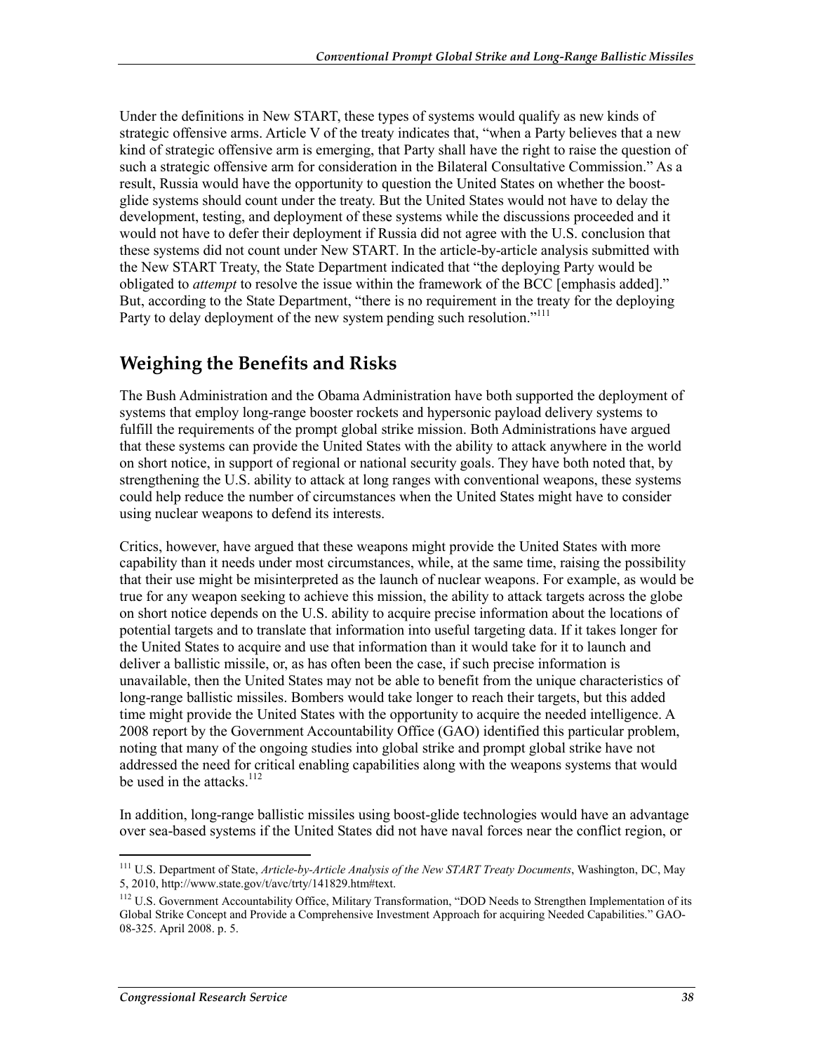Under the definitions in New START, these types of systems would qualify as new kinds of strategic offensive arms. Article V of the treaty indicates that, "when a Party believes that a new kind of strategic offensive arm is emerging, that Party shall have the right to raise the question of such a strategic offensive arm for consideration in the Bilateral Consultative Commission." As a result, Russia would have the opportunity to question the United States on whether the boost-glide systems should count under the treaty. But the United States would not have to delay the development, testing, and deployment of these systems while the discussions proceeded and it would not have to defer their deployment if Russia did not agree with the U.S. conclusion that these systems did not count under New START. In the article-by-article analysis submitted with the New START Treaty, the State Department indicated that "the deploying Party would be obligated to *attempt* to resolve the issue within the framework of the BCC [emphasis added]." But, according to the State Department, "there is no requirement in the treaty for the deploying Party to delay deployment of the new system pending such resolution."[111]

## Weighing the Benefits and Risks

The Bush Administration and the Obama Administration have both supported the deployment of systems that employ long-range booster rockets and hypersonic payload delivery systems to fulfill the requirements of the prompt global strike mission. Both Administrations have argued that these systems can provide the United States with the ability to attack anywhere in the world on short notice, in support of regional or national security goals. They have both noted that, by strengthening the U.S. ability to attack at long ranges with conventional weapons, these systems could help reduce the number of circumstances when the United States might have to consider using nuclear weapons to defend its interests.

Critics, however, have argued that these weapons might provide the United States with more capability than it needs under most circumstances, while, at the same time, raising the possibility that their use might be misinterpreted as the launch of nuclear weapons. For example, as would be true for any weapon seeking to achieve this mission, the ability to attack targets across the globe on short notice depends on the U.S. ability to acquire precise information about the locations of potential targets and to translate that information into useful targeting data. If it takes longer for the United States to acquire and use that information than it would take for it to launch and deliver a ballistic missile, or, as has often been the case, if such precise information is unavailable, then the United States may not be able to benefit from the unique characteristics of long-range ballistic missiles. Bombers would take longer to reach their targets, but this added time might provide the United States with the opportunity to acquire the needed intelligence. A 2008 report by the Government Accountability Office (GAO) identified this particular problem, noting that many of the ongoing studies into global strike and prompt global strike have not addressed the need for critical enabling capabilities along with the weapons systems that would be used in the attacks.[112]

In addition, long-range ballistic missiles using boost-glide technologies would have an advantage over sea-based systems if the United States did not have naval forces near the conflict region, or

---

[111] U.S. Department of State, *Article-by-Article Analysis of the New START Treaty Documents*, Washington, DC, May 5, 2010, http://www.state.gov/t/avc/trty/141829.htm#text.

[112] U.S. Government Accountability Office, Military Transformation, "DOD Needs to Strengthen Implementation of its Global Strike Concept and Provide a Comprehensive Investment Approach for acquiring Needed Capabilities." GAO-08-325. April 2008. p. 5.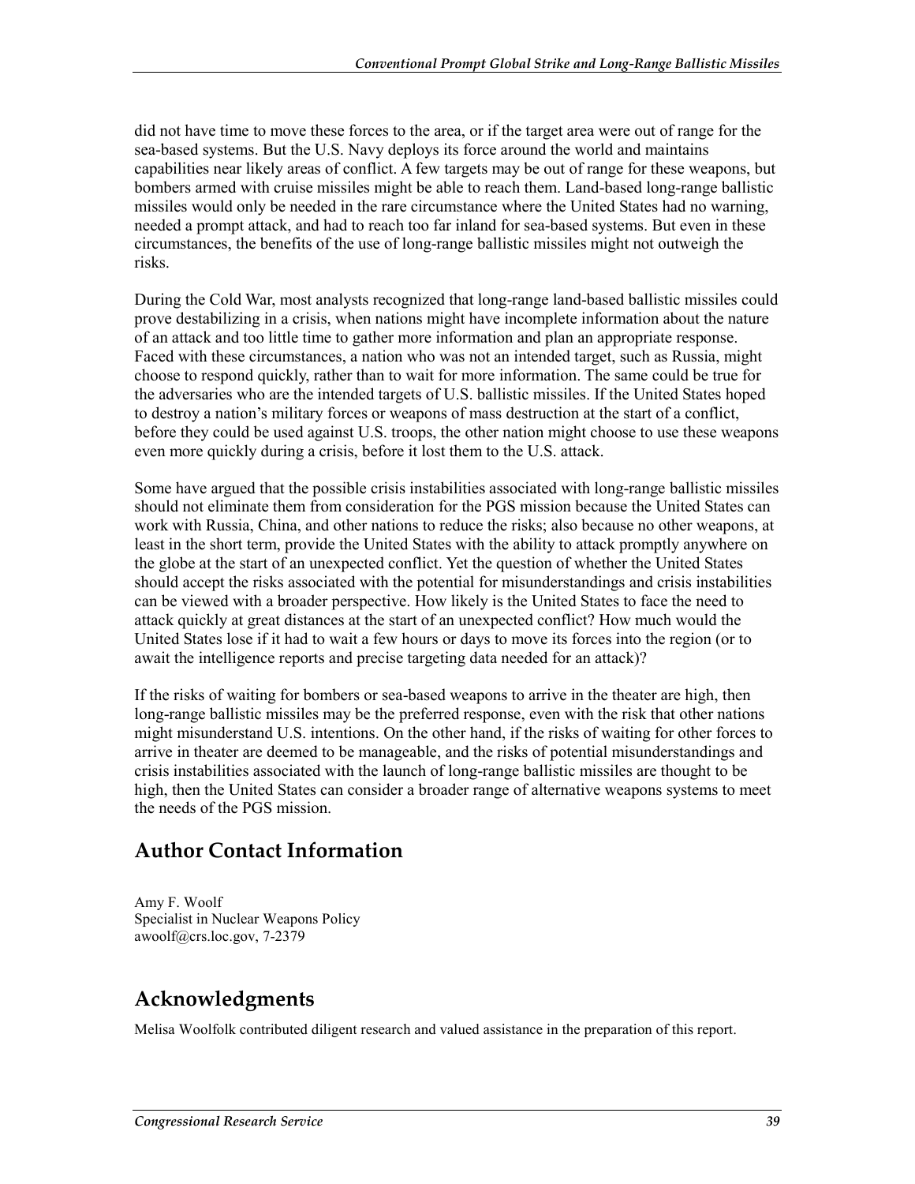did not have time to move these forces to the area, or if the target area were out of range for the sea-based systems. But the U.S. Navy deploys its force around the world and maintains capabilities near likely areas of conflict. A few targets may be out of range for these weapons, but bombers armed with cruise missiles might be able to reach them. Land-based long-range ballistic missiles would only be needed in the rare circumstance where the United States had no warning, needed a prompt attack, and had to reach too far inland for sea-based systems. But even in these circumstances, the benefits of the use of long-range ballistic missiles might not outweigh the risks.

During the Cold War, most analysts recognized that long-range land-based ballistic missiles could prove destabilizing in a crisis, when nations might have incomplete information about the nature of an attack and too little time to gather more information and plan an appropriate response. Faced with these circumstances, a nation who was not an intended target, such as Russia, might choose to respond quickly, rather than to wait for more information. The same could be true for the adversaries who are the intended targets of U.S. ballistic missiles. If the United States hoped to destroy a nation's military forces or weapons of mass destruction at the start of a conflict, before they could be used against U.S. troops, the other nation might choose to use these weapons even more quickly during a crisis, before it lost them to the U.S. attack.

Some have argued that the possible crisis instabilities associated with long-range ballistic missiles should not eliminate them from consideration for the PGS mission because the United States can work with Russia, China, and other nations to reduce the risks; also because no other weapons, at least in the short term, provide the United States with the ability to attack promptly anywhere on the globe at the start of an unexpected conflict. Yet the question of whether the United States should accept the risks associated with the potential for misunderstandings and crisis instabilities can be viewed with a broader perspective. How likely is the United States to face the need to attack quickly at great distances at the start of an unexpected conflict? How much would the United States lose if it had to wait a few hours or days to move its forces into the region (or to await the intelligence reports and precise targeting data needed for an attack)?

If the risks of waiting for bombers or sea-based weapons to arrive in the theater are high, then long-range ballistic missiles may be the preferred response, even with the risk that other nations might misunderstand U.S. intentions. On the other hand, if the risks of waiting for other forces to arrive in theater are deemed to be manageable, and the risks of potential misunderstandings and crisis instabilities associated with the launch of long-range ballistic missiles are thought to be high, then the United States can consider a broader range of alternative weapons systems to meet the needs of the PGS mission.

## Author Contact Information

Amy F. Woolf
Specialist in Nuclear Weapons Policy
awoolf@crs.loc.gov, 7-2379

## Acknowledgments

Melisa Woolfolk contributed diligent research and valued assistance in the preparation of this report.